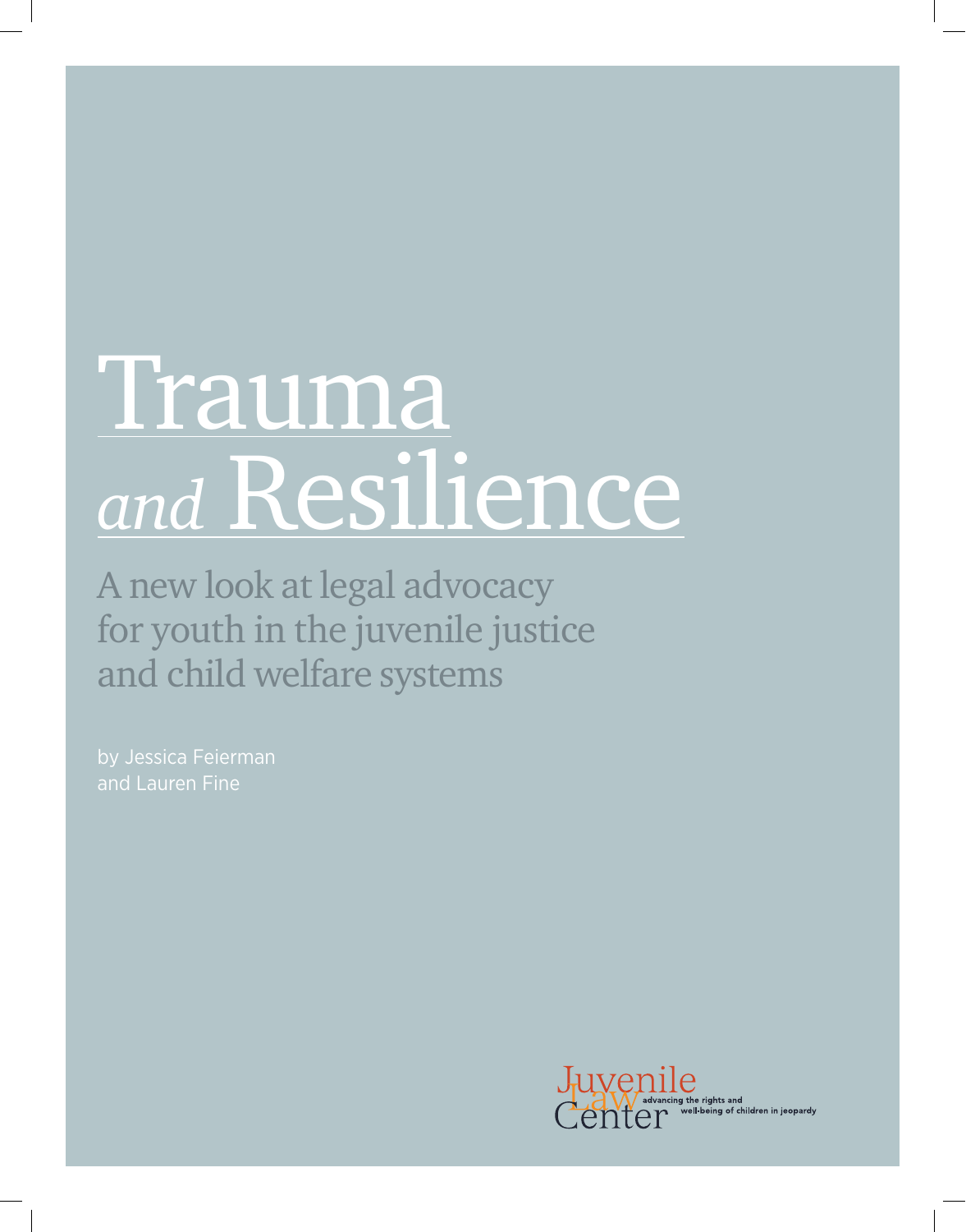# Trauma *and* Resilience

## A new look at legal advocacy for youth in the juvenile justice and child welfare systems

by Jessica Feierman and Lauren Fine

Juvenile Law Center
advancing the rights and well-being of children in jeopardy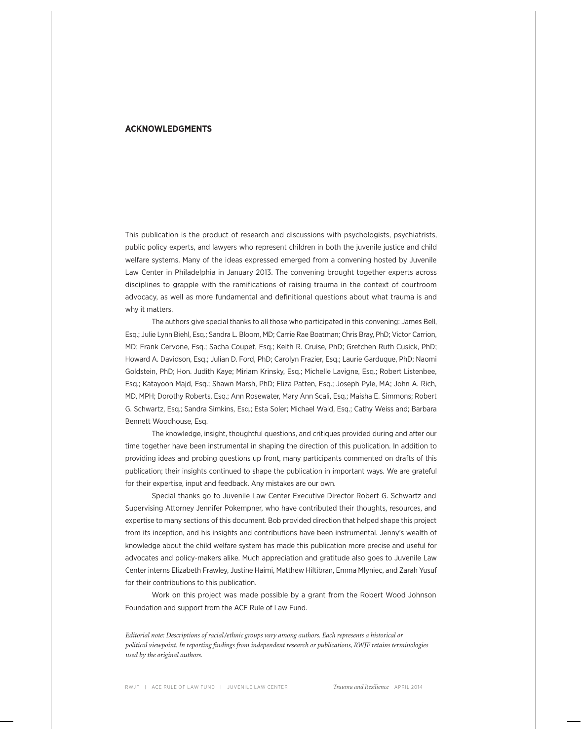## ACKNOWLEDGMENTS

This publication is the product of research and discussions with psychologists, psychiatrists, public policy experts, and lawyers who represent children in both the juvenile justice and child welfare systems. Many of the ideas expressed emerged from a convening hosted by Juvenile Law Center in Philadelphia in January 2013. The convening brought together experts across disciplines to grapple with the ramifications of raising trauma in the context of courtroom advocacy, as well as more fundamental and definitional questions about what trauma is and why it matters.

The authors give special thanks to all those who participated in this convening: James Bell, Esq.; Julie Lynn Biehl, Esq.; Sandra L. Bloom, MD; Carrie Rae Boatman; Chris Bray, PhD; Victor Carrion, MD; Frank Cervone, Esq.; Sacha Coupet, Esq.; Keith R. Cruise, PhD; Gretchen Ruth Cusick, PhD; Howard A. Davidson, Esq.; Julian D. Ford, PhD; Carolyn Frazier, Esq.; Laurie Garduque, PhD; Naomi Goldstein, PhD; Hon. Judith Kaye; Miriam Krinsky, Esq.; Michelle Lavigne, Esq.; Robert Listenbee, Esq.; Katayoon Majd, Esq.; Shawn Marsh, PhD; Eliza Patten, Esq.; Joseph Pyle, MA; John A. Rich, MD, MPH; Dorothy Roberts, Esq.; Ann Rosewater, Mary Ann Scali, Esq.; Maisha E. Simmons; Robert G. Schwartz, Esq.; Sandra Simkins, Esq.; Esta Soler; Michael Wald, Esq.; Cathy Weiss and; Barbara Bennett Woodhouse, Esq.

The knowledge, insight, thoughtful questions, and critiques provided during and after our time together have been instrumental in shaping the direction of this publication. In addition to providing ideas and probing questions up front, many participants commented on drafts of this publication; their insights continued to shape the publication in important ways. We are grateful for their expertise, input and feedback. Any mistakes are our own.

Special thanks go to Juvenile Law Center Executive Director Robert G. Schwartz and Supervising Attorney Jennifer Pokempner, who have contributed their thoughts, resources, and expertise to many sections of this document. Bob provided direction that helped shape this project from its inception, and his insights and contributions have been instrumental. Jenny's wealth of knowledge about the child welfare system has made this publication more precise and useful for advocates and policy-makers alike. Much appreciation and gratitude also goes to Juvenile Law Center interns Elizabeth Frawley, Justine Haimi, Matthew Hiltibran, Emma Mlyniec, and Zarah Yusuf for their contributions to this publication.

Work on this project was made possible by a grant from the Robert Wood Johnson Foundation and support from the ACE Rule of Law Fund.

*Editorial note: Descriptions of racial/ethnic groups vary among authors. Each represents a historical or political viewpoint. In reporting findings from independent research or publications, RWJF retains terminologies used by the original authors.*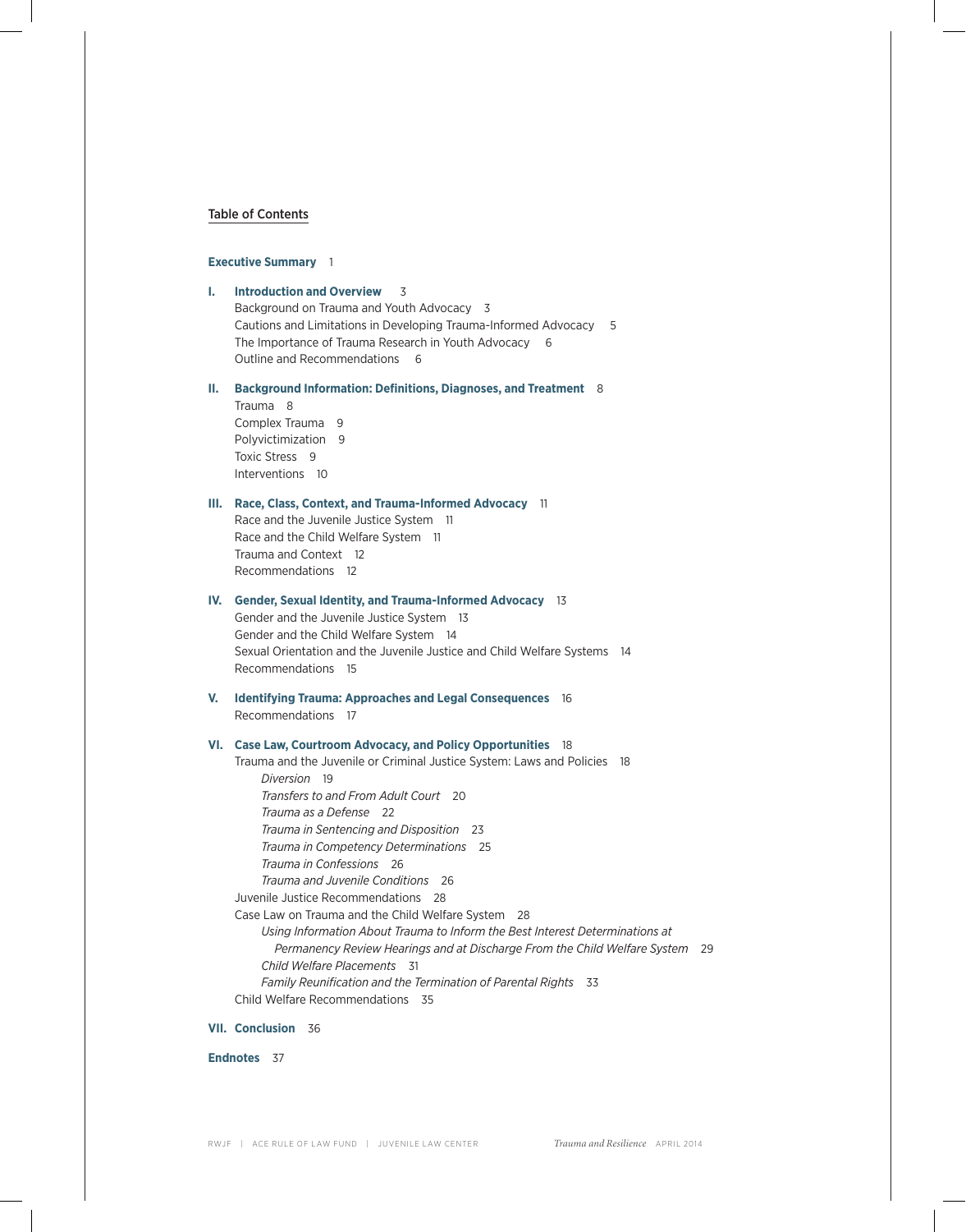## Table of Contents

**Executive Summary** 1

**I. Introduction and Overview** 3

- Background on Trauma and Youth Advocacy 3
- Cautions and Limitations in Developing Trauma-Informed Advocacy 5
- The Importance of Trauma Research in Youth Advocacy 6
- Outline and Recommendations 6

**II. Background Information: Definitions, Diagnoses, and Treatment** 8

- Trauma 8
- Complex Trauma 9
- Polyvictimization 9
- Toxic Stress 9
- Interventions 10

**III. Race, Class, Context, and Trauma-Informed Advocacy** 11

- Race and the Juvenile Justice System 11
- Race and the Child Welfare System 11
- Trauma and Context 12
- Recommendations 12

**IV. Gender, Sexual Identity, and Trauma-Informed Advocacy** 13

- Gender and the Juvenile Justice System 13
- Gender and the Child Welfare System 14
- Sexual Orientation and the Juvenile Justice and Child Welfare Systems 14
- Recommendations 15

**V. Identifying Trauma: Approaches and Legal Consequences** 16

- Recommendations 17

**VI. Case Law, Courtroom Advocacy, and Policy Opportunities** 18

- Trauma and the Juvenile or Criminal Justice System: Laws and Policies 18
  - *Diversion* 19
  - *Transfers to and From Adult Court* 20
  - *Trauma as a Defense* 22
  - *Trauma in Sentencing and Disposition* 23
  - *Trauma in Competency Determinations* 25
  - *Trauma in Confessions* 26
  - *Trauma and Juvenile Conditions* 26
- Juvenile Justice Recommendations 28
- Case Law on Trauma and the Child Welfare System 28
  - *Using Information About Trauma to Inform the Best Interest Determinations at Permanency Review Hearings and at Discharge From the Child Welfare System* 29
  - *Child Welfare Placements* 31
  - *Family Reunification and the Termination of Parental Rights* 33
- Child Welfare Recommendations 35

**VII. Conclusion** 36

**Endnotes** 37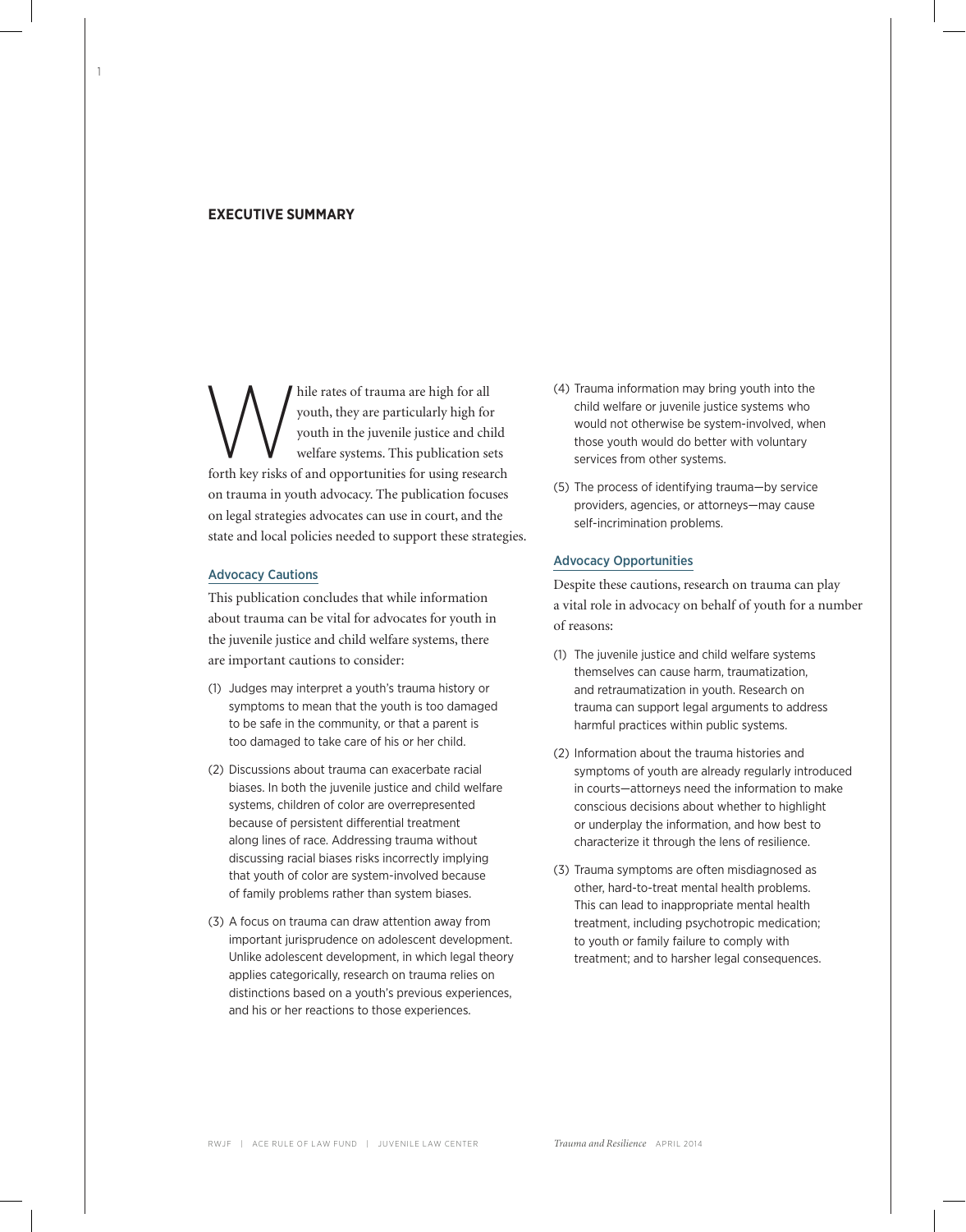## EXECUTIVE SUMMARY

While rates of trauma are high for all youth, they are particularly high for youth in the juvenile justice and child welfare systems. This publication sets forth key risks of and opportunities for using research on trauma in youth advocacy. The publication focuses on legal strategies advocates can use in court, and the state and local policies needed to support these strategies.

### Advocacy Cautions

This publication concludes that while information about trauma can be vital for advocates for youth in the juvenile justice and child welfare systems, there are important cautions to consider:

(1) Judges may interpret a youth's trauma history or symptoms to mean that the youth is too damaged to be safe in the community, or that a parent is too damaged to take care of his or her child.

(2) Discussions about trauma can exacerbate racial biases. In both the juvenile justice and child welfare systems, children of color are overrepresented because of persistent differential treatment along lines of race. Addressing trauma without discussing racial biases risks incorrectly implying that youth of color are system-involved because of family problems rather than system biases.

(3) A focus on trauma can draw attention away from important jurisprudence on adolescent development. Unlike adolescent development, in which legal theory applies categorically, research on trauma relies on distinctions based on a youth's previous experiences, and his or her reactions to those experiences.

(4) Trauma information may bring youth into the child welfare or juvenile justice systems who would not otherwise be system-involved, when those youth would do better with voluntary services from other systems.

(5) The process of identifying trauma—by service providers, agencies, or attorneys—may cause self-incrimination problems.

### Advocacy Opportunities

Despite these cautions, research on trauma can play a vital role in advocacy on behalf of youth for a number of reasons:

(1) The juvenile justice and child welfare systems themselves can cause harm, traumatization, and retraumatization in youth. Research on trauma can support legal arguments to address harmful practices within public systems.

(2) Information about the trauma histories and symptoms of youth are already regularly introduced in courts—attorneys need the information to make conscious decisions about whether to highlight or underplay the information, and how best to characterize it through the lens of resilience.

(3) Trauma symptoms are often misdiagnosed as other, hard-to-treat mental health problems. This can lead to inappropriate mental health treatment, including psychotropic medication; to youth or family failure to comply with treatment; and to harsher legal consequences.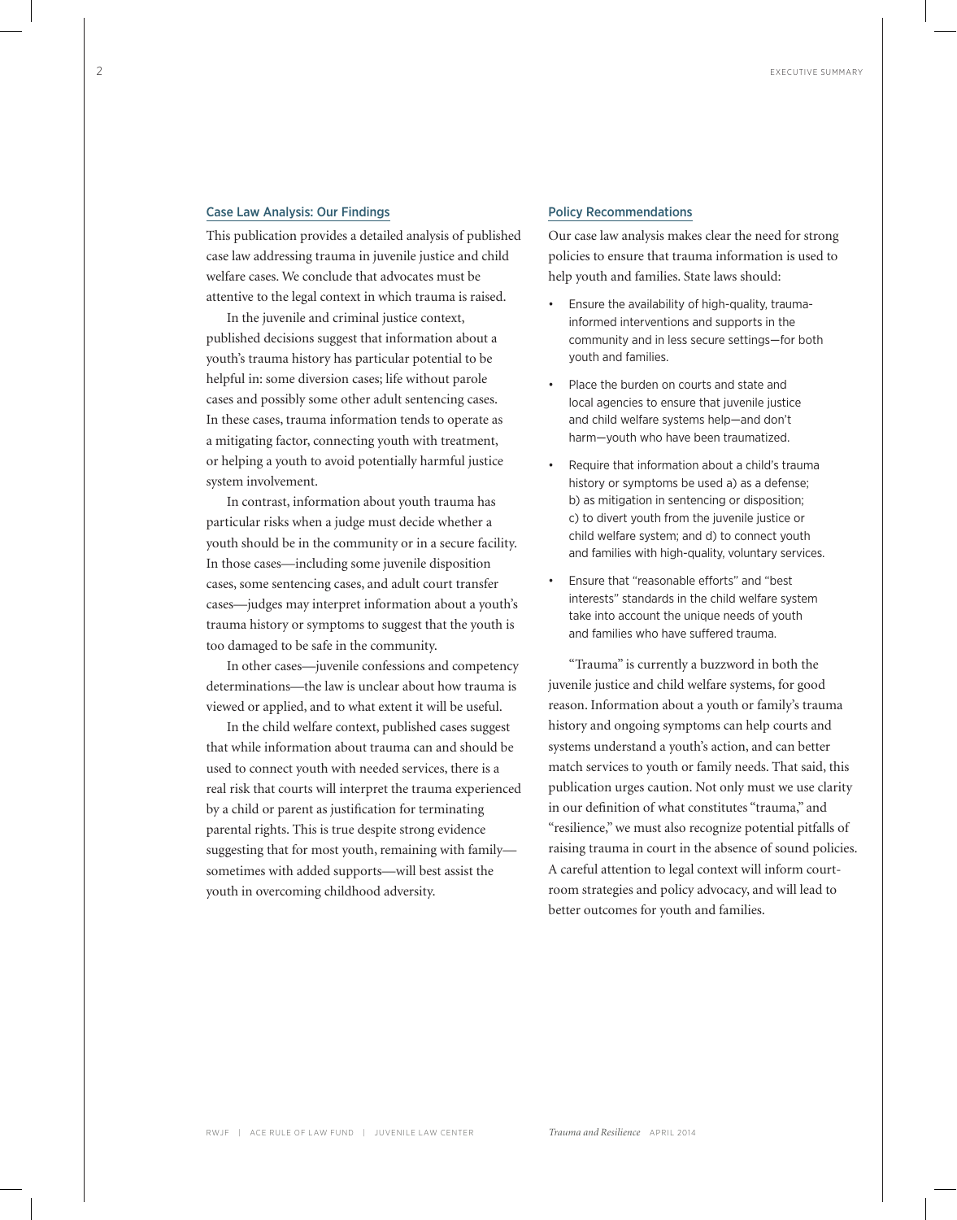## Case Law Analysis: Our Findings

This publication provides a detailed analysis of published case law addressing trauma in juvenile justice and child welfare cases. We conclude that advocates must be attentive to the legal context in which trauma is raised.

In the juvenile and criminal justice context, published decisions suggest that information about a youth's trauma history has particular potential to be helpful in: some diversion cases; life without parole cases and possibly some other adult sentencing cases. In these cases, trauma information tends to operate as a mitigating factor, connecting youth with treatment, or helping a youth to avoid potentially harmful justice system involvement.

In contrast, information about youth trauma has particular risks when a judge must decide whether a youth should be in the community or in a secure facility. In those cases—including some juvenile disposition cases, some sentencing cases, and adult court transfer cases—judges may interpret information about a youth's trauma history or symptoms to suggest that the youth is too damaged to be safe in the community.

In other cases—juvenile confessions and competency determinations—the law is unclear about how trauma is viewed or applied, and to what extent it will be useful.

In the child welfare context, published cases suggest that while information about trauma can and should be used to connect youth with needed services, there is a real risk that courts will interpret the trauma experienced by a child or parent as justification for terminating parental rights. This is true despite strong evidence suggesting that for most youth, remaining with family—sometimes with added supports—will best assist the youth in overcoming childhood adversity.

## Policy Recommendations

Our case law analysis makes clear the need for strong policies to ensure that trauma information is used to help youth and families. State laws should:

- Ensure the availability of high-quality, trauma-informed interventions and supports in the community and in less secure settings—for both youth and families.
- Place the burden on courts and state and local agencies to ensure that juvenile justice and child welfare systems help—and don't harm—youth who have been traumatized.
- Require that information about a child's trauma history or symptoms be used a) as a defense; b) as mitigation in sentencing or disposition; c) to divert youth from the juvenile justice or child welfare system; and d) to connect youth and families with high-quality, voluntary services.
- Ensure that "reasonable efforts" and "best interests" standards in the child welfare system take into account the unique needs of youth and families who have suffered trauma.

"Trauma" is currently a buzzword in both the juvenile justice and child welfare systems, for good reason. Information about a youth or family's trauma history and ongoing symptoms can help courts and systems understand a youth's action, and can better match services to youth or family needs. That said, this publication urges caution. Not only must we use clarity in our definition of what constitutes "trauma," and "resilience," we must also recognize potential pitfalls of raising trauma in court in the absence of sound policies. A careful attention to legal context will inform courtroom strategies and policy advocacy, and will lead to better outcomes for youth and families.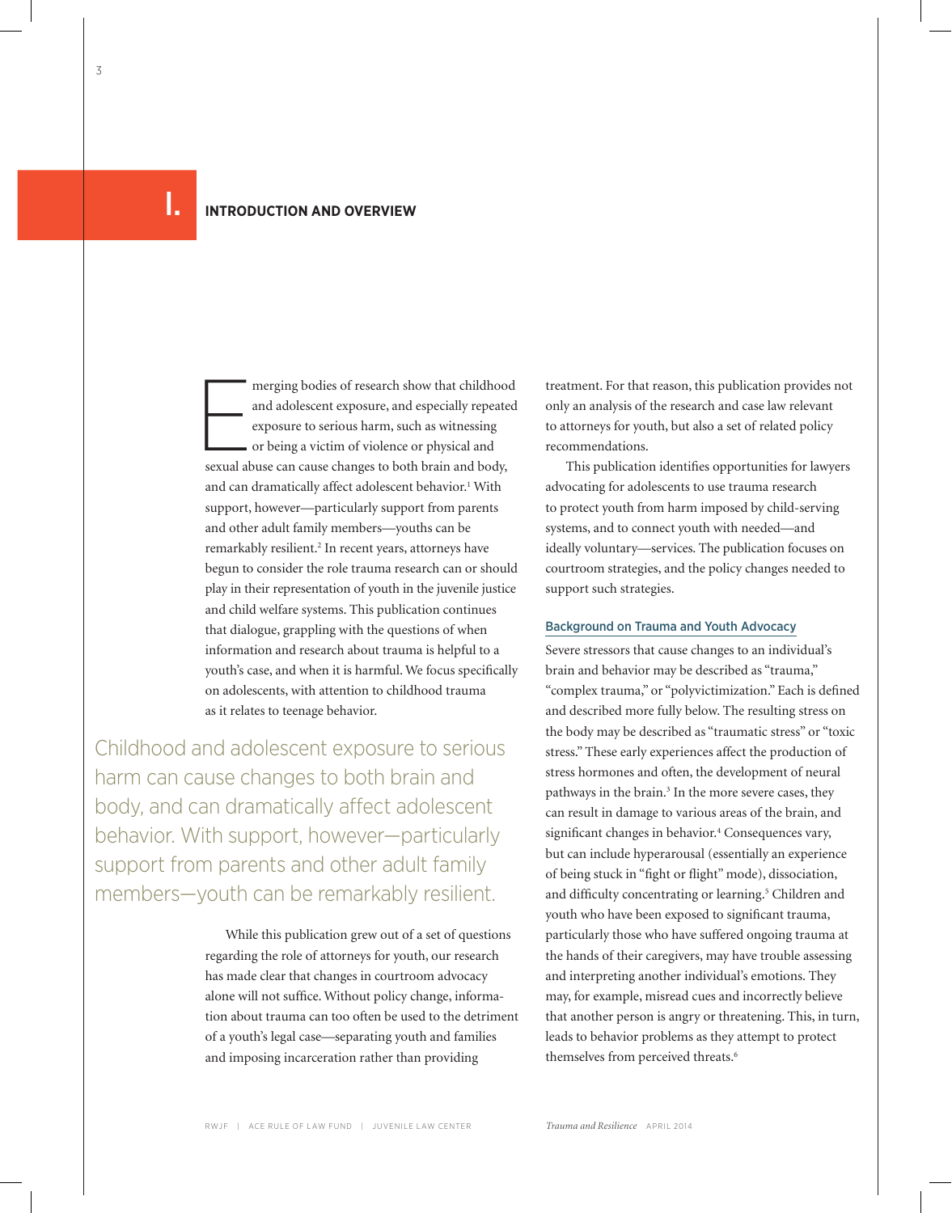# I. INTRODUCTION AND OVERVIEW

Emerging bodies of research show that childhood and adolescent exposure, and especially repeated exposure to serious harm, such as witnessing or being a victim of violence or physical and sexual abuse can cause changes to both brain and body, and can dramatically affect adolescent behavior.[1] With support, however—particularly support from parents and other adult family members—youths can be remarkably resilient.[2] In recent years, attorneys have begun to consider the role trauma research can or should play in their representation of youth in the juvenile justice and child welfare systems. This publication continues that dialogue, grappling with the questions of when information and research about trauma is helpful to a youth's case, and when it is harmful. We focus specifically on adolescents, with attention to childhood trauma as it relates to teenage behavior.

> Childhood and adolescent exposure to serious harm can cause changes to both brain and body, and can dramatically affect adolescent behavior. With support, however—particularly support from parents and other adult family members—youth can be remarkably resilient.

While this publication grew out of a set of questions regarding the role of attorneys for youth, our research has made clear that changes in courtroom advocacy alone will not suffice. Without policy change, information about trauma can too often be used to the detriment of a youth's legal case—separating youth and families and imposing incarceration rather than providing treatment. For that reason, this publication provides not only an analysis of the research and case law relevant to attorneys for youth, but also a set of related policy recommendations.

This publication identifies opportunities for lawyers advocating for adolescents to use trauma research to protect youth from harm imposed by child-serving systems, and to connect youth with needed—and ideally voluntary—services. The publication focuses on courtroom strategies, and the policy changes needed to support such strategies.

## Background on Trauma and Youth Advocacy

Severe stressors that cause changes to an individual's brain and behavior may be described as "trauma," "complex trauma," or "polyvictimization." Each is defined and described more fully below. The resulting stress on the body may be described as "traumatic stress" or "toxic stress." These early experiences affect the production of stress hormones and often, the development of neural pathways in the brain.[3] In the more severe cases, they can result in damage to various areas of the brain, and significant changes in behavior.[4] Consequences vary, but can include hyperarousal (essentially an experience of being stuck in "fight or flight" mode), dissociation, and difficulty concentrating or learning.[5] Children and youth who have been exposed to significant trauma, particularly those who have suffered ongoing trauma at the hands of their caregivers, may have trouble assessing and interpreting another individual's emotions. They may, for example, misread cues and incorrectly believe that another person is angry or threatening. This, in turn, leads to behavior problems as they attempt to protect themselves from perceived threats.[6]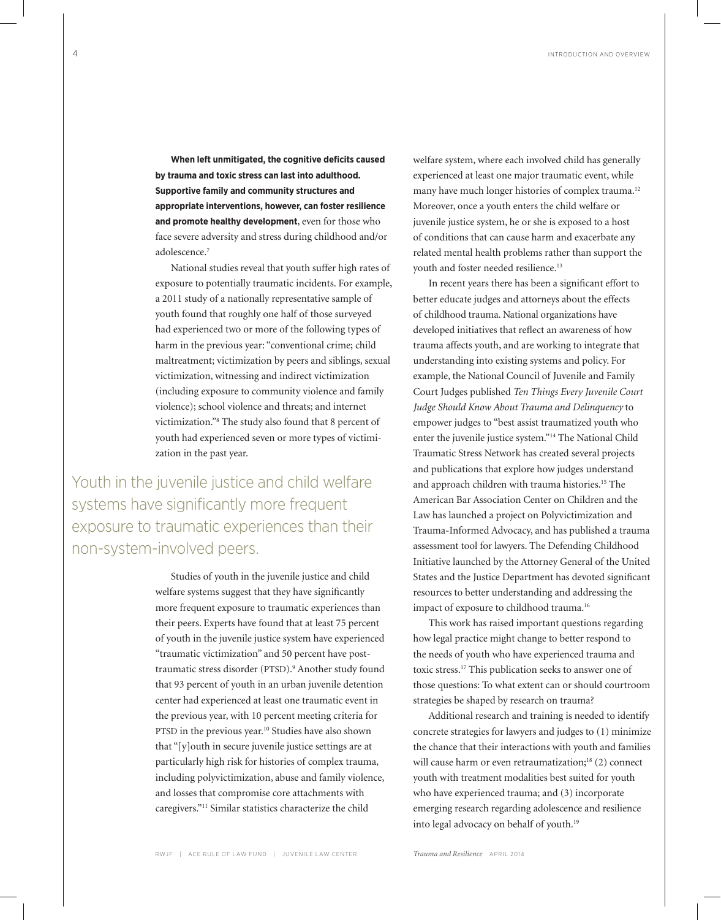**When left unmitigated, the cognitive deficits caused by trauma and toxic stress can last into adulthood. Supportive family and community structures and appropriate interventions, however, can foster resilience and promote healthy development**, even for those who face severe adversity and stress during childhood and/or adolescence.[7]

National studies reveal that youth suffer high rates of exposure to potentially traumatic incidents. For example, a 2011 study of a nationally representative sample of youth found that roughly one half of those surveyed had experienced two or more of the following types of harm in the previous year: "conventional crime; child maltreatment; victimization by peers and siblings, sexual victimization, witnessing and indirect victimization (including exposure to community violence and family violence); school violence and threats; and internet victimization."[8] The study also found that 8 percent of youth had experienced seven or more types of victimization in the past year.

> Youth in the juvenile justice and child welfare systems have significantly more frequent exposure to traumatic experiences than their non-system-involved peers.

Studies of youth in the juvenile justice and child welfare systems suggest that they have significantly more frequent exposure to traumatic experiences than their peers. Experts have found that at least 75 percent of youth in the juvenile justice system have experienced "traumatic victimization" and 50 percent have post-traumatic stress disorder (PTSD).[9] Another study found that 93 percent of youth in an urban juvenile detention center had experienced at least one traumatic event in the previous year, with 10 percent meeting criteria for PTSD in the previous year.[10] Studies have also shown that "[y]outh in secure juvenile justice settings are at particularly high risk for histories of complex trauma, including polyvictimization, abuse and family violence, and losses that compromise core attachments with caregivers."[11] Similar statistics characterize the child welfare system, where each involved child has generally experienced at least one major traumatic event, while many have much longer histories of complex trauma.[12] Moreover, once a youth enters the child welfare or juvenile justice system, he or she is exposed to a host of conditions that can cause harm and exacerbate any related mental health problems rather than support the youth and foster needed resilience.[13]

In recent years there has been a significant effort to better educate judges and attorneys about the effects of childhood trauma. National organizations have developed initiatives that reflect an awareness of how trauma affects youth, and are working to integrate that understanding into existing systems and policy. For example, the National Council of Juvenile and Family Court Judges published *Ten Things Every Juvenile Court Judge Should Know About Trauma and Delinquency* to empower judges to "best assist traumatized youth who enter the juvenile justice system."[14] The National Child Traumatic Stress Network has created several projects and publications that explore how judges understand and approach children with trauma histories.[15] The American Bar Association Center on Children and the Law has launched a project on Polyvictimization and Trauma-Informed Advocacy, and has published a trauma assessment tool for lawyers. The Defending Childhood Initiative launched by the Attorney General of the United States and the Justice Department has devoted significant resources to better understanding and addressing the impact of exposure to childhood trauma.[16]

This work has raised important questions regarding how legal practice might change to better respond to the needs of youth who have experienced trauma and toxic stress.[17] This publication seeks to answer one of those questions: To what extent can or should courtroom strategies be shaped by research on trauma?

Additional research and training is needed to identify concrete strategies for lawyers and judges to (1) minimize the chance that their interactions with youth and families will cause harm or even retraumatization;[18] (2) connect youth with treatment modalities best suited for youth who have experienced trauma; and (3) incorporate emerging research regarding adolescence and resilience into legal advocacy on behalf of youth.[19]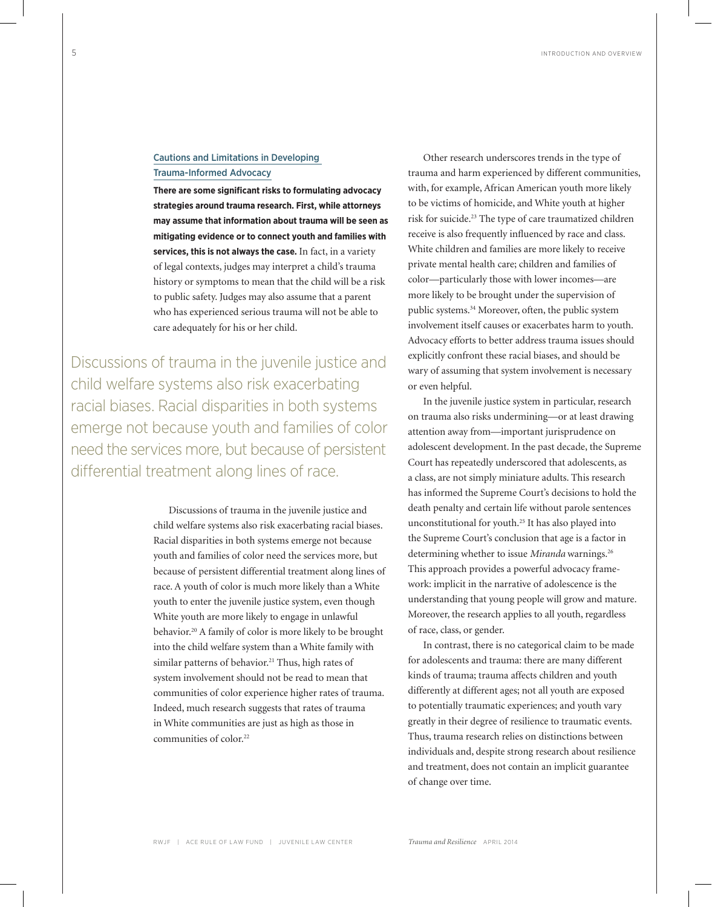### Cautions and Limitations in Developing Trauma-Informed Advocacy

**There are some significant risks to formulating advocacy strategies around trauma research. First, while attorneys may assume that information about trauma will be seen as mitigating evidence or to connect youth and families with services, this is not always the case.** In fact, in a variety of legal contexts, judges may interpret a child's trauma history or symptoms to mean that the child will be a risk to public safety. Judges may also assume that a parent who has experienced serious trauma will not be able to care adequately for his or her child.

> Discussions of trauma in the juvenile justice and child welfare systems also risk exacerbating racial biases. Racial disparities in both systems emerge not because youth and families of color need the services more, but because of persistent differential treatment along lines of race.

Discussions of trauma in the juvenile justice and child welfare systems also risk exacerbating racial biases. Racial disparities in both systems emerge not because youth and families of color need the services more, but because of persistent differential treatment along lines of race. A youth of color is much more likely than a White youth to enter the juvenile justice system, even though White youth are more likely to engage in unlawful behavior.[20] A family of color is more likely to be brought into the child welfare system than a White family with similar patterns of behavior.[21] Thus, high rates of system involvement should not be read to mean that communities of color experience higher rates of trauma. Indeed, much research suggests that rates of trauma in White communities are just as high as those in communities of color.[22]

Other research underscores trends in the type of trauma and harm experienced by different communities, with, for example, African American youth more likely to be victims of homicide, and White youth at higher risk for suicide.[23] The type of care traumatized children receive is also frequently influenced by race and class. White children and families are more likely to receive private mental health care; children and families of color—particularly those with lower incomes—are more likely to be brought under the supervision of public systems.[34] Moreover, often, the public system involvement itself causes or exacerbates harm to youth. Advocacy efforts to better address trauma issues should explicitly confront these racial biases, and should be wary of assuming that system involvement is necessary or even helpful.

In the juvenile justice system in particular, research on trauma also risks undermining—or at least drawing attention away from—important jurisprudence on adolescent development. In the past decade, the Supreme Court has repeatedly underscored that adolescents, as a class, are not simply miniature adults. This research has informed the Supreme Court's decisions to hold the death penalty and certain life without parole sentences unconstitutional for youth.[25] It has also played into the Supreme Court's conclusion that age is a factor in determining whether to issue *Miranda* warnings.[26] This approach provides a powerful advocacy framework: implicit in the narrative of adolescence is the understanding that young people will grow and mature. Moreover, the research applies to all youth, regardless of race, class, or gender.

In contrast, there is no categorical claim to be made for adolescents and trauma: there are many different kinds of trauma; trauma affects children and youth differently at different ages; not all youth are exposed to potentially traumatic experiences; and youth vary greatly in their degree of resilience to traumatic events. Thus, trauma research relies on distinctions between individuals and, despite strong research about resilience and treatment, does not contain an implicit guarantee of change over time.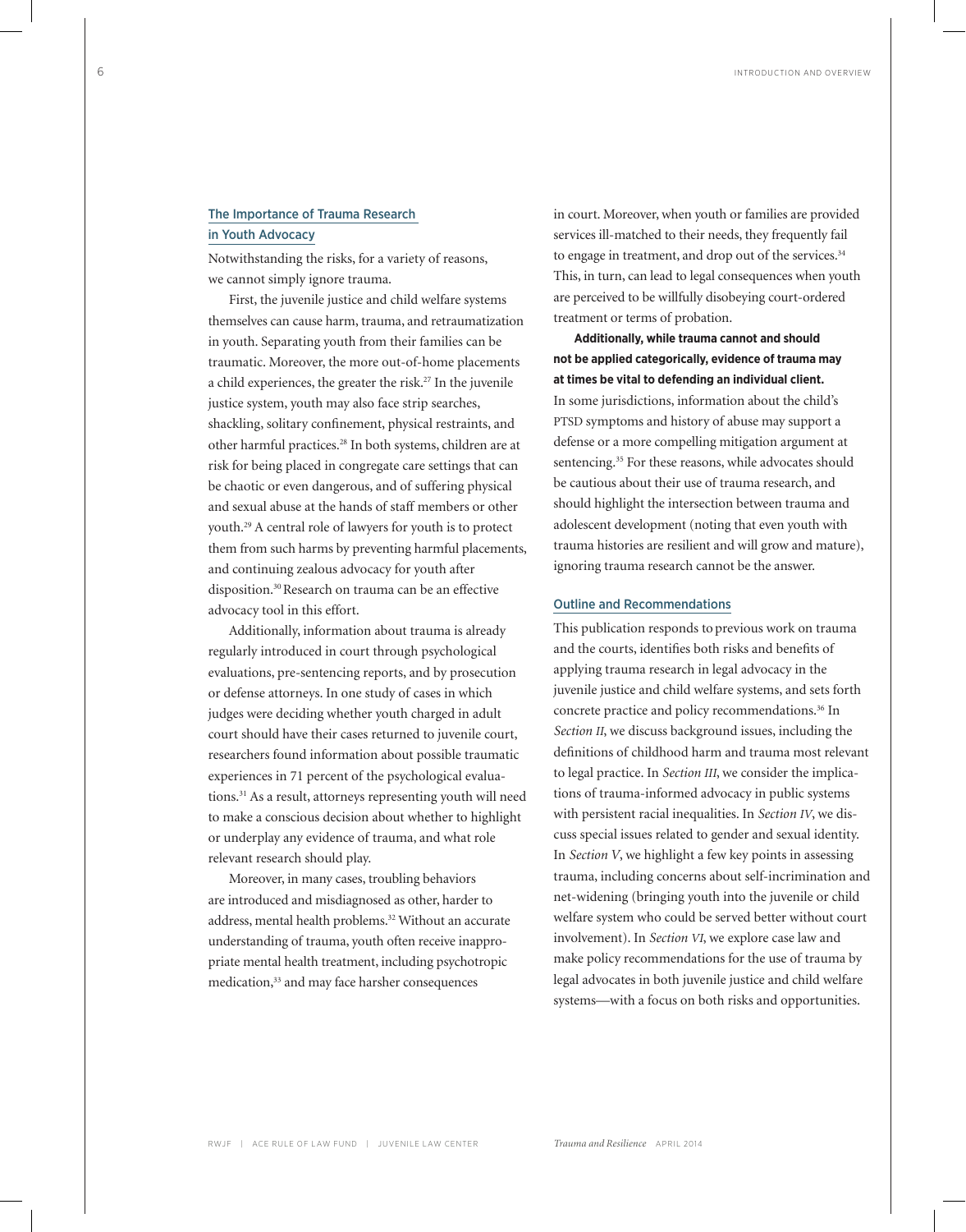## The Importance of Trauma Research in Youth Advocacy

Notwithstanding the risks, for a variety of reasons, we cannot simply ignore trauma.

First, the juvenile justice and child welfare systems themselves can cause harm, trauma, and retraumatization in youth. Separating youth from their families can be traumatic. Moreover, the more out-of-home placements a child experiences, the greater the risk.[27] In the juvenile justice system, youth may also face strip searches, shackling, solitary confinement, physical restraints, and other harmful practices.[28] In both systems, children are at risk for being placed in congregate care settings that can be chaotic or even dangerous, and of suffering physical and sexual abuse at the hands of staff members or other youth.[29] A central role of lawyers for youth is to protect them from such harms by preventing harmful placements, and continuing zealous advocacy for youth after disposition.[30] Research on trauma can be an effective advocacy tool in this effort.

Additionally, information about trauma is already regularly introduced in court through psychological evaluations, pre-sentencing reports, and by prosecution or defense attorneys. In one study of cases in which judges were deciding whether youth charged in adult court should have their cases returned to juvenile court, researchers found information about possible traumatic experiences in 71 percent of the psychological evaluations.[31] As a result, attorneys representing youth will need to make a conscious decision about whether to highlight or underplay any evidence of trauma, and what role relevant research should play.

Moreover, in many cases, troubling behaviors are introduced and misdiagnosed as other, harder to address, mental health problems.[32] Without an accurate understanding of trauma, youth often receive inappropriate mental health treatment, including psychotropic medication,[33] and may face harsher consequences in court. Moreover, when youth or families are provided services ill-matched to their needs, they frequently fail to engage in treatment, and drop out of the services.[34] This, in turn, can lead to legal consequences when youth are perceived to be willfully disobeying court-ordered treatment or terms of probation.

**Additionally, while trauma cannot and should not be applied categorically, evidence of trauma may at times be vital to defending an individual client.** In some jurisdictions, information about the child's PTSD symptoms and history of abuse may support a defense or a more compelling mitigation argument at sentencing.[35] For these reasons, while advocates should be cautious about their use of trauma research, and should highlight the intersection between trauma and adolescent development (noting that even youth with trauma histories are resilient and will grow and mature), ignoring trauma research cannot be the answer.

## Outline and Recommendations

This publication responds to previous work on trauma and the courts, identifies both risks and benefits of applying trauma research in legal advocacy in the juvenile justice and child welfare systems, and sets forth concrete practice and policy recommendations.[36] In *Section II*, we discuss background issues, including the definitions of childhood harm and trauma most relevant to legal practice. In *Section III*, we consider the implications of trauma-informed advocacy in public systems with persistent racial inequalities. In *Section IV*, we discuss special issues related to gender and sexual identity. In *Section V*, we highlight a few key points in assessing trauma, including concerns about self-incrimination and net-widening (bringing youth into the juvenile or child welfare system who could be served better without court involvement). In *Section VI*, we explore case law and make policy recommendations for the use of trauma by legal advocates in both juvenile justice and child welfare systems—with a focus on both risks and opportunities.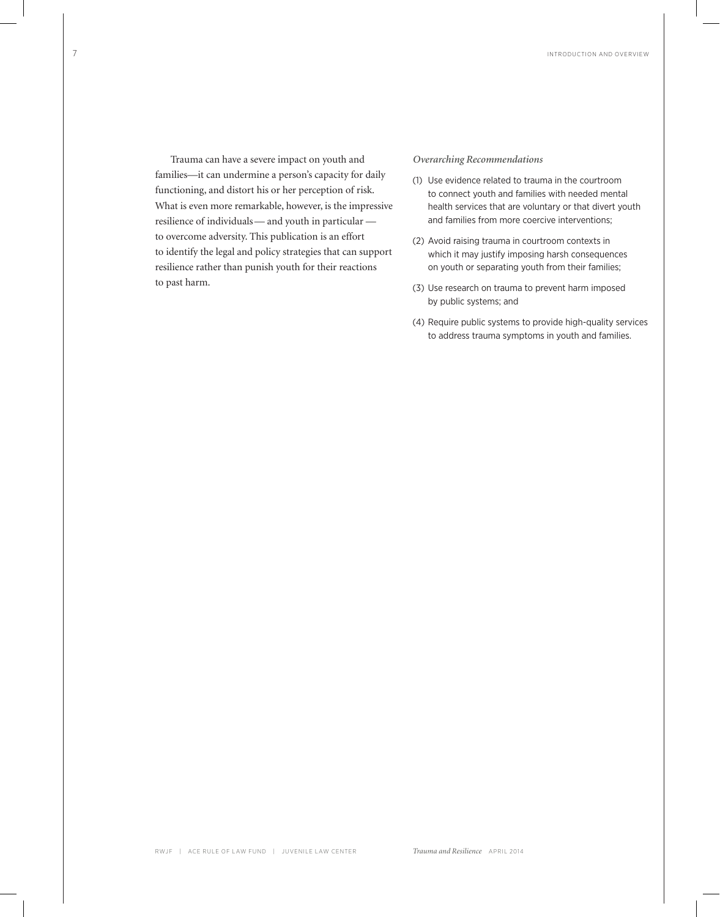Trauma can have a severe impact on youth and families—it can undermine a person's capacity for daily functioning, and distort his or her perception of risk. What is even more remarkable, however, is the impressive resilience of individuals— and youth in particular — to overcome adversity. This publication is an effort to identify the legal and policy strategies that can support resilience rather than punish youth for their reactions to past harm.

*Overarching Recommendations*

(1) Use evidence related to trauma in the courtroom to connect youth and families with needed mental health services that are voluntary or that divert youth and families from more coercive interventions;

(2) Avoid raising trauma in courtroom contexts in which it may justify imposing harsh consequences on youth or separating youth from their families;

(3) Use research on trauma to prevent harm imposed by public systems; and

(4) Require public systems to provide high-quality services to address trauma symptoms in youth and families.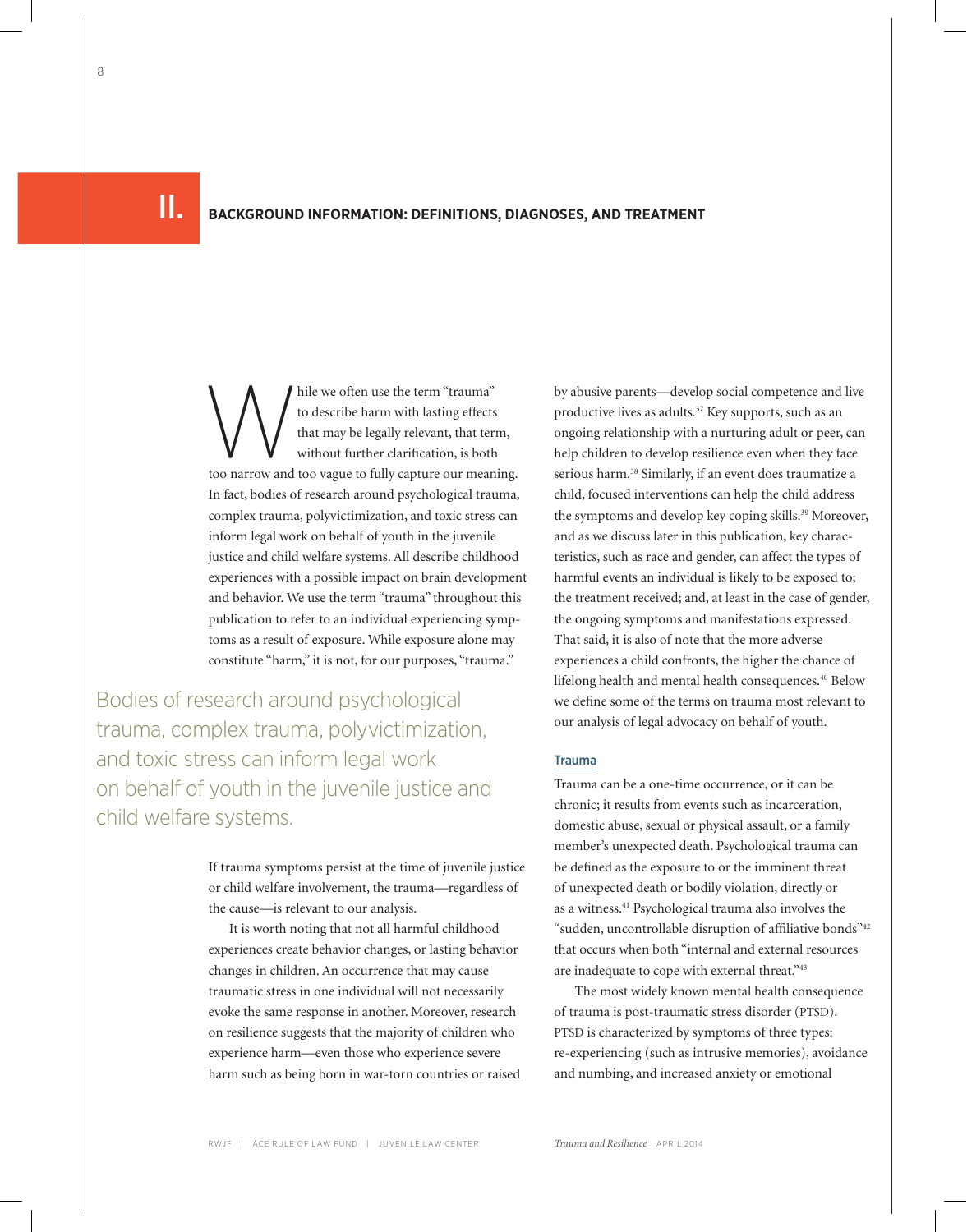## II. BACKGROUND INFORMATION: DEFINITIONS, DIAGNOSES, AND TREATMENT

While we often use the term "trauma" to describe harm with lasting effects that may be legally relevant, that term, without further clarification, is both too narrow and too vague to fully capture our meaning. In fact, bodies of research around psychological trauma, complex trauma, polyvictimization, and toxic stress can inform legal work on behalf of youth in the juvenile justice and child welfare systems. All describe childhood experiences with a possible impact on brain development and behavior. We use the term "trauma" throughout this publication to refer to an individual experiencing symptoms as a result of exposure. While exposure alone may constitute "harm," it is not, for our purposes, "trauma."

> Bodies of research around psychological trauma, complex trauma, polyvictimization, and toxic stress can inform legal work on behalf of youth in the juvenile justice and child welfare systems.

If trauma symptoms persist at the time of juvenile justice or child welfare involvement, the trauma—regardless of the cause—is relevant to our analysis.

It is worth noting that not all harmful childhood experiences create behavior changes, or lasting behavior changes in children. An occurrence that may cause traumatic stress in one individual will not necessarily evoke the same response in another. Moreover, research on resilience suggests that the majority of children who experience harm—even those who experience severe harm such as being born in war-torn countries or raised by abusive parents—develop social competence and live productive lives as adults.[37] Key supports, such as an ongoing relationship with a nurturing adult or peer, can help children to develop resilience even when they face serious harm.[38] Similarly, if an event does traumatize a child, focused interventions can help the child address the symptoms and develop key coping skills.[39] Moreover, and as we discuss later in this publication, key characteristics, such as race and gender, can affect the types of harmful events an individual is likely to be exposed to; the treatment received; and, at least in the case of gender, the ongoing symptoms and manifestations expressed. That said, it is also of note that the more adverse experiences a child confronts, the higher the chance of lifelong health and mental health consequences.[40] Below we define some of the terms on trauma most relevant to our analysis of legal advocacy on behalf of youth.

### Trauma

Trauma can be a one-time occurrence, or it can be chronic; it results from events such as incarceration, domestic abuse, sexual or physical assault, or a family member's unexpected death. Psychological trauma can be defined as the exposure to or the imminent threat of unexpected death or bodily violation, directly or as a witness.[41] Psychological trauma also involves the "sudden, uncontrollable disruption of affiliative bonds"[42] that occurs when both "internal and external resources are inadequate to cope with external threat."[43]

The most widely known mental health consequence of trauma is post-traumatic stress disorder (PTSD). PTSD is characterized by symptoms of three types: re-experiencing (such as intrusive memories), avoidance and numbing, and increased anxiety or emotional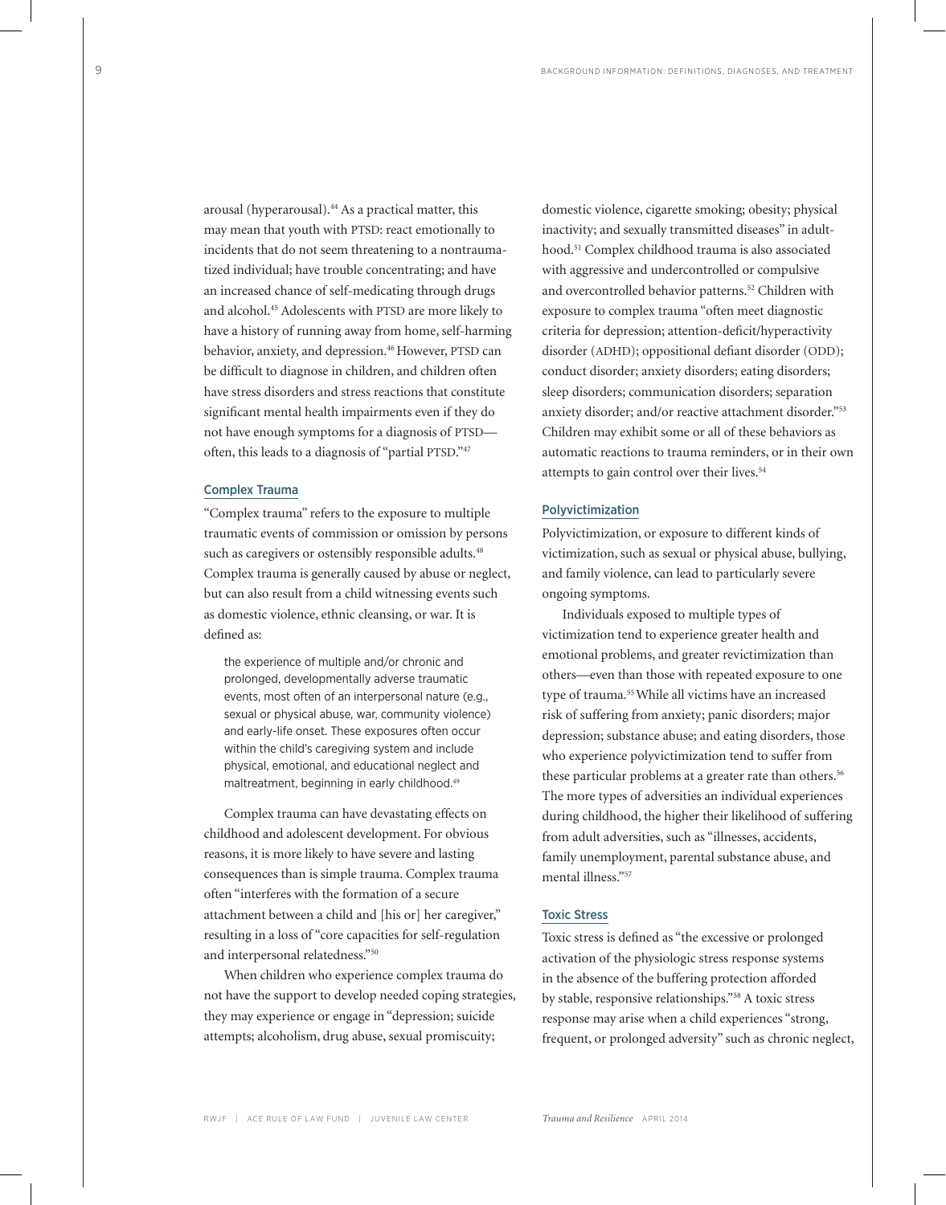arousal (hyperarousal).[44] As a practical matter, this may mean that youth with PTSD: react emotionally to incidents that do not seem threatening to a nontraumatized individual; have trouble concentrating; and have an increased chance of self-medicating through drugs and alcohol.[45] Adolescents with PTSD are more likely to have a history of running away from home, self-harming behavior, anxiety, and depression.[46] However, PTSD can be difficult to diagnose in children, and children often have stress disorders and stress reactions that constitute significant mental health impairments even if they do not have enough symptoms for a diagnosis of PTSD—often, this leads to a diagnosis of "partial PTSD."[47]

### Complex Trauma

"Complex trauma" refers to the exposure to multiple traumatic events of commission or omission by persons such as caregivers or ostensibly responsible adults.[48] Complex trauma is generally caused by abuse or neglect, but can also result from a child witnessing events such as domestic violence, ethnic cleansing, or war. It is defined as:

> the experience of multiple and/or chronic and prolonged, developmentally adverse traumatic events, most often of an interpersonal nature (e.g., sexual or physical abuse, war, community violence) and early-life onset. These exposures often occur within the child's caregiving system and include physical, emotional, and educational neglect and maltreatment, beginning in early childhood.[49]

Complex trauma can have devastating effects on childhood and adolescent development. For obvious reasons, it is more likely to have severe and lasting consequences than is simple trauma. Complex trauma often "interferes with the formation of a secure attachment between a child and [his or] her caregiver," resulting in a loss of "core capacities for self-regulation and interpersonal relatedness."[50]

When children who experience complex trauma do not have the support to develop needed coping strategies, they may experience or engage in "depression; suicide attempts; alcoholism, drug abuse, sexual promiscuity; domestic violence, cigarette smoking; obesity; physical inactivity; and sexually transmitted diseases" in adulthood.[51] Complex childhood trauma is also associated with aggressive and undercontrolled or compulsive and overcontrolled behavior patterns.[52] Children with exposure to complex trauma "often meet diagnostic criteria for depression; attention-deficit/hyperactivity disorder (ADHD); oppositional defiant disorder (ODD); conduct disorder; anxiety disorders; eating disorders; sleep disorders; communication disorders; separation anxiety disorder; and/or reactive attachment disorder."[53] Children may exhibit some or all of these behaviors as automatic reactions to trauma reminders, or in their own attempts to gain control over their lives.[54]

### Polyvictimization

Polyvictimization, or exposure to different kinds of victimization, such as sexual or physical abuse, bullying, and family violence, can lead to particularly severe ongoing symptoms.

Individuals exposed to multiple types of victimization tend to experience greater health and emotional problems, and greater revictimization than others—even than those with repeated exposure to one type of trauma.[55] While all victims have an increased risk of suffering from anxiety; panic disorders; major depression; substance abuse; and eating disorders, those who experience polyvictimization tend to suffer from these particular problems at a greater rate than others.[56] The more types of adversities an individual experiences during childhood, the higher their likelihood of suffering from adult adversities, such as "illnesses, accidents, family unemployment, parental substance abuse, and mental illness."[57]

### Toxic Stress

Toxic stress is defined as "the excessive or prolonged activation of the physiologic stress response systems in the absence of the buffering protection afforded by stable, responsive relationships."[58] A toxic stress response may arise when a child experiences "strong, frequent, or prolonged adversity" such as chronic neglect,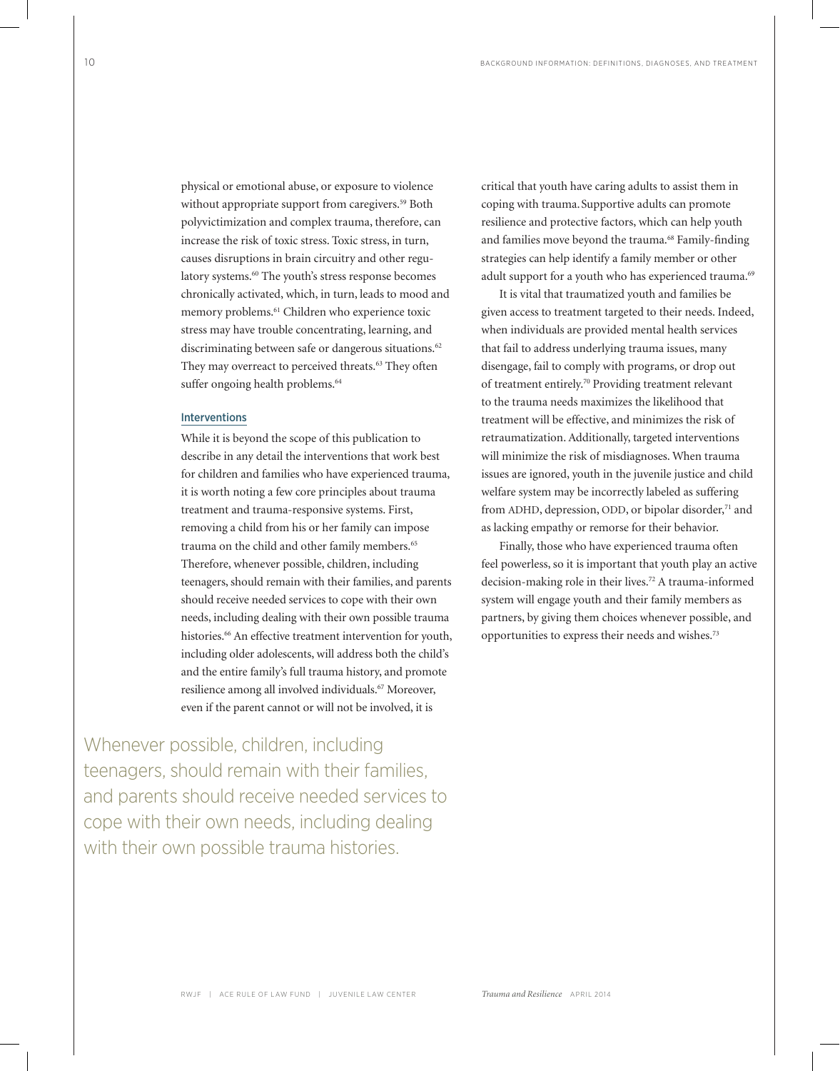physical or emotional abuse, or exposure to violence without appropriate support from caregivers.[59] Both polyvictimization and complex trauma, therefore, can increase the risk of toxic stress. Toxic stress, in turn, causes disruptions in brain circuitry and other regulatory systems.[60] The youth's stress response becomes chronically activated, which, in turn, leads to mood and memory problems.[61] Children who experience toxic stress may have trouble concentrating, learning, and discriminating between safe or dangerous situations.[62] They may overreact to perceived threats.[63] They often suffer ongoing health problems.[64]

### Interventions

While it is beyond the scope of this publication to describe in any detail the interventions that work best for children and families who have experienced trauma, it is worth noting a few core principles about trauma treatment and trauma-responsive systems. First, removing a child from his or her family can impose trauma on the child and other family members.[65] Therefore, whenever possible, children, including teenagers, should remain with their families, and parents should receive needed services to cope with their own needs, including dealing with their own possible trauma histories.[66] An effective treatment intervention for youth, including older adolescents, will address both the child's and the entire family's full trauma history, and promote resilience among all involved individuals.[67] Moreover, even if the parent cannot or will not be involved, it is critical that youth have caring adults to assist them in coping with trauma. Supportive adults can promote resilience and protective factors, which can help youth and families move beyond the trauma.[68] Family-finding strategies can help identify a family member or other adult support for a youth who has experienced trauma.[69]

It is vital that traumatized youth and families be given access to treatment targeted to their needs. Indeed, when individuals are provided mental health services that fail to address underlying trauma issues, many disengage, fail to comply with programs, or drop out of treatment entirely.[70] Providing treatment relevant to the trauma needs maximizes the likelihood that treatment will be effective, and minimizes the risk of retraumatization. Additionally, targeted interventions will minimize the risk of misdiagnoses. When trauma issues are ignored, youth in the juvenile justice and child welfare system may be incorrectly labeled as suffering from ADHD, depression, ODD, or bipolar disorder,[71] and as lacking empathy or remorse for their behavior.

Finally, those who have experienced trauma often feel powerless, so it is important that youth play an active decision-making role in their lives.[72] A trauma-informed system will engage youth and their family members as partners, by giving them choices whenever possible, and opportunities to express their needs and wishes.[73]

> Whenever possible, children, including teenagers, should remain with their families, and parents should receive needed services to cope with their own needs, including dealing with their own possible trauma histories.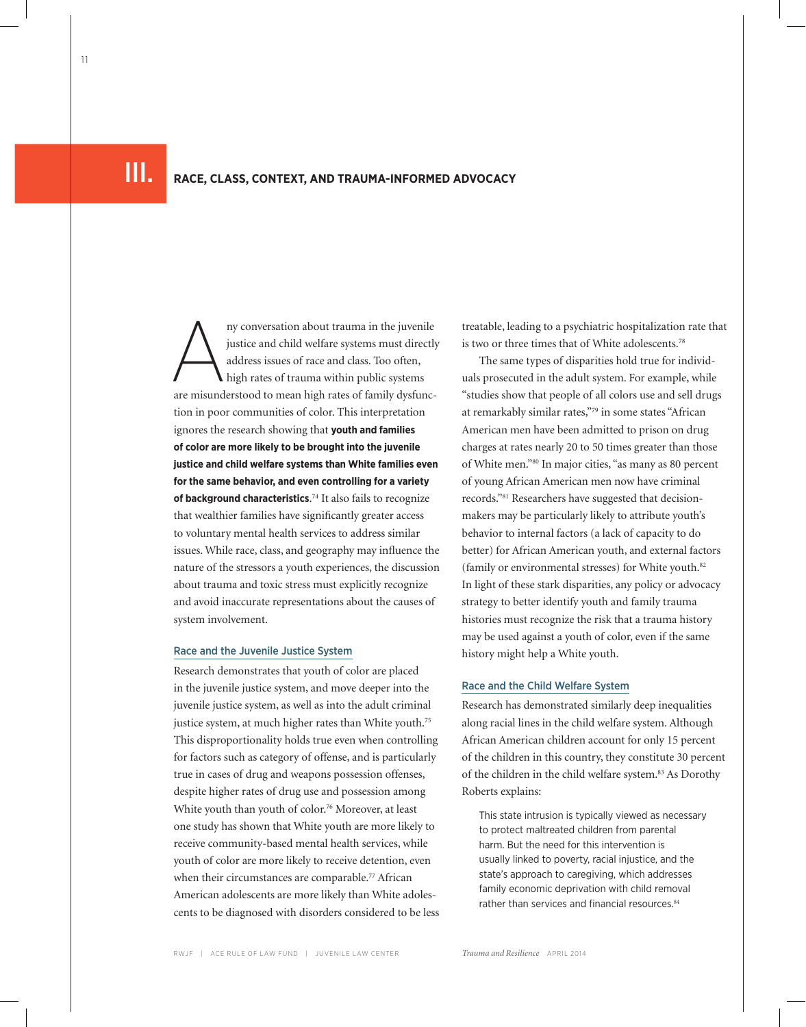# III. RACE, CLASS, CONTEXT, AND TRAUMA-INFORMED ADVOCACY

Any conversation about trauma in the juvenile justice and child welfare systems must directly address issues of race and class. Too often, high rates of trauma within public systems are misunderstood to mean high rates of family dysfunction in poor communities of color. This interpretation ignores the research showing that **youth and families of color are more likely to be brought into the juvenile justice and child welfare systems than White families even for the same behavior, and even controlling for a variety of background characteristics**.[74] It also fails to recognize that wealthier families have significantly greater access to voluntary mental health services to address similar issues. While race, class, and geography may influence the nature of the stressors a youth experiences, the discussion about trauma and toxic stress must explicitly recognize and avoid inaccurate representations about the causes of system involvement.

## Race and the Juvenile Justice System

Research demonstrates that youth of color are placed in the juvenile justice system, and move deeper into the juvenile justice system, as well as into the adult criminal justice system, at much higher rates than White youth.[75] This disproportionality holds true even when controlling for factors such as category of offense, and is particularly true in cases of drug and weapons possession offenses, despite higher rates of drug use and possession among White youth than youth of color.[76] Moreover, at least one study has shown that White youth are more likely to receive community-based mental health services, while youth of color are more likely to receive detention, even when their circumstances are comparable.[77] African American adolescents are more likely than White adolescents to be diagnosed with disorders considered to be less treatable, leading to a psychiatric hospitalization rate that is two or three times that of White adolescents.[78]

The same types of disparities hold true for individuals prosecuted in the adult system. For example, while "studies show that people of all colors use and sell drugs at remarkably similar rates,"[79] in some states "African American men have been admitted to prison on drug charges at rates nearly 20 to 50 times greater than those of White men."[80] In major cities, "as many as 80 percent of young African American men now have criminal records."[81] Researchers have suggested that decision-makers may be particularly likely to attribute youth's behavior to internal factors (a lack of capacity to do better) for African American youth, and external factors (family or environmental stresses) for White youth.[82] In light of these stark disparities, any policy or advocacy strategy to better identify youth and family trauma histories must recognize the risk that a trauma history may be used against a youth of color, even if the same history might help a White youth.

## Race and the Child Welfare System

Research has demonstrated similarly deep inequalities along racial lines in the child welfare system. Although African American children account for only 15 percent of the children in this country, they constitute 30 percent of the children in the child welfare system.[83] As Dorothy Roberts explains:

> This state intrusion is typically viewed as necessary to protect maltreated children from parental harm. But the need for this intervention is usually linked to poverty, racial injustice, and the state's approach to caregiving, which addresses family economic deprivation with child removal rather than services and financial resources.[84]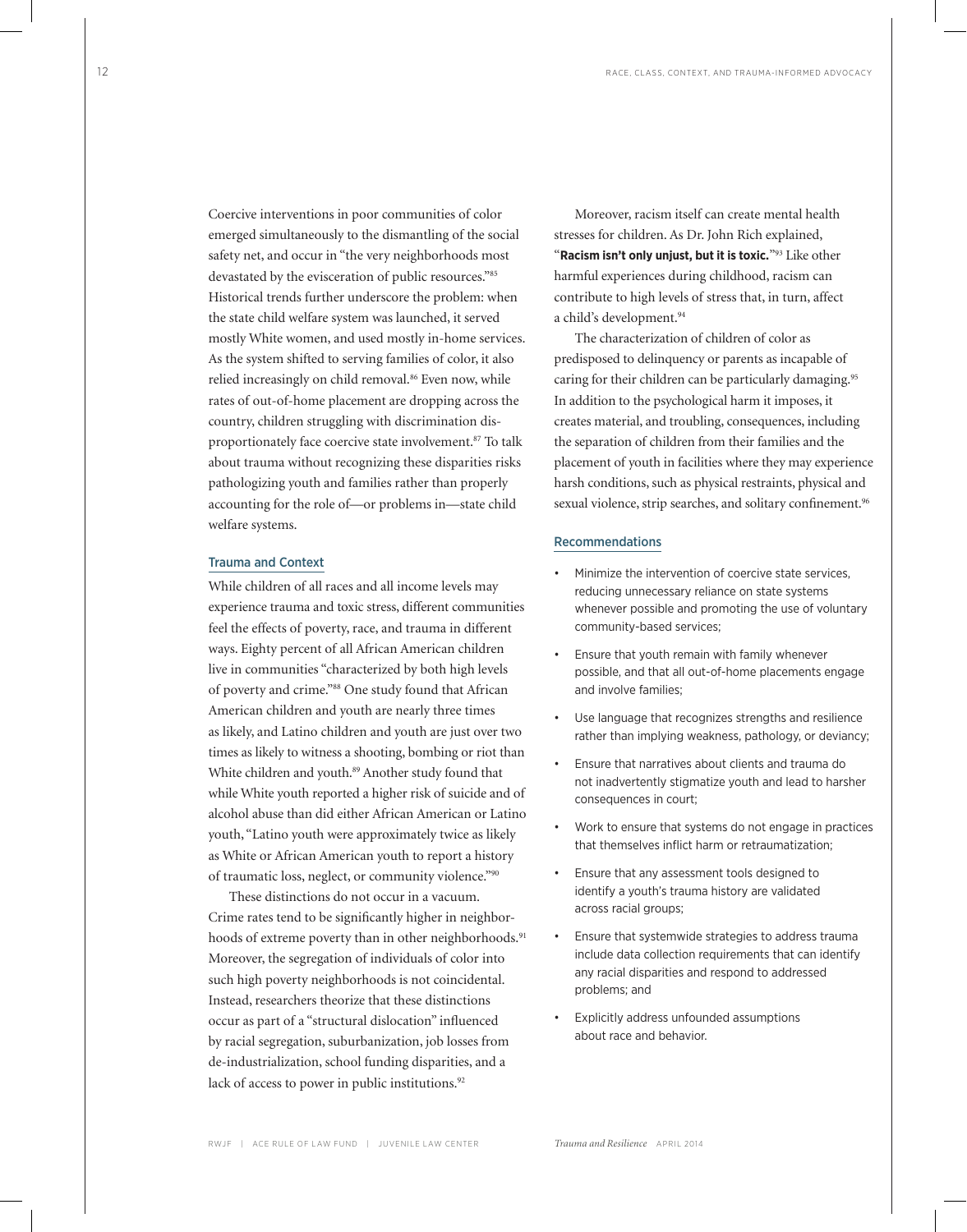Coercive interventions in poor communities of color emerged simultaneously to the dismantling of the social safety net, and occur in "the very neighborhoods most devastated by the evisceration of public resources."[85] Historical trends further underscore the problem: when the state child welfare system was launched, it served mostly White women, and used mostly in-home services. As the system shifted to serving families of color, it also relied increasingly on child removal.[86] Even now, while rates of out-of-home placement are dropping across the country, children struggling with discrimination disproportionately face coercive state involvement.[87] To talk about trauma without recognizing these disparities risks pathologizing youth and families rather than properly accounting for the role of—or problems in—state child welfare systems.

### Trauma and Context

While children of all races and all income levels may experience trauma and toxic stress, different communities feel the effects of poverty, race, and trauma in different ways. Eighty percent of all African American children live in communities "characterized by both high levels of poverty and crime."[88] One study found that African American children and youth are nearly three times as likely, and Latino children and youth are just over two times as likely to witness a shooting, bombing or riot than White children and youth.[89] Another study found that while White youth reported a higher risk of suicide and of alcohol abuse than did either African American or Latino youth, "Latino youth were approximately twice as likely as White or African American youth to report a history of traumatic loss, neglect, or community violence."[90]

These distinctions do not occur in a vacuum. Crime rates tend to be significantly higher in neighborhoods of extreme poverty than in other neighborhoods.[91] Moreover, the segregation of individuals of color into such high poverty neighborhoods is not coincidental. Instead, researchers theorize that these distinctions occur as part of a "structural dislocation" influenced by racial segregation, suburbanization, job losses from de-industrialization, school funding disparities, and a lack of access to power in public institutions.[92]

Moreover, racism itself can create mental health stresses for children. As Dr. John Rich explained, "**Racism isn't only unjust, but it is toxic.**"[93] Like other harmful experiences during childhood, racism can contribute to high levels of stress that, in turn, affect a child's development.[94]

The characterization of children of color as predisposed to delinquency or parents as incapable of caring for their children can be particularly damaging.[95] In addition to the psychological harm it imposes, it creates material, and troubling, consequences, including the separation of children from their families and the placement of youth in facilities where they may experience harsh conditions, such as physical restraints, physical and sexual violence, strip searches, and solitary confinement.[96]

### Recommendations

- Minimize the intervention of coercive state services, reducing unnecessary reliance on state systems whenever possible and promoting the use of voluntary community-based services;
- Ensure that youth remain with family whenever possible, and that all out-of-home placements engage and involve families;
- Use language that recognizes strengths and resilience rather than implying weakness, pathology, or deviancy;
- Ensure that narratives about clients and trauma do not inadvertently stigmatize youth and lead to harsher consequences in court;
- Work to ensure that systems do not engage in practices that themselves inflict harm or retraumatization;
- Ensure that any assessment tools designed to identify a youth's trauma history are validated across racial groups;
- Ensure that systemwide strategies to address trauma include data collection requirements that can identify any racial disparities and respond to addressed problems; and
- Explicitly address unfounded assumptions about race and behavior.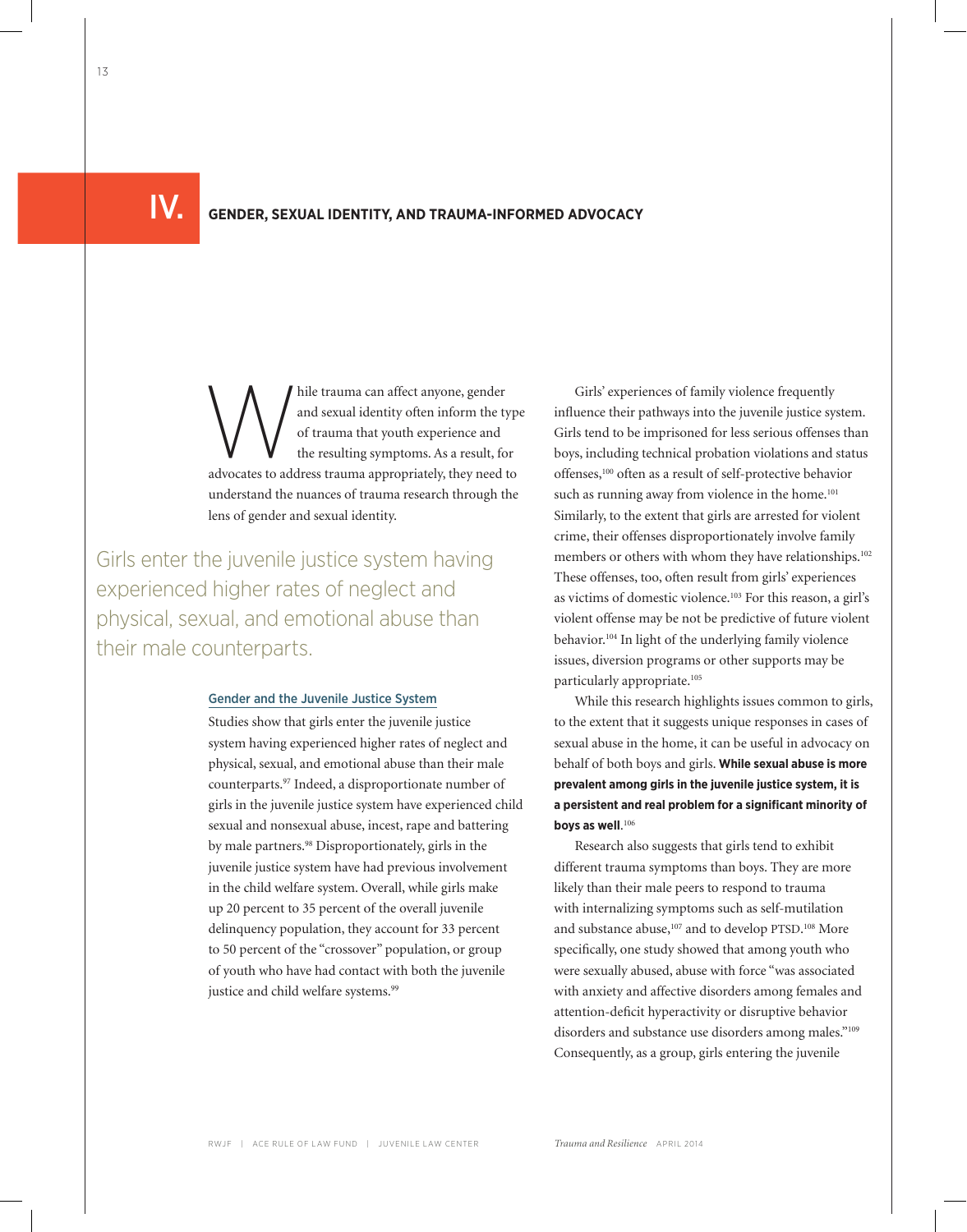# IV. GENDER, SEXUAL IDENTITY, AND TRAUMA-INFORMED ADVOCACY

While trauma can affect anyone, gender and sexual identity often inform the type of trauma that youth experience and the resulting symptoms. As a result, for advocates to address trauma appropriately, they need to understand the nuances of trauma research through the lens of gender and sexual identity.

> Girls enter the juvenile justice system having experienced higher rates of neglect and physical, sexual, and emotional abuse than their male counterparts.

## Gender and the Juvenile Justice System

Studies show that girls enter the juvenile justice system having experienced higher rates of neglect and physical, sexual, and emotional abuse than their male counterparts.[97] Indeed, a disproportionate number of girls in the juvenile justice system have experienced child sexual and nonsexual abuse, incest, rape and battering by male partners.[98] Disproportionately, girls in the juvenile justice system have had previous involvement in the child welfare system. Overall, while girls make up 20 percent to 35 percent of the overall juvenile delinquency population, they account for 33 percent to 50 percent of the "crossover" population, or group of youth who have had contact with both the juvenile justice and child welfare systems.[99]

Girls' experiences of family violence frequently influence their pathways into the juvenile justice system. Girls tend to be imprisoned for less serious offenses than boys, including technical probation violations and status offenses,[100] often as a result of self-protective behavior such as running away from violence in the home.[101] Similarly, to the extent that girls are arrested for violent crime, their offenses disproportionately involve family members or others with whom they have relationships.[102] These offenses, too, often result from girls' experiences as victims of domestic violence.[103] For this reason, a girl's violent offense may be not be predictive of future violent behavior.[104] In light of the underlying family violence issues, diversion programs or other supports may be particularly appropriate.[105]

While this research highlights issues common to girls, to the extent that it suggests unique responses in cases of sexual abuse in the home, it can be useful in advocacy on behalf of both boys and girls. **While sexual abuse is more prevalent among girls in the juvenile justice system, it is a persistent and real problem for a significant minority of boys as well**.[106]

Research also suggests that girls tend to exhibit different trauma symptoms than boys. They are more likely than their male peers to respond to trauma with internalizing symptoms such as self-mutilation and substance abuse,[107] and to develop PTSD.[108] More specifically, one study showed that among youth who were sexually abused, abuse with force "was associated with anxiety and affective disorders among females and attention-deficit hyperactivity or disruptive behavior disorders and substance use disorders among males."[109] Consequently, as a group, girls entering the juvenile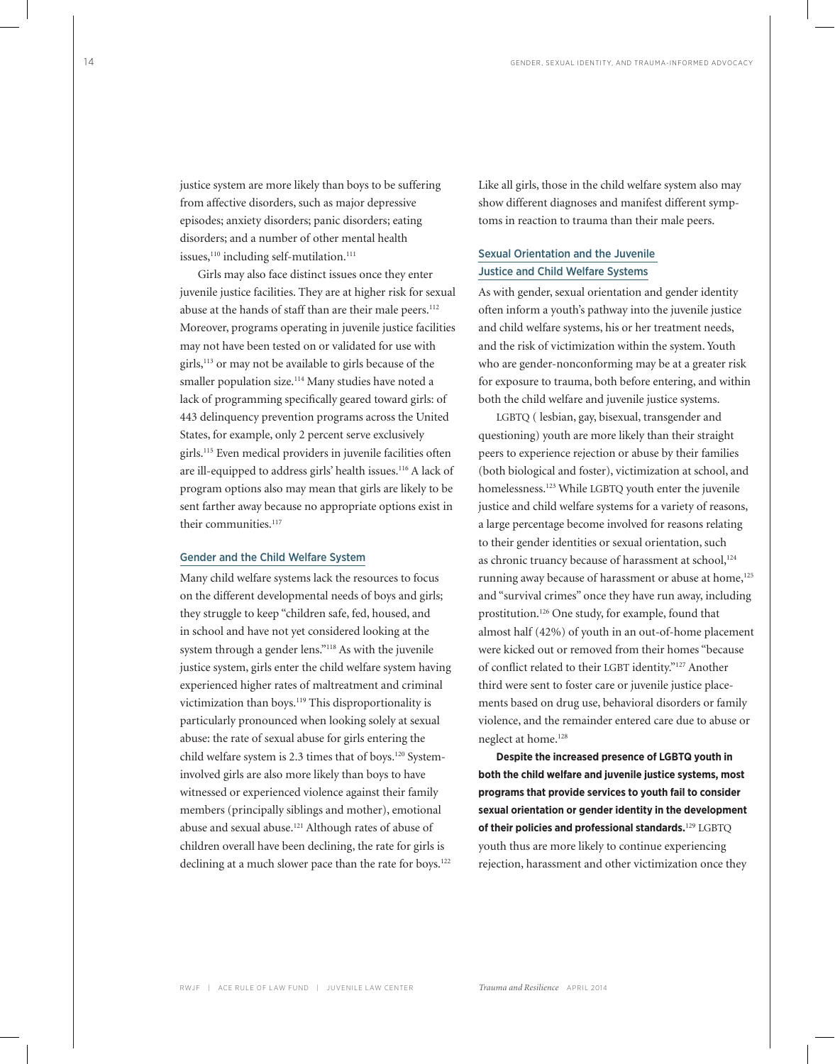justice system are more likely than boys to be suffering from affective disorders, such as major depressive episodes; anxiety disorders; panic disorders; eating disorders; and a number of other mental health issues,[110] including self-mutilation.[111]

Girls may also face distinct issues once they enter juvenile justice facilities. They are at higher risk for sexual abuse at the hands of staff than are their male peers.[112] Moreover, programs operating in juvenile justice facilities may not have been tested on or validated for use with girls,[113] or may not be available to girls because of the smaller population size.[114] Many studies have noted a lack of programming specifically geared toward girls: of 443 delinquency prevention programs across the United States, for example, only 2 percent serve exclusively girls.[115] Even medical providers in juvenile facilities often are ill-equipped to address girls' health issues.[116] A lack of program options also may mean that girls are likely to be sent farther away because no appropriate options exist in their communities.[117]

### Gender and the Child Welfare System

Many child welfare systems lack the resources to focus on the different developmental needs of boys and girls; they struggle to keep "children safe, fed, housed, and in school and have not yet considered looking at the system through a gender lens."[118] As with the juvenile justice system, girls enter the child welfare system having experienced higher rates of maltreatment and criminal victimization than boys.[119] This disproportionality is particularly pronounced when looking solely at sexual abuse: the rate of sexual abuse for girls entering the child welfare system is 2.3 times that of boys.[120] System-involved girls are also more likely than boys to have witnessed or experienced violence against their family members (principally siblings and mother), emotional abuse and sexual abuse.[121] Although rates of abuse of children overall have been declining, the rate for girls is declining at a much slower pace than the rate for boys.[122] Like all girls, those in the child welfare system also may show different diagnoses and manifest different symptoms in reaction to trauma than their male peers.

### Sexual Orientation and the Juvenile Justice and Child Welfare Systems

As with gender, sexual orientation and gender identity often inform a youth's pathway into the juvenile justice and child welfare systems, his or her treatment needs, and the risk of victimization within the system. Youth who are gender-nonconforming may be at a greater risk for exposure to trauma, both before entering, and within both the child welfare and juvenile justice systems.

LGBTQ ( lesbian, gay, bisexual, transgender and questioning) youth are more likely than their straight peers to experience rejection or abuse by their families (both biological and foster), victimization at school, and homelessness.[123] While LGBTQ youth enter the juvenile justice and child welfare systems for a variety of reasons, a large percentage become involved for reasons relating to their gender identities or sexual orientation, such as chronic truancy because of harassment at school,[124] running away because of harassment or abuse at home,[125] and "survival crimes" once they have run away, including prostitution.[126] One study, for example, found that almost half (42%) of youth in an out-of-home placement were kicked out or removed from their homes "because of conflict related to their LGBT identity."[127] Another third were sent to foster care or juvenile justice placements based on drug use, behavioral disorders or family violence, and the remainder entered care due to abuse or neglect at home.[128]

**Despite the increased presence of LGBTQ youth in both the child welfare and juvenile justice systems, most programs that provide services to youth fail to consider sexual orientation or gender identity in the development of their policies and professional standards.**[129] LGBTQ youth thus are more likely to continue experiencing rejection, harassment and other victimization once they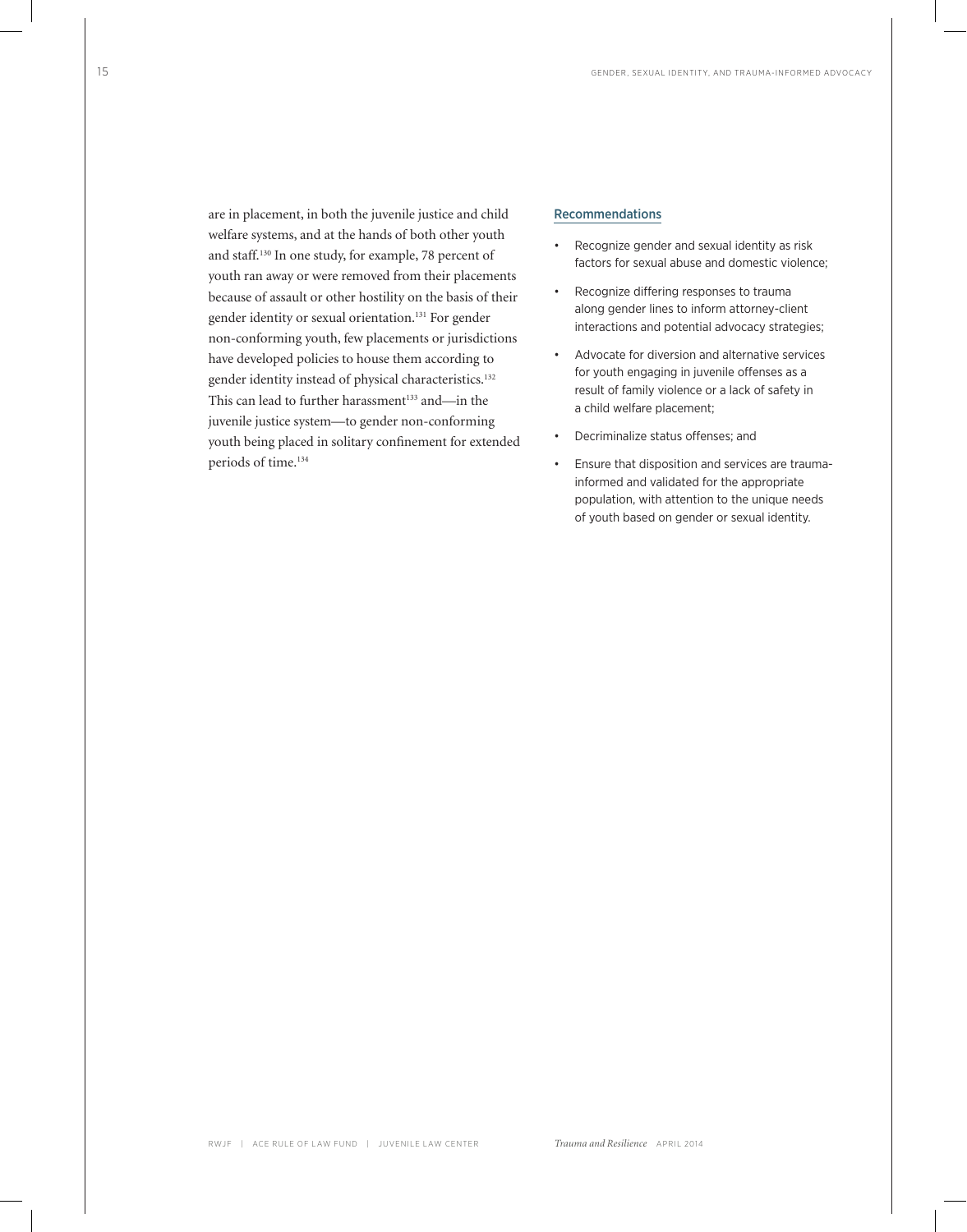are in placement, in both the juvenile justice and child welfare systems, and at the hands of both other youth and staff.[130] In one study, for example, 78 percent of youth ran away or were removed from their placements because of assault or other hostility on the basis of their gender identity or sexual orientation.[131] For gender non-conforming youth, few placements or jurisdictions have developed policies to house them according to gender identity instead of physical characteristics.[132] This can lead to further harassment[133] and—in the juvenile justice system—to gender non-conforming youth being placed in solitary confinement for extended periods of time.[134]

### Recommendations

- Recognize gender and sexual identity as risk factors for sexual abuse and domestic violence;
- Recognize differing responses to trauma along gender lines to inform attorney-client interactions and potential advocacy strategies;
- Advocate for diversion and alternative services for youth engaging in juvenile offenses as a result of family violence or a lack of safety in a child welfare placement;
- Decriminalize status offenses; and
- Ensure that disposition and services are trauma-informed and validated for the appropriate population, with attention to the unique needs of youth based on gender or sexual identity.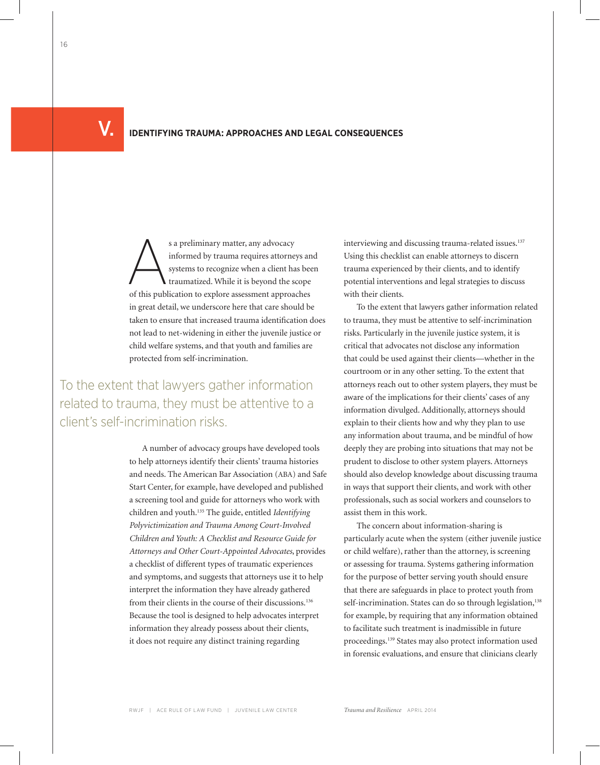# V. IDENTIFYING TRAUMA: APPROACHES AND LEGAL CONSEQUENCES

As a preliminary matter, any advocacy informed by trauma requires attorneys and systems to recognize when a client has been traumatized. While it is beyond the scope of this publication to explore assessment approaches in great detail, we underscore here that care should be taken to ensure that increased trauma identification does not lead to net-widening in either the juvenile justice or child welfare systems, and that youth and families are protected from self-incrimination.

> To the extent that lawyers gather information related to trauma, they must be attentive to a client's self-incrimination risks.

A number of advocacy groups have developed tools to help attorneys identify their clients' trauma histories and needs. The American Bar Association (ABA) and Safe Start Center, for example, have developed and published a screening tool and guide for attorneys who work with children and youth.[135] The guide, entitled *Identifying Polyvictimization and Trauma Among Court-Involved Children and Youth: A Checklist and Resource Guide for Attorneys and Other Court-Appointed Advocates*, provides a checklist of different types of traumatic experiences and symptoms, and suggests that attorneys use it to help interpret the information they have already gathered from their clients in the course of their discussions.[136] Because the tool is designed to help advocates interpret information they already possess about their clients, it does not require any distinct training regarding interviewing and discussing trauma-related issues.[137] Using this checklist can enable attorneys to discern trauma experienced by their clients, and to identify potential interventions and legal strategies to discuss with their clients.

To the extent that lawyers gather information related to trauma, they must be attentive to self-incrimination risks. Particularly in the juvenile justice system, it is critical that advocates not disclose any information that could be used against their clients—whether in the courtroom or in any other setting. To the extent that attorneys reach out to other system players, they must be aware of the implications for their clients' cases of any information divulged. Additionally, attorneys should explain to their clients how and why they plan to use any information about trauma, and be mindful of how deeply they are probing into situations that may not be prudent to disclose to other system players. Attorneys should also develop knowledge about discussing trauma in ways that support their clients, and work with other professionals, such as social workers and counselors to assist them in this work.

The concern about information-sharing is particularly acute when the system (either juvenile justice or child welfare), rather than the attorney, is screening or assessing for trauma. Systems gathering information for the purpose of better serving youth should ensure that there are safeguards in place to protect youth from self-incrimination. States can do so through legislation,[138] for example, by requiring that any information obtained to facilitate such treatment is inadmissible in future proceedings.[139] States may also protect information used in forensic evaluations, and ensure that clinicians clearly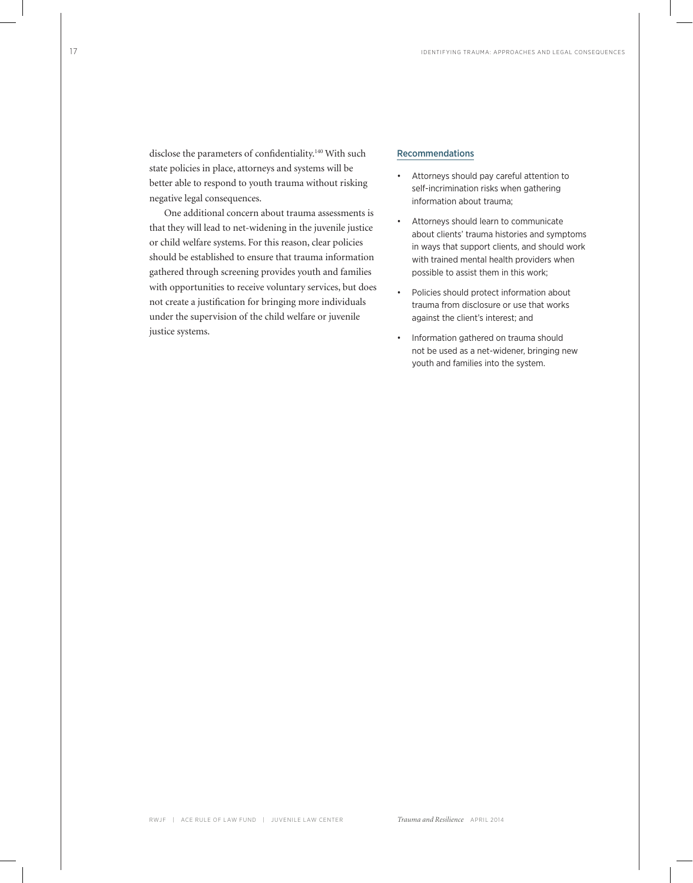disclose the parameters of confidentiality.[140] With such state policies in place, attorneys and systems will be better able to respond to youth trauma without risking negative legal consequences.

One additional concern about trauma assessments is that they will lead to net-widening in the juvenile justice or child welfare systems. For this reason, clear policies should be established to ensure that trauma information gathered through screening provides youth and families with opportunities to receive voluntary services, but does not create a justification for bringing more individuals under the supervision of the child welfare or juvenile justice systems.

### Recommendations

- Attorneys should pay careful attention to self-incrimination risks when gathering information about trauma;
- Attorneys should learn to communicate about clients' trauma histories and symptoms in ways that support clients, and should work with trained mental health providers when possible to assist them in this work;
- Policies should protect information about trauma from disclosure or use that works against the client's interest; and
- Information gathered on trauma should not be used as a net-widener, bringing new youth and families into the system.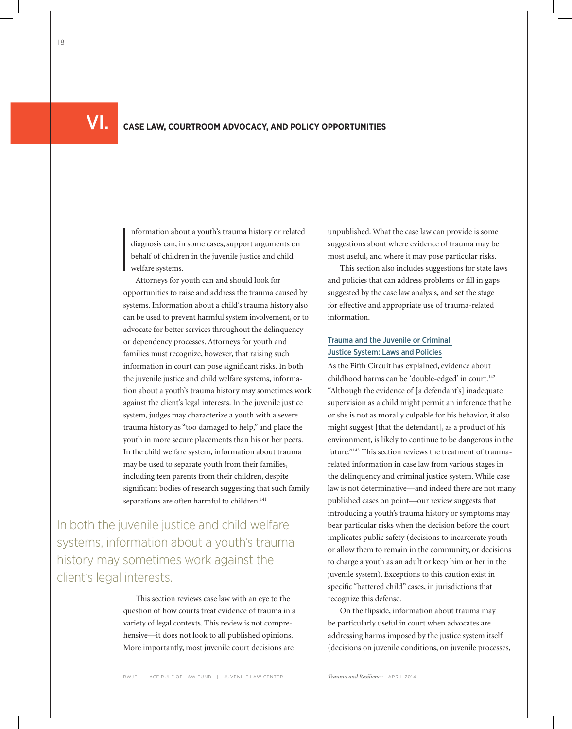# VI. CASE LAW, COURTROOM ADVOCACY, AND POLICY OPPORTUNITIES

Information about a youth's trauma history or related diagnosis can, in some cases, support arguments on behalf of children in the juvenile justice and child welfare systems.

Attorneys for youth can and should look for opportunities to raise and address the trauma caused by systems. Information about a child's trauma history also can be used to prevent harmful system involvement, or to advocate for better services throughout the delinquency or dependency processes. Attorneys for youth and families must recognize, however, that raising such information in court can pose significant risks. In both the juvenile justice and child welfare systems, information about a youth's trauma history may sometimes work against the client's legal interests. In the juvenile justice system, judges may characterize a youth with a severe trauma history as "too damaged to help," and place the youth in more secure placements than his or her peers. In the child welfare system, information about trauma may be used to separate youth from their families, including teen parents from their children, despite significant bodies of research suggesting that such family separations are often harmful to children.[141]

> In both the juvenile justice and child welfare systems, information about a youth's trauma history may sometimes work against the client's legal interests.

This section reviews case law with an eye to the question of how courts treat evidence of trauma in a variety of legal contexts. This review is not comprehensive—it does not look to all published opinions. More importantly, most juvenile court decisions are unpublished. What the case law can provide is some suggestions about where evidence of trauma may be most useful, and where it may pose particular risks.

This section also includes suggestions for state laws and policies that can address problems or fill in gaps suggested by the case law analysis, and set the stage for effective and appropriate use of trauma-related information.

## Trauma and the Juvenile or Criminal Justice System: Laws and Policies

As the Fifth Circuit has explained, evidence about childhood harms can be 'double-edged' in court.[142] "Although the evidence of [a defendant's] inadequate supervision as a child might permit an inference that he or she is not as morally culpable for his behavior, it also might suggest [that the defendant], as a product of his environment, is likely to continue to be dangerous in the future."[143] This section reviews the treatment of trauma-related information in case law from various stages in the delinquency and criminal justice system. While case law is not determinative—and indeed there are not many published cases on point—our review suggests that introducing a youth's trauma history or symptoms may bear particular risks when the decision before the court implicates public safety (decisions to incarcerate youth or allow them to remain in the community, or decisions to charge a youth as an adult or keep him or her in the juvenile system). Exceptions to this caution exist in specific "battered child" cases, in jurisdictions that recognize this defense.

On the flipside, information about trauma may be particularly useful in court when advocates are addressing harms imposed by the justice system itself (decisions on juvenile conditions, on juvenile processes,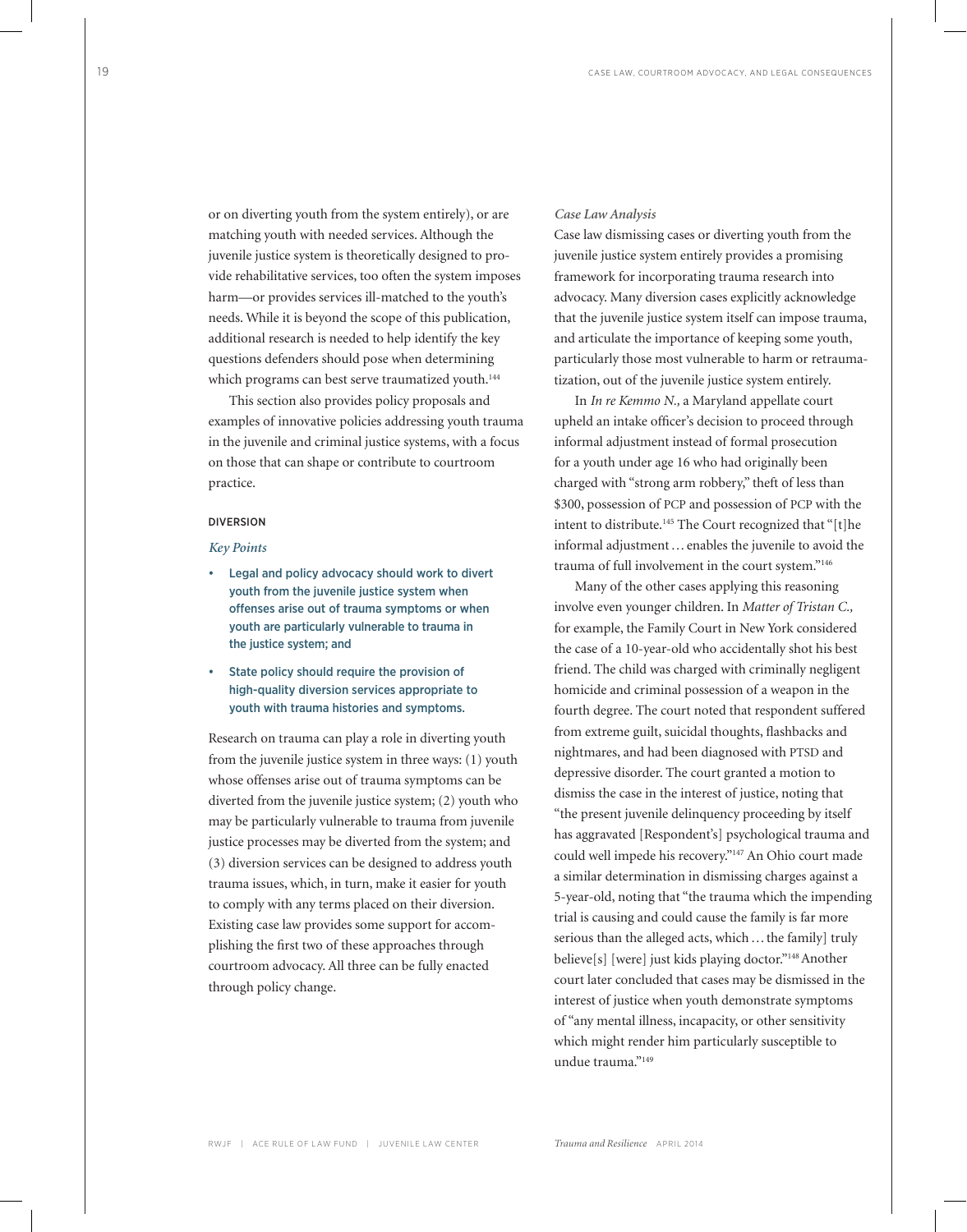or on diverting youth from the system entirely), or are matching youth with needed services. Although the juvenile justice system is theoretically designed to provide rehabilitative services, too often the system imposes harm—or provides services ill-matched to the youth's needs. While it is beyond the scope of this publication, additional research is needed to help identify the key questions defenders should pose when determining which programs can best serve traumatized youth.[144]

This section also provides policy proposals and examples of innovative policies addressing youth trauma in the juvenile and criminal justice systems, with a focus on those that can shape or contribute to courtroom practice.

### DIVERSION

#### *Key Points*

- Legal and policy advocacy should work to divert youth from the juvenile justice system when offenses arise out of trauma symptoms or when youth are particularly vulnerable to trauma in the justice system; and
- State policy should require the provision of high-quality diversion services appropriate to youth with trauma histories and symptoms.

Research on trauma can play a role in diverting youth from the juvenile justice system in three ways: (1) youth whose offenses arise out of trauma symptoms can be diverted from the juvenile justice system; (2) youth who may be particularly vulnerable to trauma from juvenile justice processes may be diverted from the system; and (3) diversion services can be designed to address youth trauma issues, which, in turn, make it easier for youth to comply with any terms placed on their diversion. Existing case law provides some support for accomplishing the first two of these approaches through courtroom advocacy. All three can be fully enacted through policy change.

#### *Case Law Analysis*

Case law dismissing cases or diverting youth from the juvenile justice system entirely provides a promising framework for incorporating trauma research into advocacy. Many diversion cases explicitly acknowledge that the juvenile justice system itself can impose trauma, and articulate the importance of keeping some youth, particularly those most vulnerable to harm or retraumatization, out of the juvenile justice system entirely.

In *In re Kemmo N.,* a Maryland appellate court upheld an intake officer's decision to proceed through informal adjustment instead of formal prosecution for a youth under age 16 who had originally been charged with "strong arm robbery," theft of less than $300, possession of PCP and possession of PCP with the intent to distribute.[145] The Court recognized that "[t]he informal adjustment … enables the juvenile to avoid the trauma of full involvement in the court system."[146]

Many of the other cases applying this reasoning involve even younger children. In *Matter of Tristan C.,* for example, the Family Court in New York considered the case of a 10-year-old who accidentally shot his best friend. The child was charged with criminally negligent homicide and criminal possession of a weapon in the fourth degree. The court noted that respondent suffered from extreme guilt, suicidal thoughts, flashbacks and nightmares, and had been diagnosed with PTSD and depressive disorder. The court granted a motion to dismiss the case in the interest of justice, noting that "the present juvenile delinquency proceeding by itself has aggravated [Respondent's] psychological trauma and could well impede his recovery."[147] An Ohio court made a similar determination in dismissing charges against a 5-year-old, noting that "the trauma which the impending trial is causing and could cause the family is far more serious than the alleged acts, which … the family] truly believe[s] [were] just kids playing doctor."[148] Another court later concluded that cases may be dismissed in the interest of justice when youth demonstrate symptoms of "any mental illness, incapacity, or other sensitivity which might render him particularly susceptible to undue trauma."[149]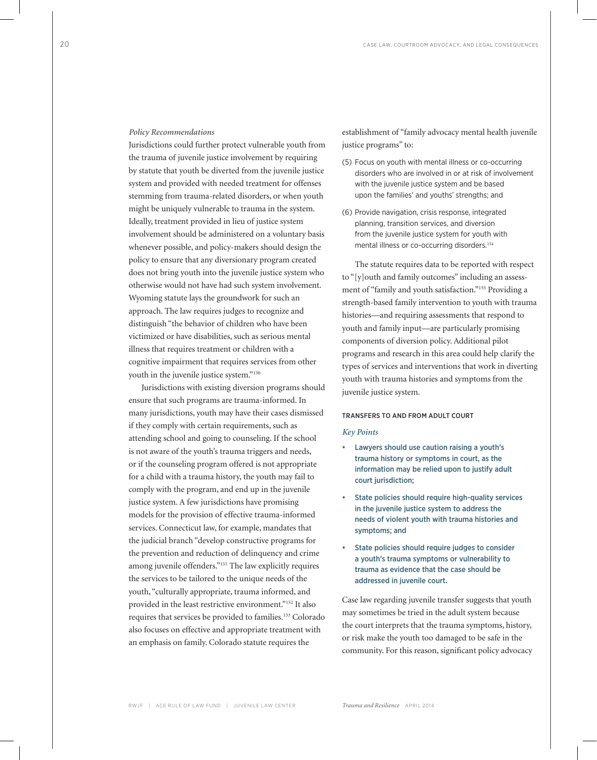*Policy Recommendations*

Jurisdictions could further protect vulnerable youth from the trauma of juvenile justice involvement by requiring by statute that youth be diverted from the juvenile justice system and provided with needed treatment for offenses stemming from trauma-related disorders, or when youth might be uniquely vulnerable to trauma in the system. Ideally, treatment provided in lieu of justice system involvement should be administered on a voluntary basis whenever possible, and policy-makers should design the policy to ensure that any diversionary program created does not bring youth into the juvenile justice system who otherwise would not have had such system involvement. Wyoming statute lays the groundwork for such an approach. The law requires judges to recognize and distinguish "the behavior of children who have been victimized or have disabilities, such as serious mental illness that requires treatment or children with a cognitive impairment that requires services from other youth in the juvenile justice system."[150]

Jurisdictions with existing diversion programs should ensure that such programs are trauma-informed. In many jurisdictions, youth may have their cases dismissed if they comply with certain requirements, such as attending school and going to counseling. If the school is not aware of the youth's trauma triggers and needs, or if the counseling program offered is not appropriate for a child with a trauma history, the youth may fail to comply with the program, and end up in the juvenile justice system. A few jurisdictions have promising models for the provision of effective trauma-informed services. Connecticut law, for example, mandates that the judicial branch "develop constructive programs for the prevention and reduction of delinquency and crime among juvenile offenders."[151] The law explicitly requires the services to be tailored to the unique needs of the youth, "culturally appropriate, trauma informed, and provided in the least restrictive environment."[152] It also requires that services be provided to families.[153] Colorado also focuses on effective and appropriate treatment with an emphasis on family. Colorado statute requires the establishment of "family advocacy mental health juvenile justice programs" to:

(5) Focus on youth with mental illness or co-occurring disorders who are involved in or at risk of involvement with the juvenile justice system and be based upon the families' and youths' strengths; and

(6) Provide navigation, crisis response, integrated planning, transition services, and diversion from the juvenile justice system for youth with mental illness or co-occurring disorders.[154]

The statute requires data to be reported with respect to "[y]outh and family outcomes" including an assessment of "family and youth satisfaction."[155] Providing a strength-based family intervention to youth with trauma histories—and requiring assessments that respond to youth and family input—are particularly promising components of diversion policy. Additional pilot programs and research in this area could help clarify the types of services and interventions that work in diverting youth with trauma histories and symptoms from the juvenile justice system.

## TRANSFERS TO AND FROM ADULT COURT

*Key Points*

- Lawyers should use caution raising a youth's trauma history or symptoms in court, as the information may be relied upon to justify adult court jurisdiction;
- State policies should require high-quality services in the juvenile justice system to address the needs of violent youth with trauma histories and symptoms; and
- State policies should require judges to consider a youth's trauma symptoms or vulnerability to trauma as evidence that the case should be addressed in juvenile court.

Case law regarding juvenile transfer suggests that youth may sometimes be tried in the adult system because the court interprets that the trauma symptoms, history, or risk make the youth too damaged to be safe in the community. For this reason, significant policy advocacy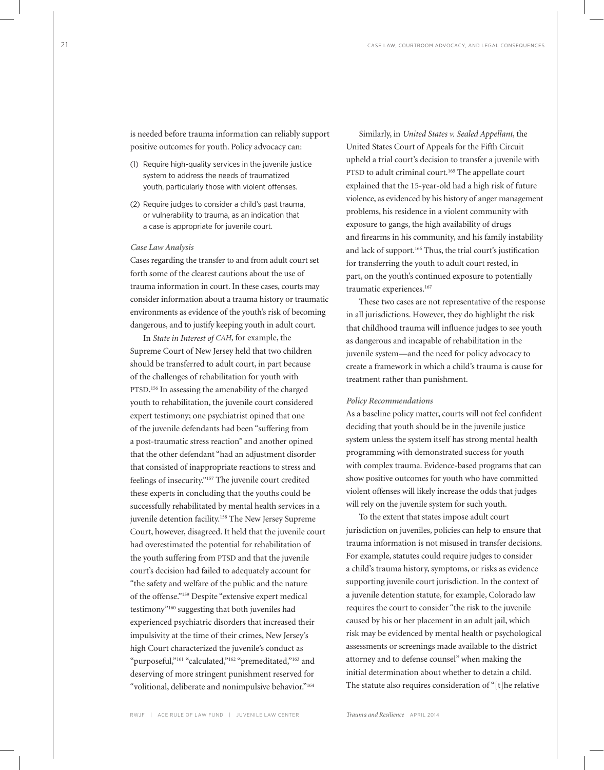is needed before trauma information can reliably support positive outcomes for youth. Policy advocacy can:

(1) Require high-quality services in the juvenile justice system to address the needs of traumatized youth, particularly those with violent offenses.

(2) Require judges to consider a child's past trauma, or vulnerability to trauma, as an indication that a case is appropriate for juvenile court.

*Case Law Analysis*

Cases regarding the transfer to and from adult court set forth some of the clearest cautions about the use of trauma information in court. In these cases, courts may consider information about a trauma history or traumatic environments as evidence of the youth's risk of becoming dangerous, and to justify keeping youth in adult court.

In *State in Interest of CAH,* for example, the Supreme Court of New Jersey held that two children should be transferred to adult court, in part because of the challenges of rehabilitation for youth with PTSD.[156] In assessing the amenability of the charged youth to rehabilitation, the juvenile court considered expert testimony; one psychiatrist opined that one of the juvenile defendants had been "suffering from a post-traumatic stress reaction" and another opined that the other defendant "had an adjustment disorder that consisted of inappropriate reactions to stress and feelings of insecurity."[157] The juvenile court credited these experts in concluding that the youths could be successfully rehabilitated by mental health services in a juvenile detention facility.[158] The New Jersey Supreme Court, however, disagreed. It held that the juvenile court had overestimated the potential for rehabilitation of the youth suffering from PTSD and that the juvenile court's decision had failed to adequately account for "the safety and welfare of the public and the nature of the offense."[159] Despite "extensive expert medical testimony"[160] suggesting that both juveniles had experienced psychiatric disorders that increased their impulsivity at the time of their crimes, New Jersey's high Court characterized the juvenile's conduct as "purposeful,"[161] "calculated,"[162] "premeditated,"[163] and deserving of more stringent punishment reserved for "volitional, deliberate and nonimpulsive behavior."[164]

Similarly, in *United States v. Sealed Appellant,* the United States Court of Appeals for the Fifth Circuit upheld a trial court's decision to transfer a juvenile with PTSD to adult criminal court.[165] The appellate court explained that the 15-year-old had a high risk of future violence, as evidenced by his history of anger management problems, his residence in a violent community with exposure to gangs, the high availability of drugs and firearms in his community, and his family instability and lack of support.[166] Thus, the trial court's justification for transferring the youth to adult court rested, in part, on the youth's continued exposure to potentially traumatic experiences.[167]

These two cases are not representative of the response in all jurisdictions. However, they do highlight the risk that childhood trauma will influence judges to see youth as dangerous and incapable of rehabilitation in the juvenile system—and the need for policy advocacy to create a framework in which a child's trauma is cause for treatment rather than punishment.

*Policy Recommendations*

As a baseline policy matter, courts will not feel confident deciding that youth should be in the juvenile justice system unless the system itself has strong mental health programming with demonstrated success for youth with complex trauma. Evidence-based programs that can show positive outcomes for youth who have committed violent offenses will likely increase the odds that judges will rely on the juvenile system for such youth.

To the extent that states impose adult court jurisdiction on juveniles, policies can help to ensure that trauma information is not misused in transfer decisions. For example, statutes could require judges to consider a child's trauma history, symptoms, or risks as evidence supporting juvenile court jurisdiction. In the context of a juvenile detention statute, for example, Colorado law requires the court to consider "the risk to the juvenile caused by his or her placement in an adult jail, which risk may be evidenced by mental health or psychological assessments or screenings made available to the district attorney and to defense counsel" when making the initial determination about whether to detain a child. The statute also requires consideration of "[t]he relative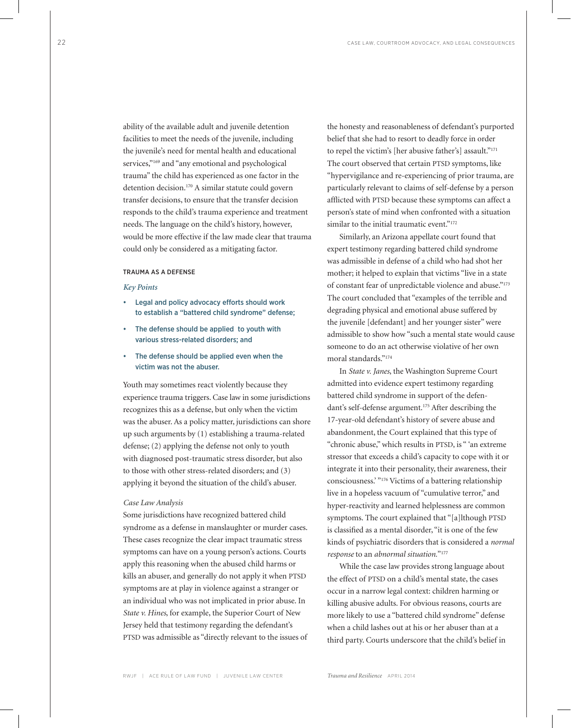ability of the available adult and juvenile detention facilities to meet the needs of the juvenile, including the juvenile's need for mental health and educational services,"[169] and "any emotional and psychological trauma" the child has experienced as one factor in the detention decision.[170] A similar statute could govern transfer decisions, to ensure that the transfer decision responds to the child's trauma experience and treatment needs. The language on the child's history, however, would be more effective if the law made clear that trauma could only be considered as a mitigating factor.

### TRAUMA AS A DEFENSE

*Key Points*

- Legal and policy advocacy efforts should work to establish a "battered child syndrome" defense;
- The defense should be applied to youth with various stress-related disorders; and
- The defense should be applied even when the victim was not the abuser.

Youth may sometimes react violently because they experience trauma triggers. Case law in some jurisdictions recognizes this as a defense, but only when the victim was the abuser. As a policy matter, jurisdictions can shore up such arguments by (1) establishing a trauma-related defense; (2) applying the defense not only to youth with diagnosed post-traumatic stress disorder, but also to those with other stress-related disorders; and (3) applying it beyond the situation of the child's abuser.

*Case Law Analysis*

Some jurisdictions have recognized battered child syndrome as a defense in manslaughter or murder cases. These cases recognize the clear impact traumatic stress symptoms can have on a young person's actions. Courts apply this reasoning when the abused child harms or kills an abuser, and generally do not apply it when PTSD symptoms are at play in violence against a stranger or an individual who was not implicated in prior abuse. In *State v. Hines*, for example, the Superior Court of New Jersey held that testimony regarding the defendant's PTSD was admissible as "directly relevant to the issues of the honesty and reasonableness of defendant's purported belief that she had to resort to deadly force in order to repel the victim's [her abusive father's] assault."[171] The court observed that certain PTSD symptoms, like "hypervigilance and re-experiencing of prior trauma, are particularly relevant to claims of self-defense by a person afflicted with PTSD because these symptoms can affect a person's state of mind when confronted with a situation similar to the initial traumatic event."[172]

Similarly, an Arizona appellate court found that expert testimony regarding battered child syndrome was admissible in defense of a child who had shot her mother; it helped to explain that victims "live in a state of constant fear of unpredictable violence and abuse."[173] The court concluded that "examples of the terrible and degrading physical and emotional abuse suffered by the juvenile [defendant] and her younger sister" were admissible to show how "such a mental state would cause someone to do an act otherwise violative of her own moral standards."[174]

In *State v. Janes*, the Washington Supreme Court admitted into evidence expert testimony regarding battered child syndrome in support of the defendant's self-defense argument.[175] After describing the 17-year-old defendant's history of severe abuse and abandonment, the Court explained that this type of "chronic abuse," which results in PTSD, is " 'an extreme stressor that exceeds a child's capacity to cope with it or integrate it into their personality, their awareness, their consciousness.' "[176] Victims of a battering relationship live in a hopeless vacuum of "cumulative terror," and hyper-reactivity and learned helplessness are common symptoms. The court explained that "[a]lthough PTSD is classified as a mental disorder, "it is one of the few kinds of psychiatric disorders that is considered a *normal response* to an *abnormal situation*."[177]

While the case law provides strong language about the effect of PTSD on a child's mental state, the cases occur in a narrow legal context: children harming or killing abusive adults. For obvious reasons, courts are more likely to use a "battered child syndrome" defense when a child lashes out at his or her abuser than at a third party. Courts underscore that the child's belief in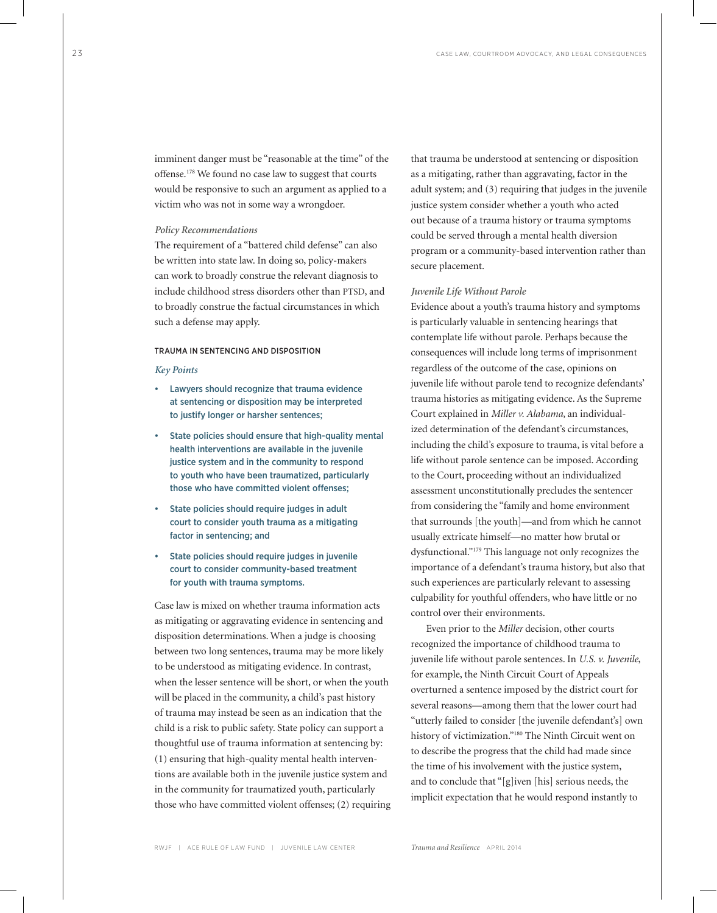imminent danger must be "reasonable at the time" of the offense.[178] We found no case law to suggest that courts would be responsive to such an argument as applied to a victim who was not in some way a wrongdoer.

*Policy Recommendations*

The requirement of a "battered child defense" can also be written into state law. In doing so, policy-makers can work to broadly construe the relevant diagnosis to include childhood stress disorders other than PTSD, and to broadly construe the factual circumstances in which such a defense may apply.

### TRAUMA IN SENTENCING AND DISPOSITION

*Key Points*

- Lawyers should recognize that trauma evidence at sentencing or disposition may be interpreted to justify longer or harsher sentences;
- State policies should ensure that high-quality mental health interventions are available in the juvenile justice system and in the community to respond to youth who have been traumatized, particularly those who have committed violent offenses;
- State policies should require judges in adult court to consider youth trauma as a mitigating factor in sentencing; and
- State policies should require judges in juvenile court to consider community-based treatment for youth with trauma symptoms.

Case law is mixed on whether trauma information acts as mitigating or aggravating evidence in sentencing and disposition determinations. When a judge is choosing between two long sentences, trauma may be more likely to be understood as mitigating evidence. In contrast, when the lesser sentence will be short, or when the youth will be placed in the community, a child's past history of trauma may instead be seen as an indication that the child is a risk to public safety. State policy can support a thoughtful use of trauma information at sentencing by: (1) ensuring that high-quality mental health interventions are available both in the juvenile justice system and in the community for traumatized youth, particularly those who have committed violent offenses; (2) requiring that trauma be understood at sentencing or disposition as a mitigating, rather than aggravating, factor in the adult system; and (3) requiring that judges in the juvenile justice system consider whether a youth who acted out because of a trauma history or trauma symptoms could be served through a mental health diversion program or a community-based intervention rather than secure placement.

*Juvenile Life Without Parole*

Evidence about a youth's trauma history and symptoms is particularly valuable in sentencing hearings that contemplate life without parole. Perhaps because the consequences will include long terms of imprisonment regardless of the outcome of the case, opinions on juvenile life without parole tend to recognize defendants' trauma histories as mitigating evidence. As the Supreme Court explained in *Miller v. Alabama*, an individualized determination of the defendant's circumstances, including the child's exposure to trauma, is vital before a life without parole sentence can be imposed. According to the Court, proceeding without an individualized assessment unconstitutionally precludes the sentencer from considering the "family and home environment that surrounds [the youth]—and from which he cannot usually extricate himself—no matter how brutal or dysfunctional."[179] This language not only recognizes the importance of a defendant's trauma history, but also that such experiences are particularly relevant to assessing culpability for youthful offenders, who have little or no control over their environments.

Even prior to the *Miller* decision, other courts recognized the importance of childhood trauma to juvenile life without parole sentences. In *U.S. v. Juvenile*, for example, the Ninth Circuit Court of Appeals overturned a sentence imposed by the district court for several reasons—among them that the lower court had "utterly failed to consider [the juvenile defendant's] own history of victimization."[180] The Ninth Circuit went on to describe the progress that the child had made since the time of his involvement with the justice system, and to conclude that "[g]iven [his] serious needs, the implicit expectation that he would respond instantly to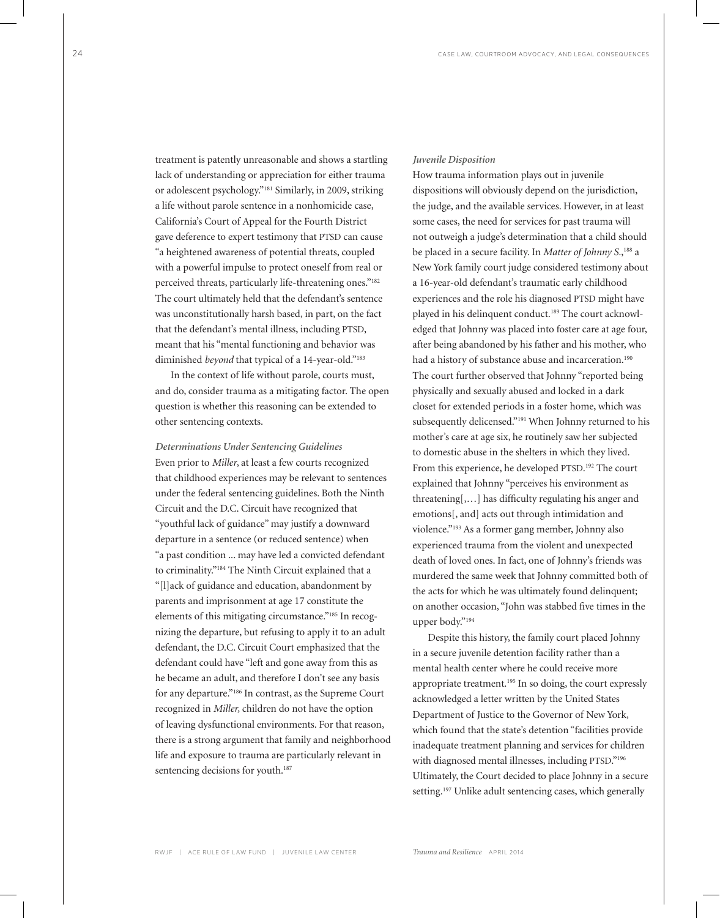treatment is patently unreasonable and shows a startling lack of understanding or appreciation for either trauma or adolescent psychology."[181] Similarly, in 2009, striking a life without parole sentence in a nonhomicide case, California's Court of Appeal for the Fourth District gave deference to expert testimony that PTSD can cause "a heightened awareness of potential threats, coupled with a powerful impulse to protect oneself from real or perceived threats, particularly life-threatening ones."[182] The court ultimately held that the defendant's sentence was unconstitutionally harsh based, in part, on the fact that the defendant's mental illness, including PTSD, meant that his "mental functioning and behavior was diminished *beyond* that typical of a 14-year-old."[183]

In the context of life without parole, courts must, and do, consider trauma as a mitigating factor. The open question is whether this reasoning can be extended to other sentencing contexts.

### *Determinations Under Sentencing Guidelines*

Even prior to *Miller*, at least a few courts recognized that childhood experiences may be relevant to sentences under the federal sentencing guidelines. Both the Ninth Circuit and the D.C. Circuit have recognized that "youthful lack of guidance" may justify a downward departure in a sentence (or reduced sentence) when "a past condition ... may have led a convicted defendant to criminality."[184] The Ninth Circuit explained that a "[l]ack of guidance and education, abandonment by parents and imprisonment at age 17 constitute the elements of this mitigating circumstance."[185] In recognizing the departure, but refusing to apply it to an adult defendant, the D.C. Circuit Court emphasized that the defendant could have "left and gone away from this as he became an adult, and therefore I don't see any basis for any departure."[186] In contrast, as the Supreme Court recognized in *Miller,* children do not have the option of leaving dysfunctional environments. For that reason, there is a strong argument that family and neighborhood life and exposure to trauma are particularly relevant in sentencing decisions for youth.[187]

### *Juvenile Disposition*

How trauma information plays out in juvenile dispositions will obviously depend on the jurisdiction, the judge, and the available services. However, in at least some cases, the need for services for past trauma will not outweigh a judge's determination that a child should be placed in a secure facility. In *Matter of Johnny S.*,[188] a New York family court judge considered testimony about a 16-year-old defendant's traumatic early childhood experiences and the role his diagnosed PTSD might have played in his delinquent conduct.[189] The court acknowledged that Johnny was placed into foster care at age four, after being abandoned by his father and his mother, who had a history of substance abuse and incarceration.[190] The court further observed that Johnny "reported being physically and sexually abused and locked in a dark closet for extended periods in a foster home, which was subsequently delicensed."[191] When Johnny returned to his mother's care at age six, he routinely saw her subjected to domestic abuse in the shelters in which they lived. From this experience, he developed PTSD.[192] The court explained that Johnny "perceives his environment as threatening[,…] has difficulty regulating his anger and emotions[, and] acts out through intimidation and violence."[193] As a former gang member, Johnny also experienced trauma from the violent and unexpected death of loved ones. In fact, one of Johnny's friends was murdered the same week that Johnny committed both of the acts for which he was ultimately found delinquent; on another occasion, "John was stabbed five times in the upper body."[194]

Despite this history, the family court placed Johnny in a secure juvenile detention facility rather than a mental health center where he could receive more appropriate treatment.[195] In so doing, the court expressly acknowledged a letter written by the United States Department of Justice to the Governor of New York, which found that the state's detention "facilities provide inadequate treatment planning and services for children with diagnosed mental illnesses, including PTSD."[196] Ultimately, the Court decided to place Johnny in a secure setting.[197] Unlike adult sentencing cases, which generally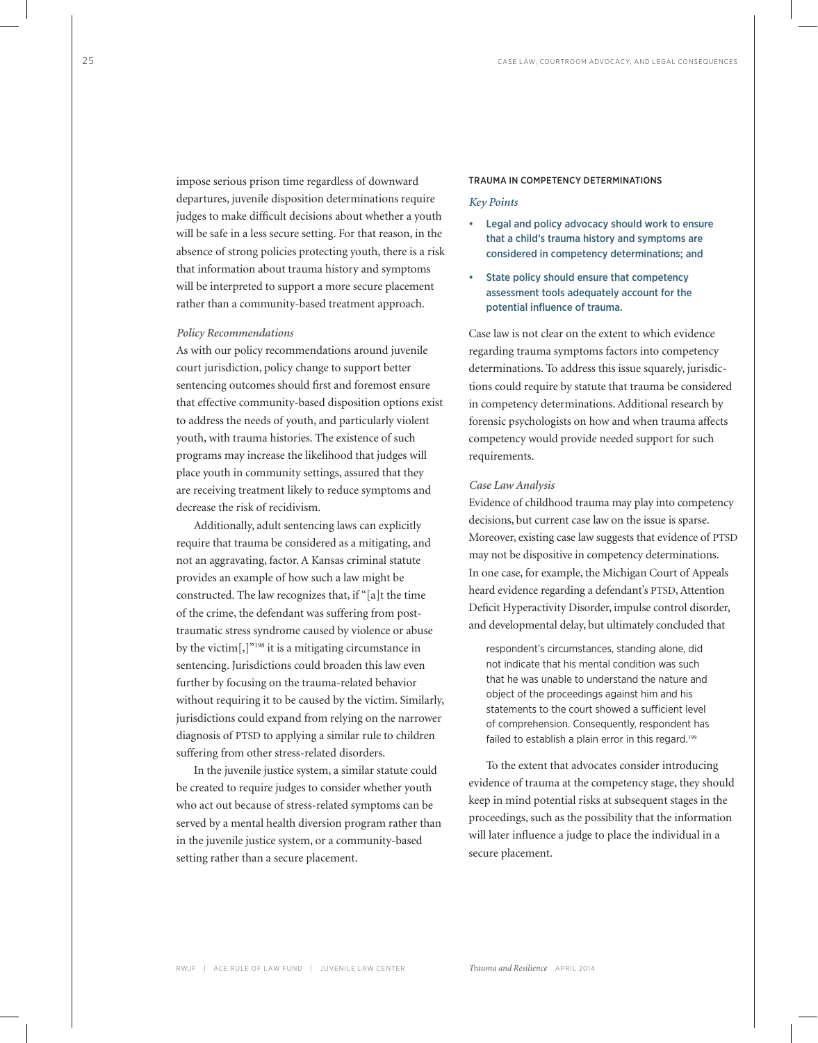impose serious prison time regardless of downward departures, juvenile disposition determinations require judges to make difficult decisions about whether a youth will be safe in a less secure setting. For that reason, in the absence of strong policies protecting youth, there is a risk that information about trauma history and symptoms will be interpreted to support a more secure placement rather than a community-based treatment approach.

*Policy Recommendations*

As with our policy recommendations around juvenile court jurisdiction, policy change to support better sentencing outcomes should first and foremost ensure that effective community-based disposition options exist to address the needs of youth, and particularly violent youth, with trauma histories. The existence of such programs may increase the likelihood that judges will place youth in community settings, assured that they are receiving treatment likely to reduce symptoms and decrease the risk of recidivism.

Additionally, adult sentencing laws can explicitly require that trauma be considered as a mitigating, and not an aggravating, factor. A Kansas criminal statute provides an example of how such a law might be constructed. The law recognizes that, if "[a]t the time of the crime, the defendant was suffering from post-traumatic stress syndrome caused by violence or abuse by the victim[,]"[198] it is a mitigating circumstance in sentencing. Jurisdictions could broaden this law even further by focusing on the trauma-related behavior without requiring it to be caused by the victim. Similarly, jurisdictions could expand from relying on the narrower diagnosis of PTSD to applying a similar rule to children suffering from other stress-related disorders.

In the juvenile justice system, a similar statute could be created to require judges to consider whether youth who act out because of stress-related symptoms can be served by a mental health diversion program rather than in the juvenile justice system, or a community-based setting rather than a secure placement.

### TRAUMA IN COMPETENCY DETERMINATIONS

*Key Points*

- Legal and policy advocacy should work to ensure that a child's trauma history and symptoms are considered in competency determinations; and
- State policy should ensure that competency assessment tools adequately account for the potential influence of trauma.

Case law is not clear on the extent to which evidence regarding trauma symptoms factors into competency determinations. To address this issue squarely, jurisdictions could require by statute that trauma be considered in competency determinations. Additional research by forensic psychologists on how and when trauma affects competency would provide needed support for such requirements.

*Case Law Analysis*

Evidence of childhood trauma may play into competency decisions, but current case law on the issue is sparse. Moreover, existing case law suggests that evidence of PTSD may not be dispositive in competency determinations. In one case, for example, the Michigan Court of Appeals heard evidence regarding a defendant's PTSD, Attention Deficit Hyperactivity Disorder, impulse control disorder, and developmental delay, but ultimately concluded that

> respondent's circumstances, standing alone, did not indicate that his mental condition was such that he was unable to understand the nature and object of the proceedings against him and his statements to the court showed a sufficient level of comprehension. Consequently, respondent has failed to establish a plain error in this regard.[199]

To the extent that advocates consider introducing evidence of trauma at the competency stage, they should keep in mind potential risks at subsequent stages in the proceedings, such as the possibility that the information will later influence a judge to place the individual in a secure placement.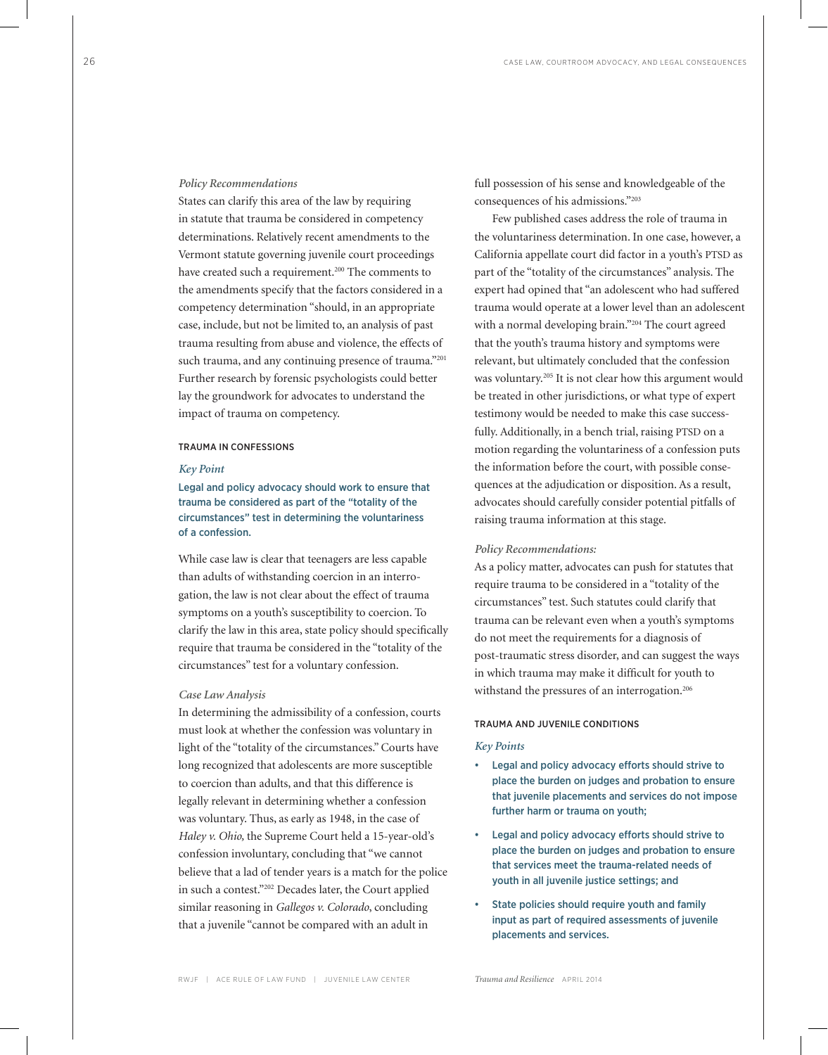*Policy Recommendations*

States can clarify this area of the law by requiring in statute that trauma be considered in competency determinations. Relatively recent amendments to the Vermont statute governing juvenile court proceedings have created such a requirement.[200] The comments to the amendments specify that the factors considered in a competency determination "should, in an appropriate case, include, but not be limited to, an analysis of past trauma resulting from abuse and violence, the effects of such trauma, and any continuing presence of trauma."[201] Further research by forensic psychologists could better lay the groundwork for advocates to understand the impact of trauma on competency.

### TRAUMA IN CONFESSIONS

*Key Point*

Legal and policy advocacy should work to ensure that trauma be considered as part of the "totality of the circumstances" test in determining the voluntariness of a confession.

While case law is clear that teenagers are less capable than adults of withstanding coercion in an interrogation, the law is not clear about the effect of trauma symptoms on a youth's susceptibility to coercion. To clarify the law in this area, state policy should specifically require that trauma be considered in the "totality of the circumstances" test for a voluntary confession.

*Case Law Analysis*

In determining the admissibility of a confession, courts must look at whether the confession was voluntary in light of the "totality of the circumstances." Courts have long recognized that adolescents are more susceptible to coercion than adults, and that this difference is legally relevant in determining whether a confession was voluntary. Thus, as early as 1948, in the case of *Haley v. Ohio,* the Supreme Court held a 15-year-old's confession involuntary, concluding that "we cannot believe that a lad of tender years is a match for the police in such a contest."[202] Decades later, the Court applied similar reasoning in *Gallegos v. Colorado*, concluding that a juvenile "cannot be compared with an adult in full possession of his sense and knowledgeable of the consequences of his admissions."[203]

Few published cases address the role of trauma in the voluntariness determination. In one case, however, a California appellate court did factor in a youth's PTSD as part of the "totality of the circumstances" analysis. The expert had opined that "an adolescent who had suffered trauma would operate at a lower level than an adolescent with a normal developing brain."[204] The court agreed that the youth's trauma history and symptoms were relevant, but ultimately concluded that the confession was voluntary.[205] It is not clear how this argument would be treated in other jurisdictions, or what type of expert testimony would be needed to make this case successfully. Additionally, in a bench trial, raising PTSD on a motion regarding the voluntariness of a confession puts the information before the court, with possible consequences at the adjudication or disposition. As a result, advocates should carefully consider potential pitfalls of raising trauma information at this stage.

*Policy Recommendations:*

As a policy matter, advocates can push for statutes that require trauma to be considered in a "totality of the circumstances" test. Such statutes could clarify that trauma can be relevant even when a youth's symptoms do not meet the requirements for a diagnosis of post-traumatic stress disorder, and can suggest the ways in which trauma may make it difficult for youth to withstand the pressures of an interrogation.[206]

### TRAUMA AND JUVENILE CONDITIONS

*Key Points*

- Legal and policy advocacy efforts should strive to place the burden on judges and probation to ensure that juvenile placements and services do not impose further harm or trauma on youth;
- Legal and policy advocacy efforts should strive to place the burden on judges and probation to ensure that services meet the trauma-related needs of youth in all juvenile justice settings; and
- State policies should require youth and family input as part of required assessments of juvenile placements and services.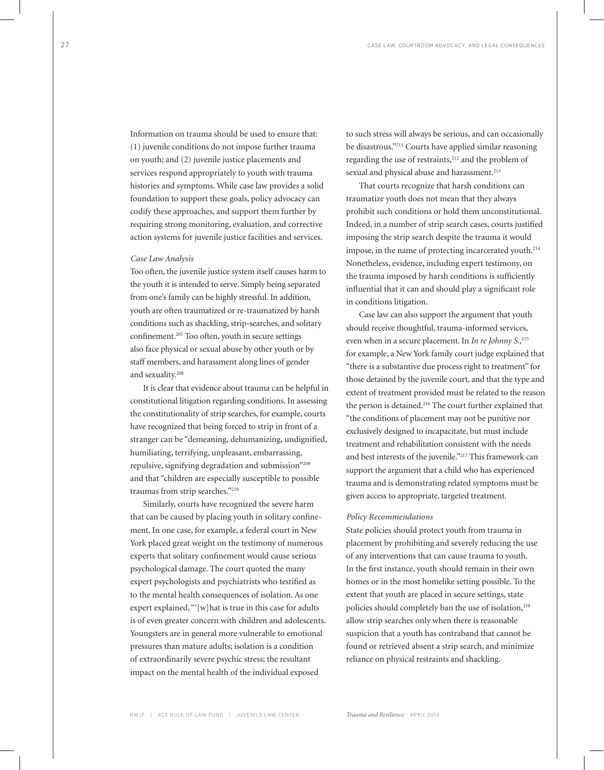Information on trauma should be used to ensure that: (1) juvenile conditions do not impose further trauma on youth; and (2) juvenile justice placements and services respond appropriately to youth with trauma histories and symptoms. While case law provides a solid foundation to support these goals, policy advocacy can codify these approaches, and support them further by requiring strong monitoring, evaluation, and corrective action systems for juvenile justice facilities and services.

*Case Law Analysis*

Too often, the juvenile justice system itself causes harm to the youth it is intended to serve. Simply being separated from one's family can be highly stressful. In addition, youth are often traumatized or re-traumatized by harsh conditions such as shackling, strip-searches, and solitary confinement.[207] Too often, youth in secure settings also face physical or sexual abuse by other youth or by staff members, and harassment along lines of gender and sexuality.[208]

It is clear that evidence about trauma can be helpful in constitutional litigation regarding conditions. In assessing the constitutionality of strip searches, for example, courts have recognized that being forced to strip in front of a stranger can be "demeaning, dehumanizing, undignified, humiliating, terrifying, unpleasant, embarrassing, repulsive, signifying degradation and submission"[209] and that "children are especially susceptible to possible traumas from strip searches."[210]

Similarly, courts have recognized the severe harm that can be caused by placing youth in solitary confinement. In one case, for example, a federal court in New York placed great weight on the testimony of numerous experts that solitary confinement would cause serious psychological damage. The court quoted the many expert psychologists and psychiatrists who testified as to the mental health consequences of isolation. As one expert explained, "'[w]hat is true in this case for adults is of even greater concern with children and adolescents. Youngsters are in general more vulnerable to emotional pressures than mature adults; isolation is a condition of extraordinarily severe psychic stress; the resultant impact on the mental health of the individual exposed to such stress will always be serious, and can occasionally be disastrous."[211] Courts have applied similar reasoning regarding the use of restraints,[212] and the problem of sexual and physical abuse and harassment.[213]

That courts recognize that harsh conditions can traumatize youth does not mean that they always prohibit such conditions or hold them unconstitutional. Indeed, in a number of strip search cases, courts justified imposing the strip search despite the trauma it would impose, in the name of protecting incarcerated youth.[214] Nonetheless, evidence, including expert testimony, on the trauma imposed by harsh conditions is sufficiently influential that it can and should play a significant role in conditions litigation.

Case law can also support the argument that youth should receive thoughtful, trauma-informed services, even when in a secure placement. In *In re Johnny S.*,[215] for example, a New York family court judge explained that "there is a substantive due process right to treatment" for those detained by the juvenile court, and that the type and extent of treatment provided must be related to the reason the person is detained.[216] The court further explained that "the conditions of placement may not be punitive nor exclusively designed to incapacitate, but must include treatment and rehabilitation consistent with the needs and best interests of the juvenile."[217] This framework can support the argument that a child who has experienced trauma and is demonstrating related symptoms must be given access to appropriate, targeted treatment.

*Policy Recommendations*

State policies should protect youth from trauma in placement by prohibiting and severely reducing the use of any interventions that can cause trauma to youth. In the first instance, youth should remain in their own homes or in the most homelike setting possible. To the extent that youth are placed in secure settings, state policies should completely ban the use of isolation,[218] allow strip searches only when there is reasonable suspicion that a youth has contraband that cannot be found or retrieved absent a strip search, and minimize reliance on physical restraints and shackling.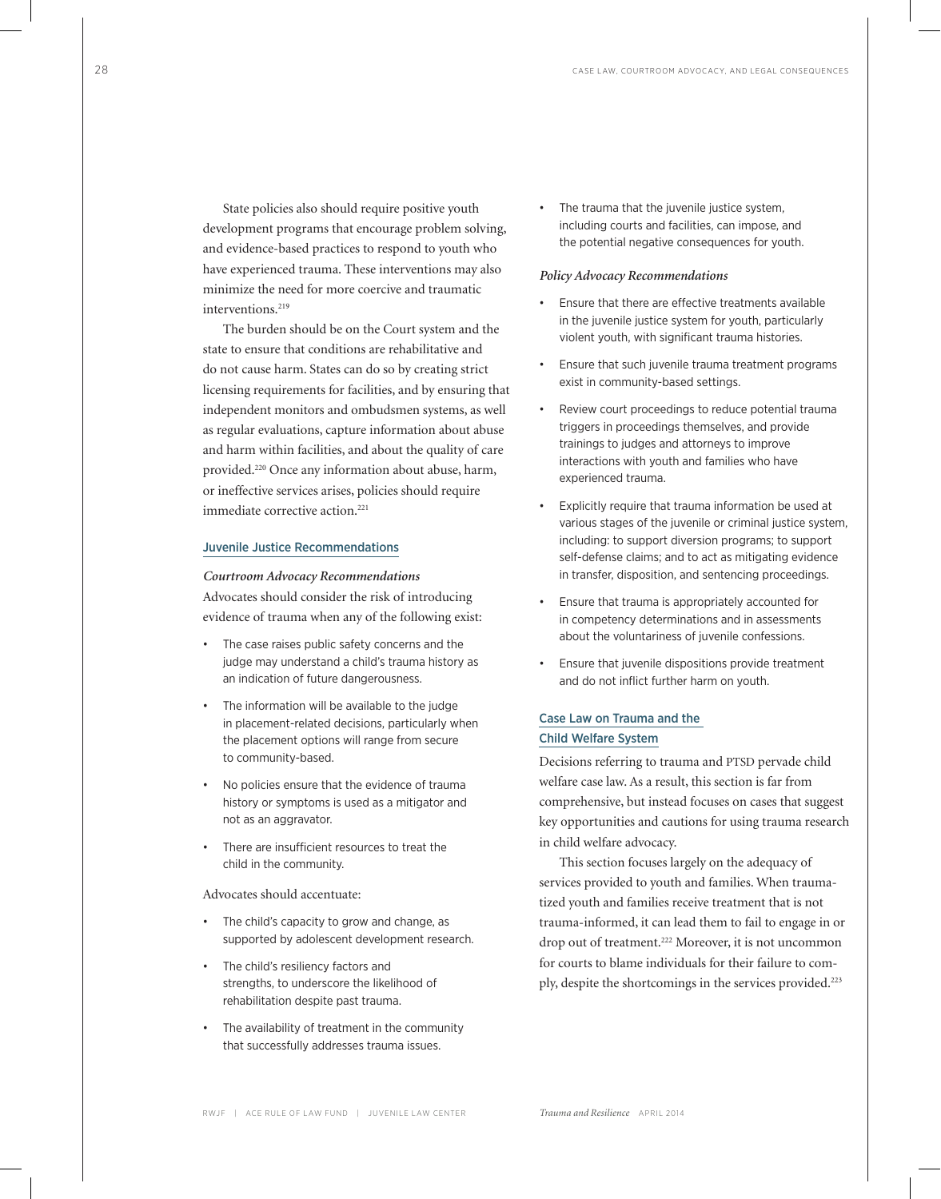State policies also should require positive youth development programs that encourage problem solving, and evidence-based practices to respond to youth who have experienced trauma. These interventions may also minimize the need for more coercive and traumatic interventions.[219]

The burden should be on the Court system and the state to ensure that conditions are rehabilitative and do not cause harm. States can do so by creating strict licensing requirements for facilities, and by ensuring that independent monitors and ombudsmen systems, as well as regular evaluations, capture information about abuse and harm within facilities, and about the quality of care provided.[220] Once any information about abuse, harm, or ineffective services arises, policies should require immediate corrective action.[221]

## Juvenile Justice Recommendations

***Courtroom Advocacy Recommendations***

Advocates should consider the risk of introducing evidence of trauma when any of the following exist:

- The case raises public safety concerns and the judge may understand a child's trauma history as an indication of future dangerousness.
- The information will be available to the judge in placement-related decisions, particularly when the placement options will range from secure to community-based.
- No policies ensure that the evidence of trauma history or symptoms is used as a mitigator and not as an aggravator.
- There are insufficient resources to treat the child in the community.

Advocates should accentuate:

- The child's capacity to grow and change, as supported by adolescent development research.
- The child's resiliency factors and strengths, to underscore the likelihood of rehabilitation despite past trauma.
- The availability of treatment in the community that successfully addresses trauma issues.
- The trauma that the juvenile justice system, including courts and facilities, can impose, and the potential negative consequences for youth.

***Policy Advocacy Recommendations***

- Ensure that there are effective treatments available in the juvenile justice system for youth, particularly violent youth, with significant trauma histories.
- Ensure that such juvenile trauma treatment programs exist in community-based settings.
- Review court proceedings to reduce potential trauma triggers in proceedings themselves, and provide trainings to judges and attorneys to improve interactions with youth and families who have experienced trauma.
- Explicitly require that trauma information be used at various stages of the juvenile or criminal justice system, including: to support diversion programs; to support self-defense claims; and to act as mitigating evidence in transfer, disposition, and sentencing proceedings.
- Ensure that trauma is appropriately accounted for in competency determinations and in assessments about the voluntariness of juvenile confessions.
- Ensure that juvenile dispositions provide treatment and do not inflict further harm on youth.

## Case Law on Trauma and the Child Welfare System

Decisions referring to trauma and PTSD pervade child welfare case law. As a result, this section is far from comprehensive, but instead focuses on cases that suggest key opportunities and cautions for using trauma research in child welfare advocacy.

This section focuses largely on the adequacy of services provided to youth and families. When traumatized youth and families receive treatment that is not trauma-informed, it can lead them to fail to engage in or drop out of treatment.[222] Moreover, it is not uncommon for courts to blame individuals for their failure to comply, despite the shortcomings in the services provided.[223]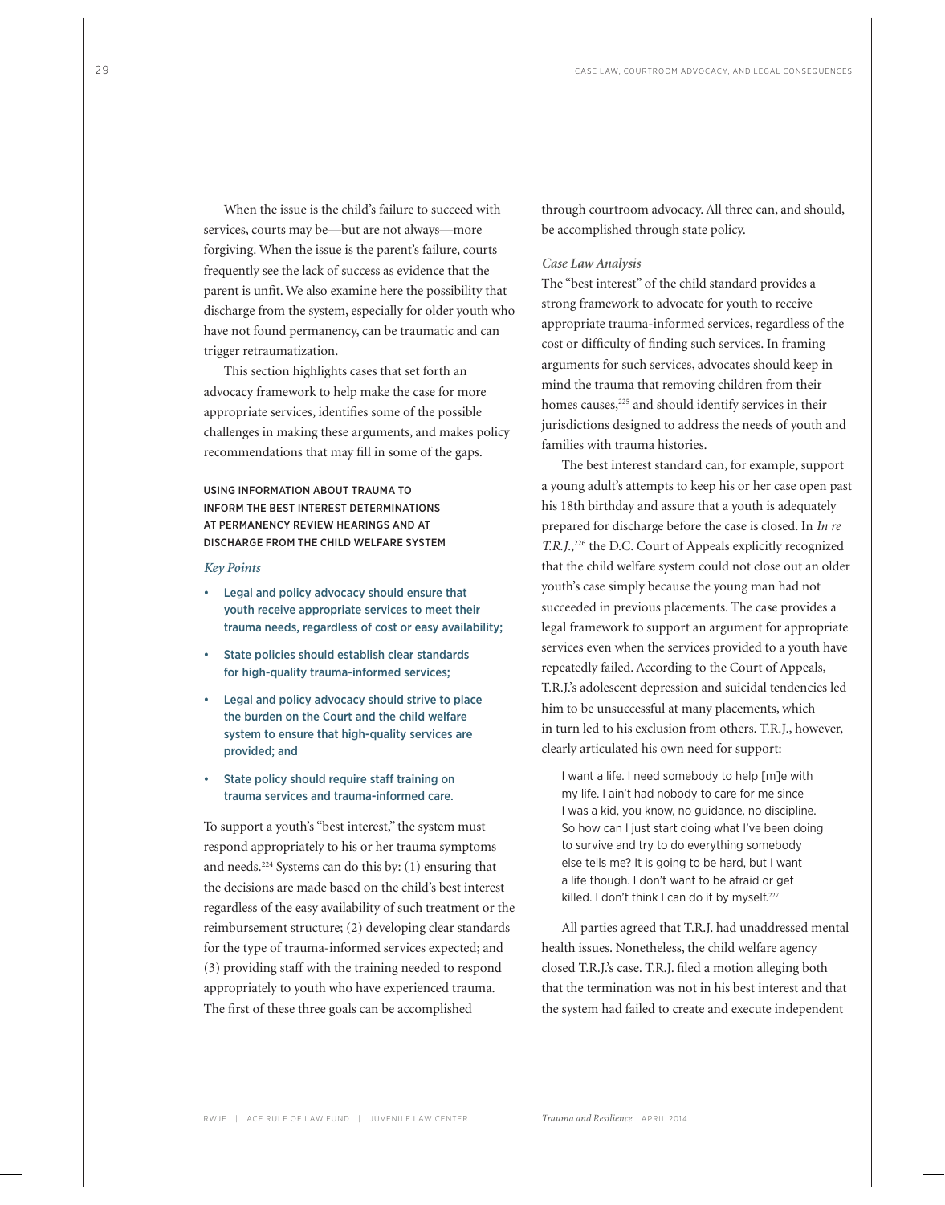When the issue is the child's failure to succeed with services, courts may be—but are not always—more forgiving. When the issue is the parent's failure, courts frequently see the lack of success as evidence that the parent is unfit. We also examine here the possibility that discharge from the system, especially for older youth who have not found permanency, can be traumatic and can trigger retraumatization.

This section highlights cases that set forth an advocacy framework to help make the case for more appropriate services, identifies some of the possible challenges in making these arguments, and makes policy recommendations that may fill in some of the gaps.

### USING INFORMATION ABOUT TRAUMA TO INFORM THE BEST INTEREST DETERMINATIONS AT PERMANENCY REVIEW HEARINGS AND AT DISCHARGE FROM THE CHILD WELFARE SYSTEM

#### *Key Points*

- Legal and policy advocacy should ensure that youth receive appropriate services to meet their trauma needs, regardless of cost or easy availability;
- State policies should establish clear standards for high-quality trauma-informed services;
- Legal and policy advocacy should strive to place the burden on the Court and the child welfare system to ensure that high-quality services are provided; and
- State policy should require staff training on trauma services and trauma-informed care.

To support a youth's "best interest," the system must respond appropriately to his or her trauma symptoms and needs.[224] Systems can do this by: (1) ensuring that the decisions are made based on the child's best interest regardless of the easy availability of such treatment or the reimbursement structure; (2) developing clear standards for the type of trauma-informed services expected; and (3) providing staff with the training needed to respond appropriately to youth who have experienced trauma. The first of these three goals can be accomplished through courtroom advocacy. All three can, and should, be accomplished through state policy.

#### *Case Law Analysis*

The "best interest" of the child standard provides a strong framework to advocate for youth to receive appropriate trauma-informed services, regardless of the cost or difficulty of finding such services. In framing arguments for such services, advocates should keep in mind the trauma that removing children from their homes causes,[225] and should identify services in their jurisdictions designed to address the needs of youth and families with trauma histories.

The best interest standard can, for example, support a young adult's attempts to keep his or her case open past his 18th birthday and assure that a youth is adequately prepared for discharge before the case is closed. In *In re T.R.J.*,[226] the D.C. Court of Appeals explicitly recognized that the child welfare system could not close out an older youth's case simply because the young man had not succeeded in previous placements. The case provides a legal framework to support an argument for appropriate services even when the services provided to a youth have repeatedly failed. According to the Court of Appeals, T.R.J.'s adolescent depression and suicidal tendencies led him to be unsuccessful at many placements, which in turn led to his exclusion from others. T.R.J., however, clearly articulated his own need for support:

> I want a life. I need somebody to help [m]e with my life. I ain't had nobody to care for me since I was a kid, you know, no guidance, no discipline. So how can I just start doing what I've been doing to survive and try to do everything somebody else tells me? It is going to be hard, but I want a life though. I don't want to be afraid or get killed. I don't think I can do it by myself.[227]

All parties agreed that T.R.J. had unaddressed mental health issues. Nonetheless, the child welfare agency closed T.R.J.'s case. T.R.J. filed a motion alleging both that the termination was not in his best interest and that the system had failed to create and execute independent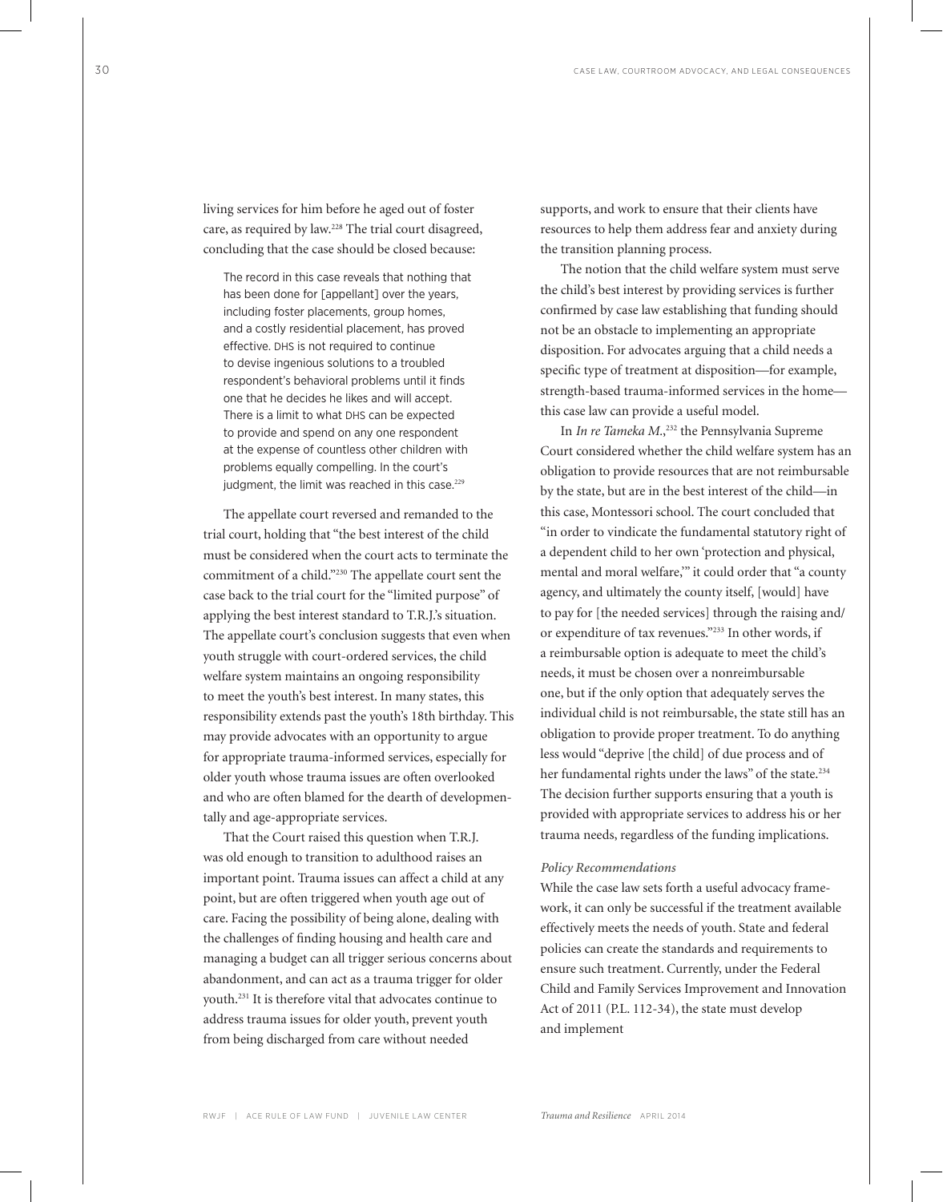living services for him before he aged out of foster care, as required by law.[228] The trial court disagreed, concluding that the case should be closed because:

> The record in this case reveals that nothing that has been done for [appellant] over the years, including foster placements, group homes, and a costly residential placement, has proved effective. DHS is not required to continue to devise ingenious solutions to a troubled respondent's behavioral problems until it finds one that he decides he likes and will accept. There is a limit to what DHS can be expected to provide and spend on any one respondent at the expense of countless other children with problems equally compelling. In the court's judgment, the limit was reached in this case.[229]

The appellate court reversed and remanded to the trial court, holding that "the best interest of the child must be considered when the court acts to terminate the commitment of a child."[230] The appellate court sent the case back to the trial court for the "limited purpose" of applying the best interest standard to T.R.J.'s situation. The appellate court's conclusion suggests that even when youth struggle with court-ordered services, the child welfare system maintains an ongoing responsibility to meet the youth's best interest. In many states, this responsibility extends past the youth's 18th birthday. This may provide advocates with an opportunity to argue for appropriate trauma-informed services, especially for older youth whose trauma issues are often overlooked and who are often blamed for the dearth of developmentally and age-appropriate services.

That the Court raised this question when T.R.J. was old enough to transition to adulthood raises an important point. Trauma issues can affect a child at any point, but are often triggered when youth age out of care. Facing the possibility of being alone, dealing with the challenges of finding housing and health care and managing a budget can all trigger serious concerns about abandonment, and can act as a trauma trigger for older youth.[231] It is therefore vital that advocates continue to address trauma issues for older youth, prevent youth from being discharged from care without needed supports, and work to ensure that their clients have resources to help them address fear and anxiety during the transition planning process.

The notion that the child welfare system must serve the child's best interest by providing services is further confirmed by case law establishing that funding should not be an obstacle to implementing an appropriate disposition. For advocates arguing that a child needs a specific type of treatment at disposition—for example, strength-based trauma-informed services in the home—this case law can provide a useful model.

In *In re Tameka M.*,[232] the Pennsylvania Supreme Court considered whether the child welfare system has an obligation to provide resources that are not reimbursable by the state, but are in the best interest of the child—in this case, Montessori school. The court concluded that "in order to vindicate the fundamental statutory right of a dependent child to her own 'protection and physical, mental and moral welfare,'" it could order that "a county agency, and ultimately the county itself, [would] have to pay for [the needed services] through the raising and/or expenditure of tax revenues."[233] In other words, if a reimbursable option is adequate to meet the child's needs, it must be chosen over a nonreimbursable one, but if the only option that adequately serves the individual child is not reimbursable, the state still has an obligation to provide proper treatment. To do anything less would "deprive [the child] of due process and of her fundamental rights under the laws" of the state.[234] The decision further supports ensuring that a youth is provided with appropriate services to address his or her trauma needs, regardless of the funding implications.

*Policy Recommendations*

While the case law sets forth a useful advocacy framework, it can only be successful if the treatment available effectively meets the needs of youth. State and federal policies can create the standards and requirements to ensure such treatment. Currently, under the Federal Child and Family Services Improvement and Innovation Act of 2011 (P.L. 112-34), the state must develop and implement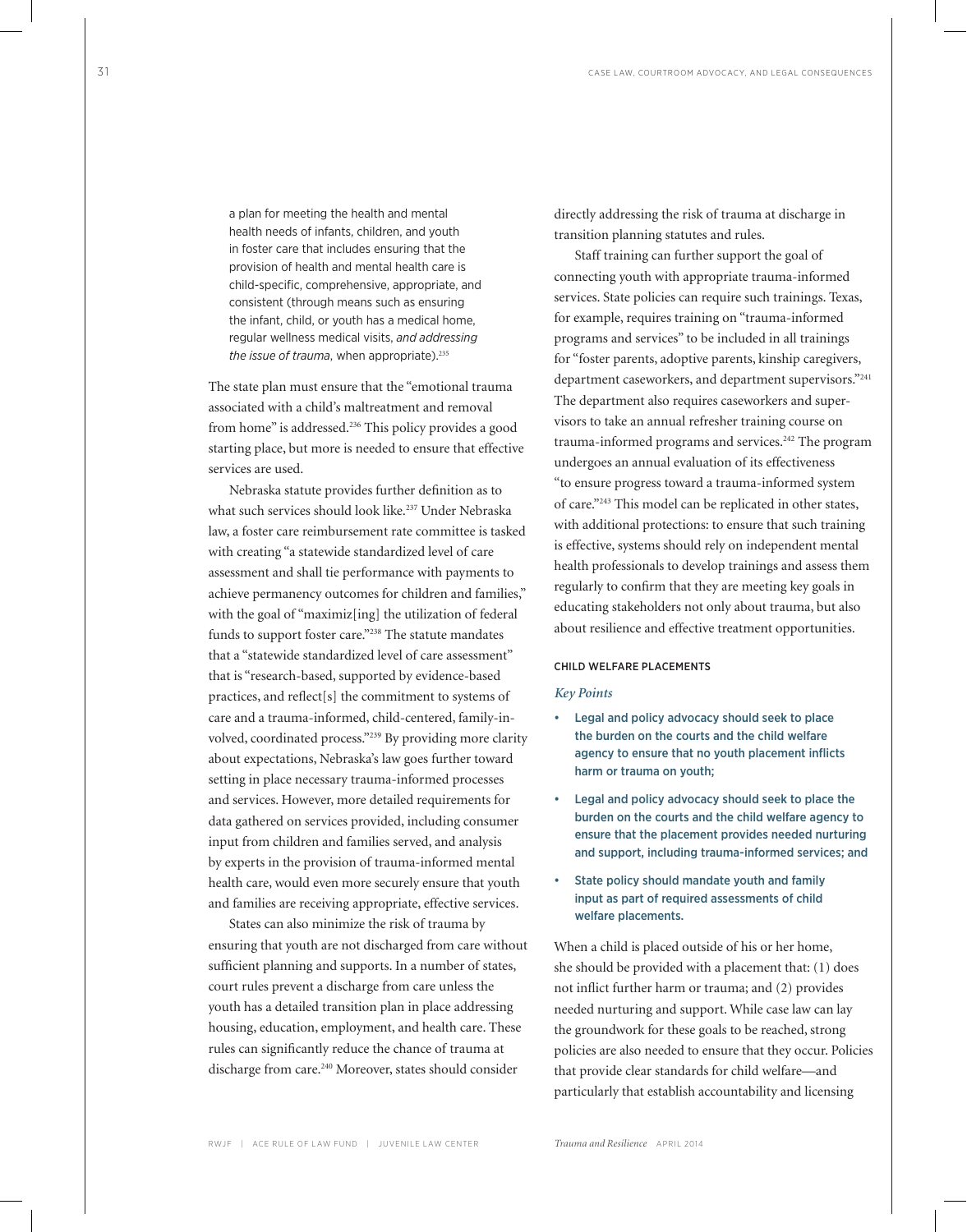> a plan for meeting the health and mental health needs of infants, children, and youth in foster care that includes ensuring that the provision of health and mental health care is child-specific, comprehensive, appropriate, and consistent (through means such as ensuring the infant, child, or youth has a medical home, regular wellness medical visits, *and addressing the issue of trauma*, when appropriate).[235]

The state plan must ensure that the "emotional trauma associated with a child's maltreatment and removal from home" is addressed.[236] This policy provides a good starting place, but more is needed to ensure that effective services are used.

Nebraska statute provides further definition as to what such services should look like.[237] Under Nebraska law, a foster care reimbursement rate committee is tasked with creating "a statewide standardized level of care assessment and shall tie performance with payments to achieve permanency outcomes for children and families," with the goal of "maximiz[ing] the utilization of federal funds to support foster care."[238] The statute mandates that a "statewide standardized level of care assessment" that is "research-based, supported by evidence-based practices, and reflect[s] the commitment to systems of care and a trauma-informed, child-centered, family-involved, coordinated process."[239] By providing more clarity about expectations, Nebraska's law goes further toward setting in place necessary trauma-informed processes and services. However, more detailed requirements for data gathered on services provided, including consumer input from children and families served, and analysis by experts in the provision of trauma-informed mental health care, would even more securely ensure that youth and families are receiving appropriate, effective services.

States can also minimize the risk of trauma by ensuring that youth are not discharged from care without sufficient planning and supports. In a number of states, court rules prevent a discharge from care unless the youth has a detailed transition plan in place addressing housing, education, employment, and health care. These rules can significantly reduce the chance of trauma at discharge from care.[240] Moreover, states should consider directly addressing the risk of trauma at discharge in transition planning statutes and rules.

Staff training can further support the goal of connecting youth with appropriate trauma-informed services. State policies can require such trainings. Texas, for example, requires training on "trauma-informed programs and services" to be included in all trainings for "foster parents, adoptive parents, kinship caregivers, department caseworkers, and department supervisors."[241] The department also requires caseworkers and supervisors to take an annual refresher training course on trauma-informed programs and services.[242] The program undergoes an annual evaluation of its effectiveness "to ensure progress toward a trauma-informed system of care."[243] This model can be replicated in other states, with additional protections: to ensure that such training is effective, systems should rely on independent mental health professionals to develop trainings and assess them regularly to confirm that they are meeting key goals in educating stakeholders not only about trauma, but also about resilience and effective treatment opportunities.

### CHILD WELFARE PLACEMENTS

*Key Points*

- Legal and policy advocacy should seek to place the burden on the courts and the child welfare agency to ensure that no youth placement inflicts harm or trauma on youth;
- Legal and policy advocacy should seek to place the burden on the courts and the child welfare agency to ensure that the placement provides needed nurturing and support, including trauma-informed services; and
- State policy should mandate youth and family input as part of required assessments of child welfare placements.

When a child is placed outside of his or her home, she should be provided with a placement that: (1) does not inflict further harm or trauma; and (2) provides needed nurturing and support. While case law can lay the groundwork for these goals to be reached, strong policies are also needed to ensure that they occur. Policies that provide clear standards for child welfare—and particularly that establish accountability and licensing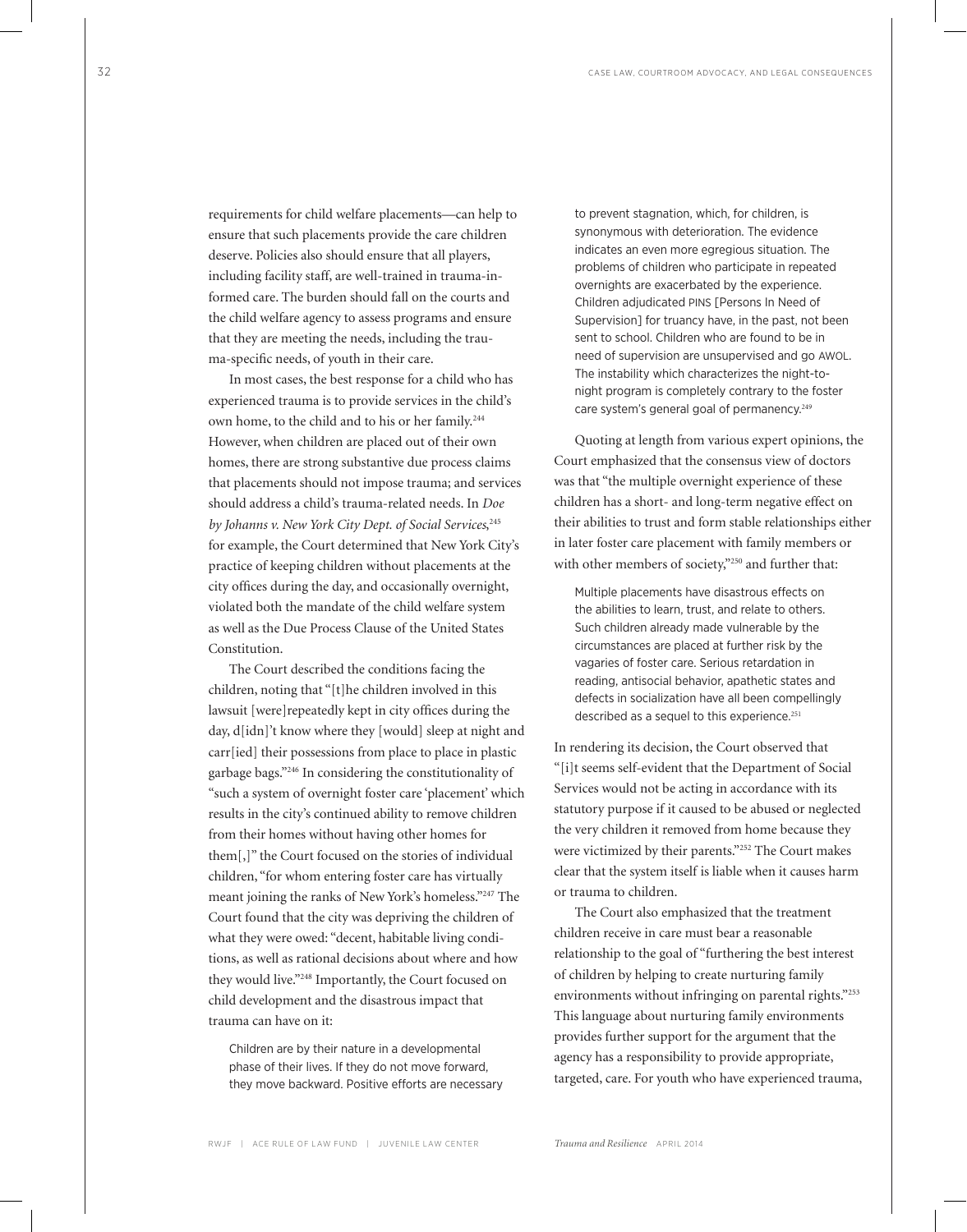requirements for child welfare placements—can help to ensure that such placements provide the care children deserve. Policies also should ensure that all players, including facility staff, are well-trained in trauma-informed care. The burden should fall on the courts and the child welfare agency to assess programs and ensure that they are meeting the needs, including the trauma-specific needs, of youth in their care.

In most cases, the best response for a child who has experienced trauma is to provide services in the child's own home, to the child and to his or her family.[244] However, when children are placed out of their own homes, there are strong substantive due process claims that placements should not impose trauma; and services should address a child's trauma-related needs. In *Doe by Johanns v. New York City Dept. of Social Services*,[245] for example, the Court determined that New York City's practice of keeping children without placements at the city offices during the day, and occasionally overnight, violated both the mandate of the child welfare system as well as the Due Process Clause of the United States Constitution.

The Court described the conditions facing the children, noting that "[t]he children involved in this lawsuit [were]repeatedly kept in city offices during the day, d[idn]'t know where they [would] sleep at night and carr[ied] their possessions from place to place in plastic garbage bags."[246] In considering the constitutionality of "such a system of overnight foster care 'placement' which results in the city's continued ability to remove children from their homes without having other homes for them[,]" the Court focused on the stories of individual children, "for whom entering foster care has virtually meant joining the ranks of New York's homeless."[247] The Court found that the city was depriving the children of what they were owed: "decent, habitable living conditions, as well as rational decisions about where and how they would live."[248] Importantly, the Court focused on child development and the disastrous impact that trauma can have on it:

> Children are by their nature in a developmental phase of their lives. If they do not move forward, they move backward. Positive efforts are necessary to prevent stagnation, which, for children, is synonymous with deterioration. The evidence indicates an even more egregious situation. The problems of children who participate in repeated overnights are exacerbated by the experience. Children adjudicated PINS [Persons In Need of Supervision] for truancy have, in the past, not been sent to school. Children who are found to be in need of supervision are unsupervised and go AWOL. The instability which characterizes the night-to-night program is completely contrary to the foster care system's general goal of permanency.[249]

Quoting at length from various expert opinions, the Court emphasized that the consensus view of doctors was that "the multiple overnight experience of these children has a short- and long-term negative effect on their abilities to trust and form stable relationships either in later foster care placement with family members or with other members of society,"[250] and further that:

> Multiple placements have disastrous effects on the abilities to learn, trust, and relate to others. Such children already made vulnerable by the circumstances are placed at further risk by the vagaries of foster care. Serious retardation in reading, antisocial behavior, apathetic states and defects in socialization have all been compellingly described as a sequel to this experience.[251]

In rendering its decision, the Court observed that "[i]t seems self-evident that the Department of Social Services would not be acting in accordance with its statutory purpose if it caused to be abused or neglected the very children it removed from home because they were victimized by their parents."[252] The Court makes clear that the system itself is liable when it causes harm or trauma to children.

The Court also emphasized that the treatment children receive in care must bear a reasonable relationship to the goal of "furthering the best interest of children by helping to create nurturing family environments without infringing on parental rights."[253] This language about nurturing family environments provides further support for the argument that the agency has a responsibility to provide appropriate, targeted, care. For youth who have experienced trauma,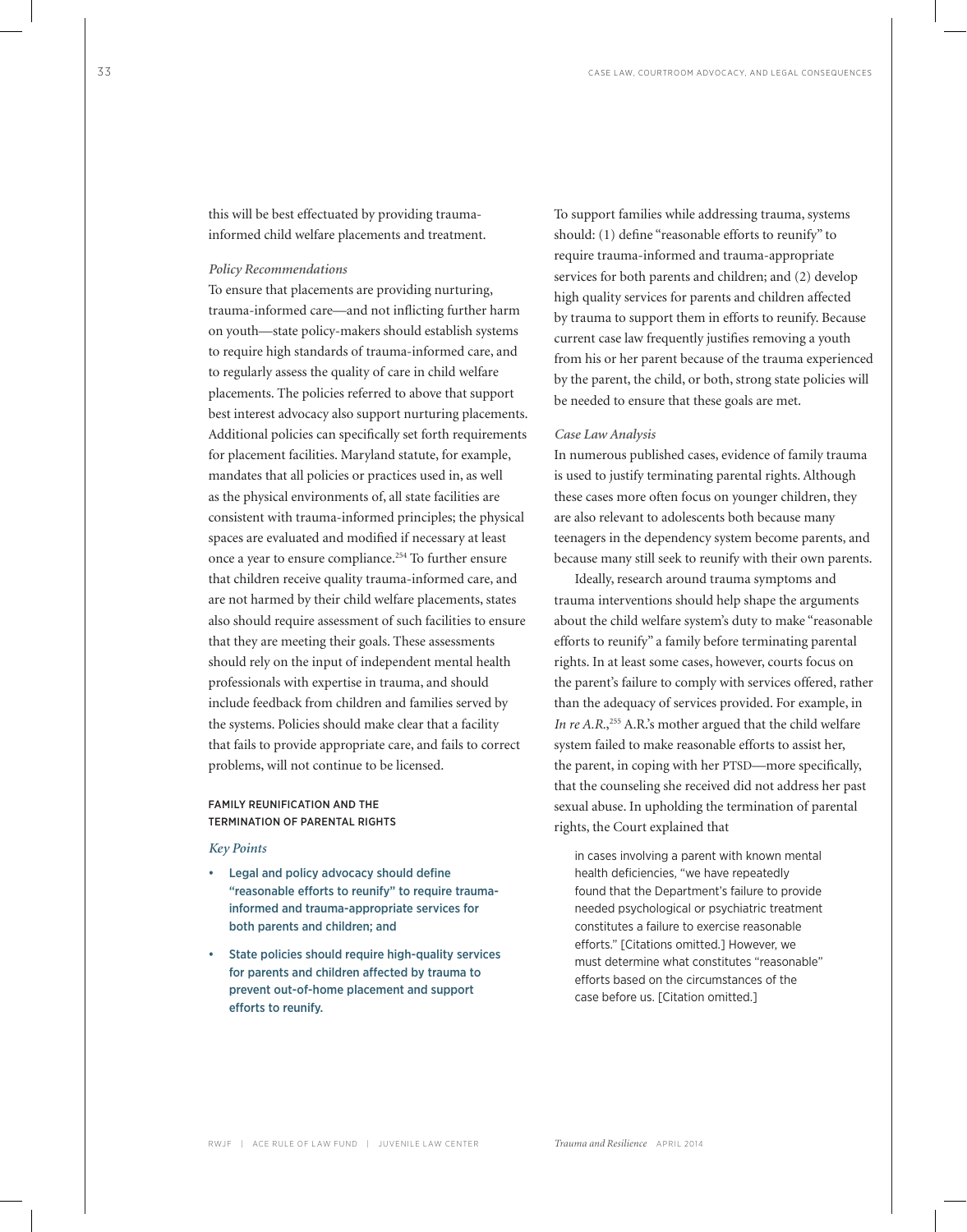this will be best effectuated by providing trauma-informed child welfare placements and treatment.

*Policy Recommendations*

To ensure that placements are providing nurturing, trauma-informed care—and not inflicting further harm on youth—state policy-makers should establish systems to require high standards of trauma-informed care, and to regularly assess the quality of care in child welfare placements. The policies referred to above that support best interest advocacy also support nurturing placements. Additional policies can specifically set forth requirements for placement facilities. Maryland statute, for example, mandates that all policies or practices used in, as well as the physical environments of, all state facilities are consistent with trauma-informed principles; the physical spaces are evaluated and modified if necessary at least once a year to ensure compliance.[254] To further ensure that children receive quality trauma-informed care, and are not harmed by their child welfare placements, states also should require assessment of such facilities to ensure that they are meeting their goals. These assessments should rely on the input of independent mental health professionals with expertise in trauma, and should include feedback from children and families served by the systems. Policies should make clear that a facility that fails to provide appropriate care, and fails to correct problems, will not continue to be licensed.

### FAMILY REUNIFICATION AND THE TERMINATION OF PARENTAL RIGHTS

*Key Points*

- Legal and policy advocacy should define "reasonable efforts to reunify" to require trauma-informed and trauma-appropriate services for both parents and children; and
- State policies should require high-quality services for parents and children affected by trauma to prevent out-of-home placement and support efforts to reunify.

To support families while addressing trauma, systems should: (1) define "reasonable efforts to reunify" to require trauma-informed and trauma-appropriate services for both parents and children; and (2) develop high quality services for parents and children affected by trauma to support them in efforts to reunify. Because current case law frequently justifies removing a youth from his or her parent because of the trauma experienced by the parent, the child, or both, strong state policies will be needed to ensure that these goals are met.

*Case Law Analysis*

In numerous published cases, evidence of family trauma is used to justify terminating parental rights. Although these cases more often focus on younger children, they are also relevant to adolescents both because many teenagers in the dependency system become parents, and because many still seek to reunify with their own parents.

Ideally, research around trauma symptoms and trauma interventions should help shape the arguments about the child welfare system's duty to make "reasonable efforts to reunify" a family before terminating parental rights. In at least some cases, however, courts focus on the parent's failure to comply with services offered, rather than the adequacy of services provided. For example, in *In re A.R.*,[255] A.R.'s mother argued that the child welfare system failed to make reasonable efforts to assist her, the parent, in coping with her PTSD—more specifically, that the counseling she received did not address her past sexual abuse. In upholding the termination of parental rights, the Court explained that

> in cases involving a parent with known mental health deficiencies, "we have repeatedly found that the Department's failure to provide needed psychological or psychiatric treatment constitutes a failure to exercise reasonable efforts." [Citations omitted.] However, we must determine what constitutes "reasonable" efforts based on the circumstances of the case before us. [Citation omitted.]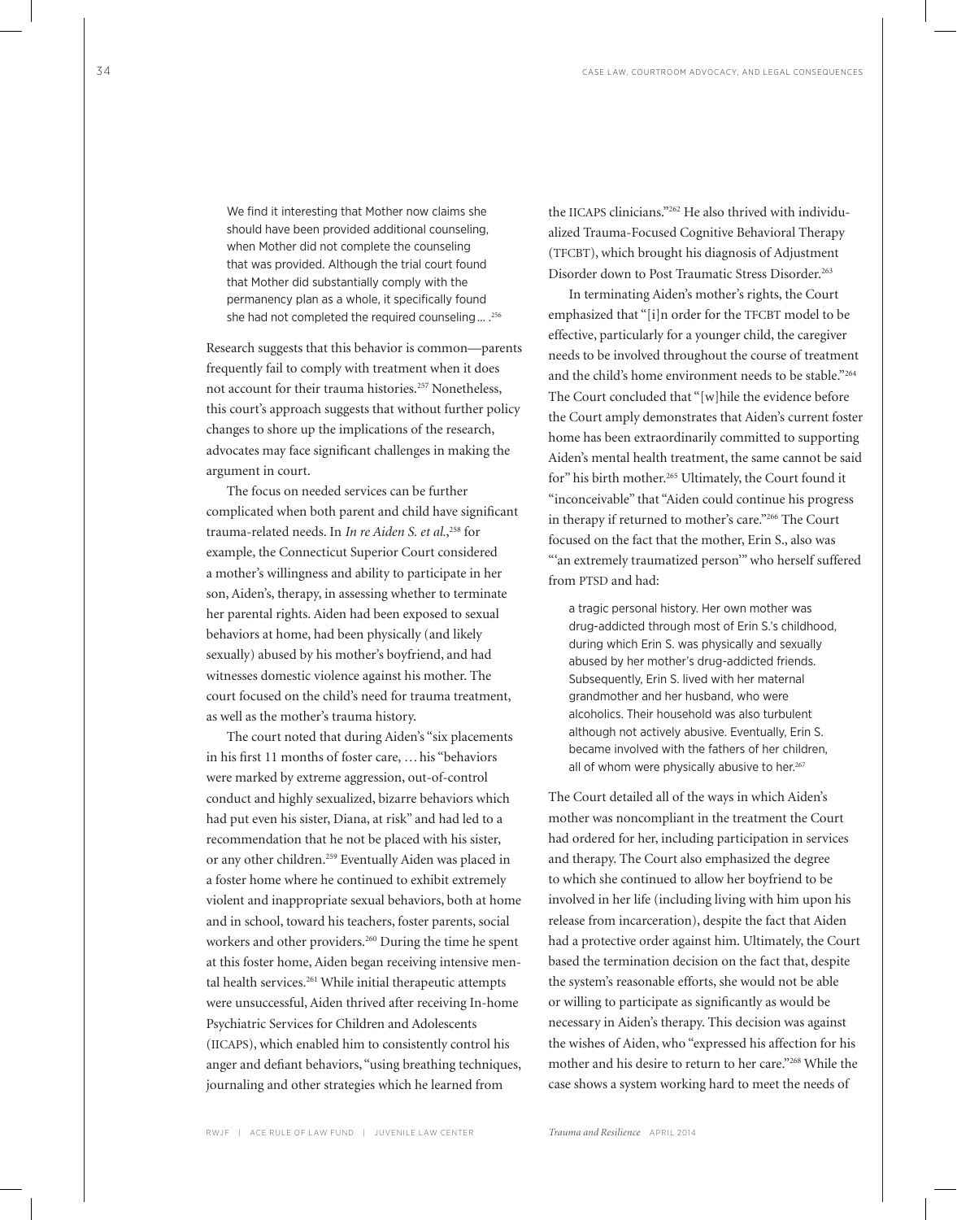> We find it interesting that Mother now claims she should have been provided additional counseling, when Mother did not complete the counseling that was provided. Although the trial court found that Mother did substantially comply with the permanency plan as a whole, it specifically found she had not completed the required counseling… .[256]

Research suggests that this behavior is common—parents frequently fail to comply with treatment when it does not account for their trauma histories.[257] Nonetheless, this court's approach suggests that without further policy changes to shore up the implications of the research, advocates may face significant challenges in making the argument in court.

The focus on needed services can be further complicated when both parent and child have significant trauma-related needs. In *In re Aiden S. et al.*,[258] for example, the Connecticut Superior Court considered a mother's willingness and ability to participate in her son, Aiden's, therapy, in assessing whether to terminate her parental rights. Aiden had been exposed to sexual behaviors at home, had been physically (and likely sexually) abused by his mother's boyfriend, and had witnesses domestic violence against his mother. The court focused on the child's need for trauma treatment, as well as the mother's trauma history.

The court noted that during Aiden's "six placements in his first 11 months of foster care, … his "behaviors were marked by extreme aggression, out-of-control conduct and highly sexualized, bizarre behaviors which had put even his sister, Diana, at risk" and had led to a recommendation that he not be placed with his sister, or any other children.[259] Eventually Aiden was placed in a foster home where he continued to exhibit extremely violent and inappropriate sexual behaviors, both at home and in school, toward his teachers, foster parents, social workers and other providers.[260] During the time he spent at this foster home, Aiden began receiving intensive mental health services.[261] While initial therapeutic attempts were unsuccessful, Aiden thrived after receiving In-home Psychiatric Services for Children and Adolescents (IICAPS), which enabled him to consistently control his anger and defiant behaviors, "using breathing techniques, journaling and other strategies which he learned from the IICAPS clinicians."[262] He also thrived with individualized Trauma-Focused Cognitive Behavioral Therapy (TFCBT), which brought his diagnosis of Adjustment Disorder down to Post Traumatic Stress Disorder.[263]

In terminating Aiden's mother's rights, the Court emphasized that "[i]n order for the TFCBT model to be effective, particularly for a younger child, the caregiver needs to be involved throughout the course of treatment and the child's home environment needs to be stable."[264] The Court concluded that "[w]hile the evidence before the Court amply demonstrates that Aiden's current foster home has been extraordinarily committed to supporting Aiden's mental health treatment, the same cannot be said for" his birth mother.[265] Ultimately, the Court found it "inconceivable" that "Aiden could continue his progress in therapy if returned to mother's care."[266] The Court focused on the fact that the mother, Erin S., also was "'an extremely traumatized person'" who herself suffered from PTSD and had:

> a tragic personal history. Her own mother was drug-addicted through most of Erin S.'s childhood, during which Erin S. was physically and sexually abused by her mother's drug-addicted friends. Subsequently, Erin S. lived with her maternal grandmother and her husband, who were alcoholics. Their household was also turbulent although not actively abusive. Eventually, Erin S. became involved with the fathers of her children, all of whom were physically abusive to her.[267]

The Court detailed all of the ways in which Aiden's mother was noncompliant in the treatment the Court had ordered for her, including participation in services and therapy. The Court also emphasized the degree to which she continued to allow her boyfriend to be involved in her life (including living with him upon his release from incarceration), despite the fact that Aiden had a protective order against him. Ultimately, the Court based the termination decision on the fact that, despite the system's reasonable efforts, she would not be able or willing to participate as significantly as would be necessary in Aiden's therapy. This decision was against the wishes of Aiden, who "expressed his affection for his mother and his desire to return to her care."[268] While the case shows a system working hard to meet the needs of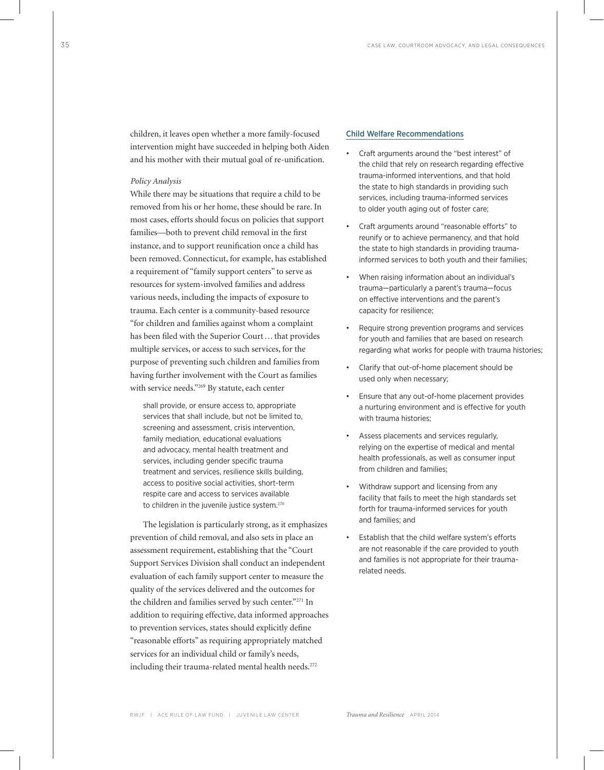children, it leaves open whether a more family-focused intervention might have succeeded in helping both Aiden and his mother with their mutual goal of re-unification.

*Policy Analysis*

While there may be situations that require a child to be removed from his or her home, these should be rare. In most cases, efforts should focus on policies that support families—both to prevent child removal in the first instance, and to support reunification once a child has been removed. Connecticut, for example, has established a requirement of "family support centers" to serve as resources for system-involved families and address various needs, including the impacts of exposure to trauma. Each center is a community-based resource "for children and families against whom a complaint has been filed with the Superior Court … that provides multiple services, or access to such services, for the purpose of preventing such children and families from having further involvement with the Court as families with service needs."[269] By statute, each center

> shall provide, or ensure access to, appropriate services that shall include, but not be limited to, screening and assessment, crisis intervention, family mediation, educational evaluations and advocacy, mental health treatment and services, including gender specific trauma treatment and services, resilience skills building, access to positive social activities, short-term respite care and access to services available to children in the juvenile justice system.[270]

The legislation is particularly strong, as it emphasizes prevention of child removal, and also sets in place an assessment requirement, establishing that the "Court Support Services Division shall conduct an independent evaluation of each family support center to measure the quality of the services delivered and the outcomes for the children and families served by such center."[271] In addition to requiring effective, data informed approaches to prevention services, states should explicitly define "reasonable efforts" as requiring appropriately matched services for an individual child or family's needs, including their trauma-related mental health needs.[272]

### Child Welfare Recommendations

- Craft arguments around the "best interest" of the child that rely on research regarding effective trauma-informed interventions, and that hold the state to high standards in providing such services, including trauma-informed services to older youth aging out of foster care;
- Craft arguments around "reasonable efforts" to reunify or to achieve permanency, and that hold the state to high standards in providing trauma-informed services to both youth and their families;
- When raising information about an individual's trauma—particularly a parent's trauma—focus on effective interventions and the parent's capacity for resilience;
- Require strong prevention programs and services for youth and families that are based on research regarding what works for people with trauma histories;
- Clarify that out-of-home placement should be used only when necessary;
- Ensure that any out-of-home placement provides a nurturing environment and is effective for youth with trauma histories;
- Assess placements and services regularly, relying on the expertise of medical and mental health professionals, as well as consumer input from children and families;
- Withdraw support and licensing from any facility that fails to meet the high standards set forth for trauma-informed services for youth and families; and
- Establish that the child welfare system's efforts are not reasonable if the care provided to youth and families is not appropriate for their trauma-related needs.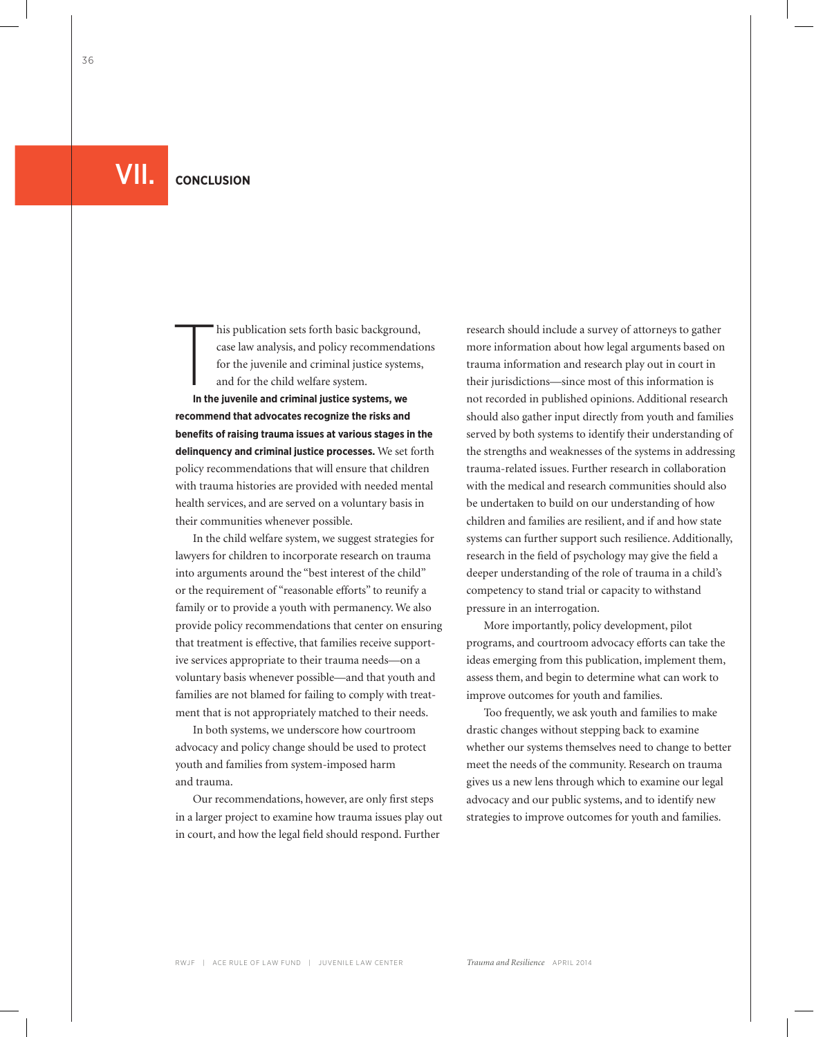# VII. CONCLUSION

This publication sets forth basic background, case law analysis, and policy recommendations for the juvenile and criminal justice systems, and for the child welfare system.

**In the juvenile and criminal justice systems, we recommend that advocates recognize the risks and benefits of raising trauma issues at various stages in the delinquency and criminal justice processes.** We set forth policy recommendations that will ensure that children with trauma histories are provided with needed mental health services, and are served on a voluntary basis in their communities whenever possible.

In the child welfare system, we suggest strategies for lawyers for children to incorporate research on trauma into arguments around the "best interest of the child" or the requirement of "reasonable efforts" to reunify a family or to provide a youth with permanency. We also provide policy recommendations that center on ensuring that treatment is effective, that families receive supportive services appropriate to their trauma needs—on a voluntary basis whenever possible—and that youth and families are not blamed for failing to comply with treatment that is not appropriately matched to their needs.

In both systems, we underscore how courtroom advocacy and policy change should be used to protect youth and families from system-imposed harm and trauma.

Our recommendations, however, are only first steps in a larger project to examine how trauma issues play out in court, and how the legal field should respond. Further research should include a survey of attorneys to gather more information about how legal arguments based on trauma information and research play out in court in their jurisdictions—since most of this information is not recorded in published opinions. Additional research should also gather input directly from youth and families served by both systems to identify their understanding of the strengths and weaknesses of the systems in addressing trauma-related issues. Further research in collaboration with the medical and research communities should also be undertaken to build on our understanding of how children and families are resilient, and if and how state systems can further support such resilience. Additionally, research in the field of psychology may give the field a deeper understanding of the role of trauma in a child's competency to stand trial or capacity to withstand pressure in an interrogation.

More importantly, policy development, pilot programs, and courtroom advocacy efforts can take the ideas emerging from this publication, implement them, assess them, and begin to determine what can work to improve outcomes for youth and families.

Too frequently, we ask youth and families to make drastic changes without stepping back to examine whether our systems themselves need to change to better meet the needs of the community. Research on trauma gives us a new lens through which to examine our legal advocacy and our public systems, and to identify new strategies to improve outcomes for youth and families.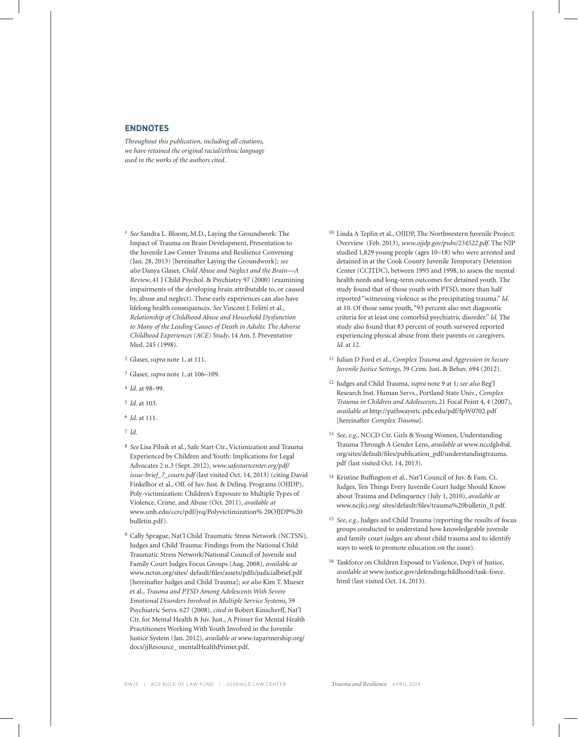## ENDNOTES

*Throughout this publication, including all citations, we have retained the original racial/ethnic language used in the works of the authors cited.*

1 *See* Sandra L. Bloom, M.D., Laying the Groundwork: The Impact of Trauma on Brain Development, Presentation to the Juvenile Law Center Trauma and Resilience Convening (Jan. 28, 2013) [hereinafter Laying the Groundwork]; *see also* Danya Glaser, *Child Abuse and Neglect and the Brain—A Review*, 41 J Child Psychol. & Psychiatry 97 (2000) (examining impairments of the developing brain attributable to, or caused by, abuse and neglect). These early experiences can also have lifelong health consequences. *See* Vincent J. Felitti et al., *Relationship of Childhood Abuse and Household Dysfunction to Many of the Leading Causes of Death in Adults: The Adverse Childhood Experiences (ACE) Study*, 14 Am. J. Preventative Med. 245 (1998).

2 Glaser, *supra* note 1, at 111.

3 Glaser, *supra* note 1, at 106–109.

4 *Id.* at 98–99.

5 *Id.* at 103.

6 *Id.* at 111.

7 *Id.*

8 *See* Lisa Pilnik et al., Safe Start Ctr., Victimization and Trauma Experienced by Children and Youth: Implications for Legal Advocates 2 n.3 (Sept. 2012), *www.safestartcenter.org/pdf/issue-brief_7_courts.pdf* (last visited Oct. 14, 2013) (citing David Finkelhor et al., Off. of Juv. Just. & Delinq. Programs (OJJDP), Poly-victimization: Children's Exposure to Multiple Types of Violence, Crime, and Abuse (Oct. 2011), *available at* www.unh.edu/ccrc/pdf/jvq/Polyvictimization% 20OJJDP%20 bulletin.pdf).

9 Cally Sprague, Nat'l Child Traumatic Stress Network (NCTSN), Judges and Child Trauma: Findings from the National Child Traumatic Stress Network/National Council of Juvenile and Family Court Judges Focus Groups (Aug. 2008), *available at* www.nctsn.org/sites/ default/files/assets/pdfs/judicialbrief.pdf [hereinafter Judges and Child Trauma]; *see also* Kim T. Mueser et al., *Trauma and PTSD Among Adolescents With Severe Emotional Disorders Involved in Multiple Service Systems*, 59 Psychiatric Servs. 627 (2008), *cited in* Robert Kinscherff, Nat'l Ctr. for Mental Health & Juv. Just., A Primer for Mental Health Practitioners Working With Youth Involved in the Juvenile Justice System (Jan. 2012), *available at* www.tapartnership.org/docs/jjResource_ mentalHealthPrimer.pdf.

10 Linda A Teplin et al., OJJDP, The Northwestern Juvenile Project: Overview (Feb. 2013), *www.ojjdp.gov/pubs/234522.pdf*. The NJP studied 1,829 young people (ages 10–18) who were arrested and detained in at the Cook County Juvenile Temporary Detention Center (CCJTDC), between 1995 and 1998, to assess the mental health needs and long-term outcomes for detained youth. The study found that of those youth with PTSD, more than half reported "witnessing violence as the precipitating trauma." *Id.* at 10. Of those same youth, "93 percent also met diagnostic criteria for at least one comorbid psychiatric disorder." *Id.* The study also found that 83 percent of youth surveyed reported experiencing physical abuse from their parents or caregivers. *Id.* at 12.

11 Julian D Ford et al., *Complex Trauma and Aggression in Secure Juvenile Justice Settings*, 39 Crim. Just. & Behav. 694 (2012).

12 Judges and Child Trauma, *supra* note 9 at 1; *see also* Reg'l Research Inst. Human Servs., Portland State Univ., *Complex Trauma in Children and Adolescents*, 21 Focal Point 4, 4 (2007), *available at* http://pathwaysrtc.pdx.edu/pdf/fpW0702.pdf [hereinafter *Complex Trauma*].

13 *See, e.g.*, NCCD Ctr. Girls & Young Women, Understanding Trauma Through A Gender Lens, *available at* www.nccdglobal.org/sites/default/files/publication_pdf/understandingtrauma.pdf (last visited Oct. 14, 2013).

14 Kristine Buffington et al., Nat'l Council of Juv. & Fam. Ct. Judges, Ten Things Every Juvenile Court Judge Should Know about Trauma and Delinquency (July 1, 2010), *available at* www.ncjfcj.org/ sites/default/files/trauma%20bulletin_0.pdf.

15 *See, e.g.*, Judges and Child Trauma (reporting the results of focus groups conducted to understand how knowledgeable juvenile and family court judges are about child trauma and to identify ways to work to promote education on the issue).

16 Taskforce on Children Exposed to Violence, Dep't of Justice, *available at* www.justice.gov/defendingchildhood/task-force.html (last visited Oct. 14, 2013).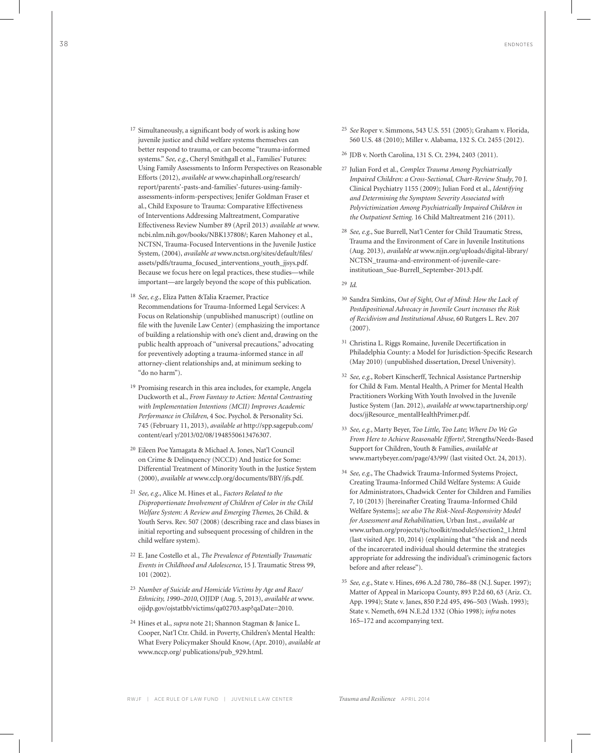[17] Simultaneously, a significant body of work is asking how juvenile justice and child welfare systems themselves can better respond to trauma, or can become "trauma-informed systems." *See, e.g.*, Cheryl Smithgall et al., Families' Futures: Using Family Assessments to Inform Perspectives on Reasonable Efforts (2012), *available at* www.chapinhall.org/research/report/parents'-pasts-and-families'-futures-using-family-assessments-inform-perspectives; Jenifer Goldman Fraser et al., Child Exposure to Trauma: Comparative Effectiveness of Interventions Addressing Maltreatment, Comparative Effectiveness Review Number 89 (April 2013) *available at* www.ncbi.nlm.nih.gov/books/NBK137808/; Karen Mahoney et al., NCTSN, Trauma-Focused Interventions in the Juvenile Justice System, (2004), *available at* www.nctsn.org/sites/default/files/assets/pdfs/trauma_focused_interventions_youth_jjsys.pdf. Because we focus here on legal practices, these studies—while important—are largely beyond the scope of this publication.

[18] *See, e.g.,* Eliza Patten &Talia Kraemer, Practice Recommendations for Trauma-Informed Legal Services: A Focus on Relationship (unpublished manuscript) (outline on file with the Juvenile Law Center) (emphasizing the importance of building a relationship with one's client and, drawing on the public health approach of "universal precautions," advocating for preventively adopting a trauma-informed stance in *all* attorney-client relationships and, at minimum seeking to "do no harm").

[19] Promising research in this area includes, for example, Angela Duckworth et al., *From Fantasy to Action: Mental Contrasting with Implementation Intentions (MCII) Improves Academic Performance in Children*, 4 Soc. Psychol. & Personality Sci. 745 (February 11, 2013), *available at* http://spp.sagepub.com/content/earl y/2013/02/08/1948550613476307.

[20] Eileen Poe Yamagata & Michael A. Jones, Nat'l Council on Crime & Delinquency (NCCD) And Justice for Some: Differential Treatment of Minority Youth in the Justice System (2000), *available at* www.cclp.org/documents/BBY/jfs.pdf.

[21] *See, e.g.*, Alice M. Hines et al., *Factors Related to the Disproportionate Involvement of Children of Color in the Child Welfare System: A Review and Emerging Themes*, 26 Child. & Youth Servs. Rev. 507 (2008) (describing race and class biases in initial reporting and subsequent processing of children in the child welfare system).

[22] E. Jane Costello et al., *The Prevalence of Potentially Traumatic Events in Childhood and Adolescence*, 15 J. Traumatic Stress 99, 101 (2002).

[23] *Number of Suicide and Homicide Victims by Age and Race/Ethnicity, 1990–2010*, OJJDP (Aug. 5, 2013), *available at* www.ojjdp.gov/ojstatbb/victims/qa02703.asp?qaDate=2010.

[24] Hines et al., *supra* note 21; Shannon Stagman & Janice L. Cooper, Nat'l Ctr. Child. in Poverty, Children's Mental Health: What Every Policymaker Should Know, (Apr. 2010), *available at* www.nccp.org/ publications/pub_929.html.

[25] *See* Roper v. Simmons, 543 U.S. 551 (2005); Graham v. Florida, 560 U.S. 48 (2010); Miller v. Alabama, 132 S. Ct. 2455 (2012).

[26] JDB v. North Carolina, 131 S. Ct. 2394, 2403 (2011).

[27] Julian Ford et al., *Complex Trauma Among Psychiatrically Impaired Children: a Cross-Sectional, Chart-Review Study*, 70 J. Clinical Psychiatry 1155 (2009); Julian Ford et al., *Identifying and Determining the Symptom Severity Associated with Polyvictimization Among Psychiatrically Impaired Children in the Outpatient Setting.* 16 Child Maltreatment 216 (2011).

[28] *See, e.g.*, Sue Burrell, Nat'l Center for Child Traumatic Stress, Trauma and the Environment of Care in Juvenile Institutions (Aug. 2013), *available at* www.njjn.org/uploads/digital-library/NCTSN_trauma-and-environment-of-juvenile-care-institutioan_Sue-Burrell_September-2013.pdf.

[29] *Id.*

[30] Sandra Simkins, *Out of Sight, Out of Mind: How the Lack of Postdispositional Advocacy in Juvenile Court increases the Risk of Recidivism and Institutional Abuse*, 60 Rutgers L. Rev. 207 (2007).

[31] Christina L. Riggs Romaine, Juvenile Decertification in Philadelphia County: a Model for Jurisdiction-Specific Research (May 2010) (unpublished dissertation, Drexel University).

[32] *See, e.g.*, Robert Kinscherff, Technical Assistance Partnership for Child & Fam. Mental Health, A Primer for Mental Health Practitioners Working With Youth Involved in the Juvenile Justice System (Jan. 2012), *available at* www.tapartnership.org/docs/jjResource_mentalHealthPrimer.pdf.

[33] *See, e.g.*, Marty Beyer, *Too Little, Too Late; Where Do We Go From Here to Achieve Reasonable Efforts?,* Strengths/Needs-Based Support for Children, Youth & Families, *available at* www.martybeyer.com/page/43/99/ (last visited Oct. 24, 2013).

[34] *See, e.g.*, The Chadwick Trauma-Informed Systems Project, Creating Trauma-Informed Child Welfare Systems: A Guide for Administrators, Chadwick Center for Children and Families 7, 10 (2013) [hereinafter Creating Trauma-Informed Child Welfare Systems]; *see also The Risk-Need-Responsivity Model for Assessment and Rehabilitation*, Urban Inst., *available at* www.urban.org/projects/tjc/toolkit/module5/section2_1.html (last visited Apr. 10, 2014) (explaining that "the risk and needs of the incarcerated individual should determine the strategies appropriate for addressing the individual's criminogenic factors before and after release").

[35] *See, e.g.*, State v. Hines, 696 A.2d 780, 786–88 (N.J. Super. 1997); Matter of Appeal in Maricopa County, 893 P.2d 60, 63 (Ariz. Ct. App. 1994); State v. Janes, 850 P.2d 495, 496–503 (Wash. 1993); State v. Nemeth, 694 N.E.2d 1332 (Ohio 1998); *infra* notes 165–172 and accompanying text.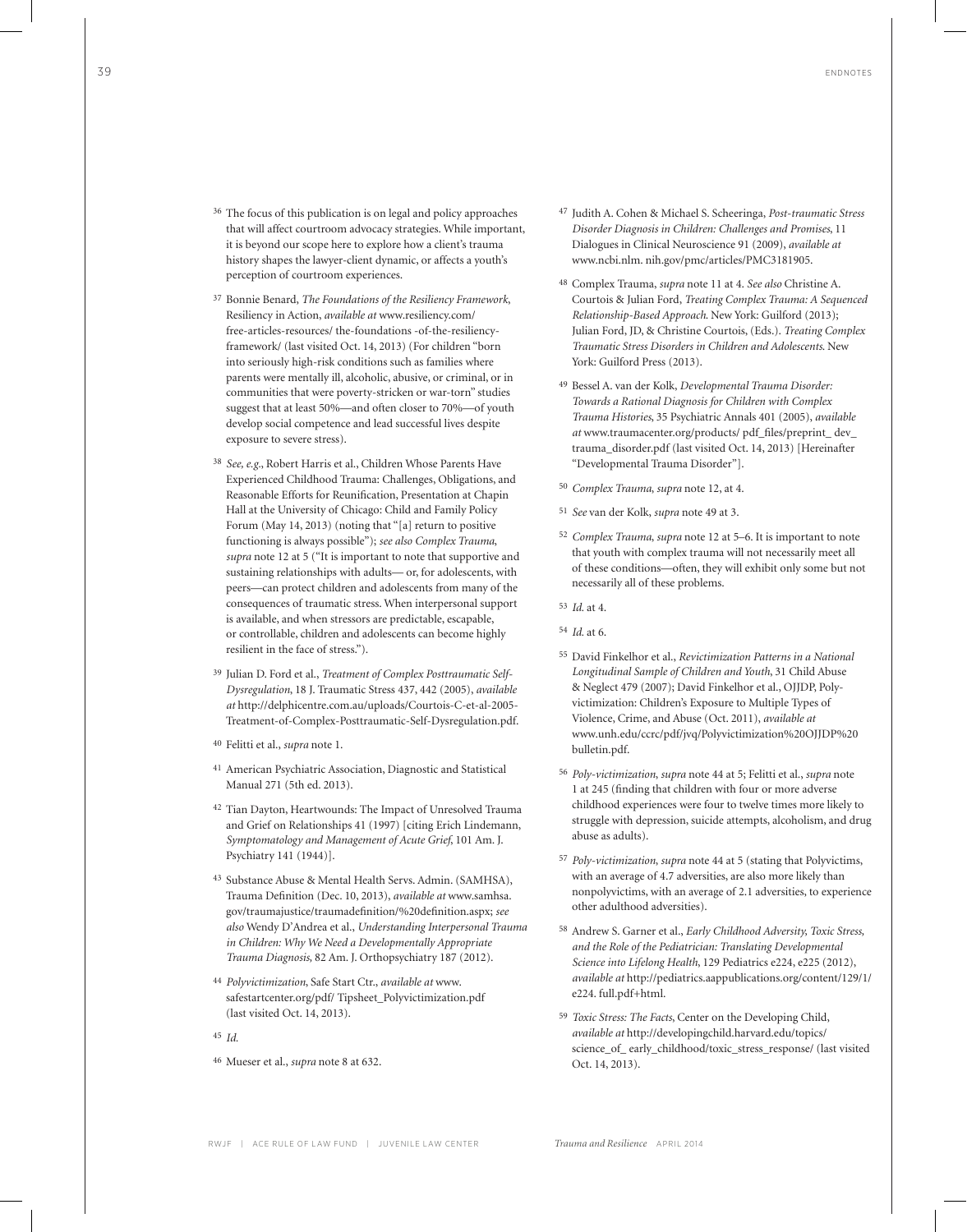[36] The focus of this publication is on legal and policy approaches that will affect courtroom advocacy strategies. While important, it is beyond our scope here to explore how a client's trauma history shapes the lawyer-client dynamic, or affects a youth's perception of courtroom experiences.

[37] Bonnie Benard, *The Foundations of the Resiliency Framework*, Resiliency in Action, *available at* www.resiliency.com/ free-articles-resources/ the-foundations -of-the-resiliency-framework/ (last visited Oct. 14, 2013) (For children "born into seriously high-risk conditions such as families where parents were mentally ill, alcoholic, abusive, or criminal, or in communities that were poverty-stricken or war-torn" studies suggest that at least 50%—and often closer to 70%—of youth develop social competence and lead successful lives despite exposure to severe stress).

[38] *See, e.g.*, Robert Harris et al., Children Whose Parents Have Experienced Childhood Trauma: Challenges, Obligations, and Reasonable Efforts for Reunification, Presentation at Chapin Hall at the University of Chicago: Child and Family Policy Forum (May 14, 2013) (noting that "[a] return to positive functioning is always possible"); *see also Complex Trauma*, *supra* note 12 at 5 ("It is important to note that supportive and sustaining relationships with adults— or, for adolescents, with peers—can protect children and adolescents from many of the consequences of traumatic stress. When interpersonal support is available, and when stressors are predictable, escapable, or controllable, children and adolescents can become highly resilient in the face of stress.").

[39] Julian D. Ford et al., *Treatment of Complex Posttraumatic Self-Dysregulation*, 18 J. Traumatic Stress 437, 442 (2005), *available at* http://delphicentre.com.au/uploads/Courtois-C-et-al-2005-Treatment-of-Complex-Posttraumatic-Self-Dysregulation.pdf.

[40] Felitti et al., *supra* note 1.

[41] American Psychiatric Association, Diagnostic and Statistical Manual 271 (5th ed. 2013).

[42] Tian Dayton, Heartwounds: The Impact of Unresolved Trauma and Grief on Relationships 41 (1997) [citing Erich Lindemann, *Symptomatology and Management of Acute Grief*, 101 Am. J. Psychiatry 141 (1944)].

[43] Substance Abuse & Mental Health Servs. Admin. (SAMHSA), Trauma Definition (Dec. 10, 2013), *available at* www.samhsa.gov/traumajustice/traumadefinition/%20definition.aspx; *see also* Wendy D'Andrea et al., *Understanding Interpersonal Trauma in Children: Why We Need a Developmentally Appropriate Trauma Diagnosis*, 82 Am. J. Orthopsychiatry 187 (2012).

[44] *Polyvictimization*, Safe Start Ctr., *available at* www.safestartcenter.org/pdf/ Tipsheet_Polyvictimization.pdf (last visited Oct. 14, 2013).

[45] *Id.*

[46] Mueser et al., *supra* note 8 at 632.

[47] Judith A. Cohen & Michael S. Scheeringa, *Post-traumatic Stress Disorder Diagnosis in Children: Challenges and Promises*, 11 Dialogues in Clinical Neuroscience 91 (2009), *available at* www.ncbi.nlm. nih.gov/pmc/articles/PMC3181905.

[48] Complex Trauma, *supra* note 11 at 4. *See also* Christine A. Courtois & Julian Ford, *Treating Complex Trauma: A Sequenced Relationship-Based Approach*. New York: Guilford (2013); Julian Ford, JD, & Christine Courtois, (Eds.). *Treating Complex Traumatic Stress Disorders in Children and Adolescents*. New York: Guilford Press (2013).

[49] Bessel A. van der Kolk, *Developmental Trauma Disorder: Towards a Rational Diagnosis for Children with Complex Trauma Histories*, 35 Psychiatric Annals 401 (2005), *available at* www.traumacenter.org/products/ pdf_files/preprint_ dev_ trauma_disorder.pdf (last visited Oct. 14, 2013) [Hereinafter "Developmental Trauma Disorder"].

[50] *Complex Trauma*, *supra* note 12, at 4.

[51] *See* van der Kolk, *supra* note 49 at 3.

[52] *Complex Trauma*, *supra* note 12 at 5–6. It is important to note that youth with complex trauma will not necessarily meet all of these conditions—often, they will exhibit only some but not necessarily all of these problems.

[53] *Id.* at 4.

[54] *Id.* at 6.

[55] David Finkelhor et al., *Revictimization Patterns in a National Longitudinal Sample of Children and Youth*, 31 Child Abuse & Neglect 479 (2007); David Finkelhor et al., OJJDP, Poly-victimization: Children's Exposure to Multiple Types of Violence, Crime, and Abuse (Oct. 2011), *available at* www.unh.edu/ccrc/pdf/jvq/Polyvictimization%20OJJDP%20 bulletin.pdf.

[56] *Poly-victimization*, *supra* note 44 at 5; Felitti et al., *supra* note 1 at 245 (finding that children with four or more adverse childhood experiences were four to twelve times more likely to struggle with depression, suicide attempts, alcoholism, and drug abuse as adults).

[57] *Poly-victimization*, *supra* note 44 at 5 (stating that Polyvictims, with an average of 4.7 adversities, are also more likely than nonpolyvictims, with an average of 2.1 adversities, to experience other adulthood adversities).

[58] Andrew S. Garner et al., *Early Childhood Adversity, Toxic Stress, and the Role of the Pediatrician: Translating Developmental Science into Lifelong Health*, 129 Pediatrics e224, e225 (2012), *available at* http://pediatrics.aappublications.org/content/129/1/ e224. full.pdf+html.

[59] *Toxic Stress: The Facts*, Center on the Developing Child, *available at* http://developingchild.harvard.edu/topics/ science_of_ early_childhood/toxic_stress_response/ (last visited Oct. 14, 2013).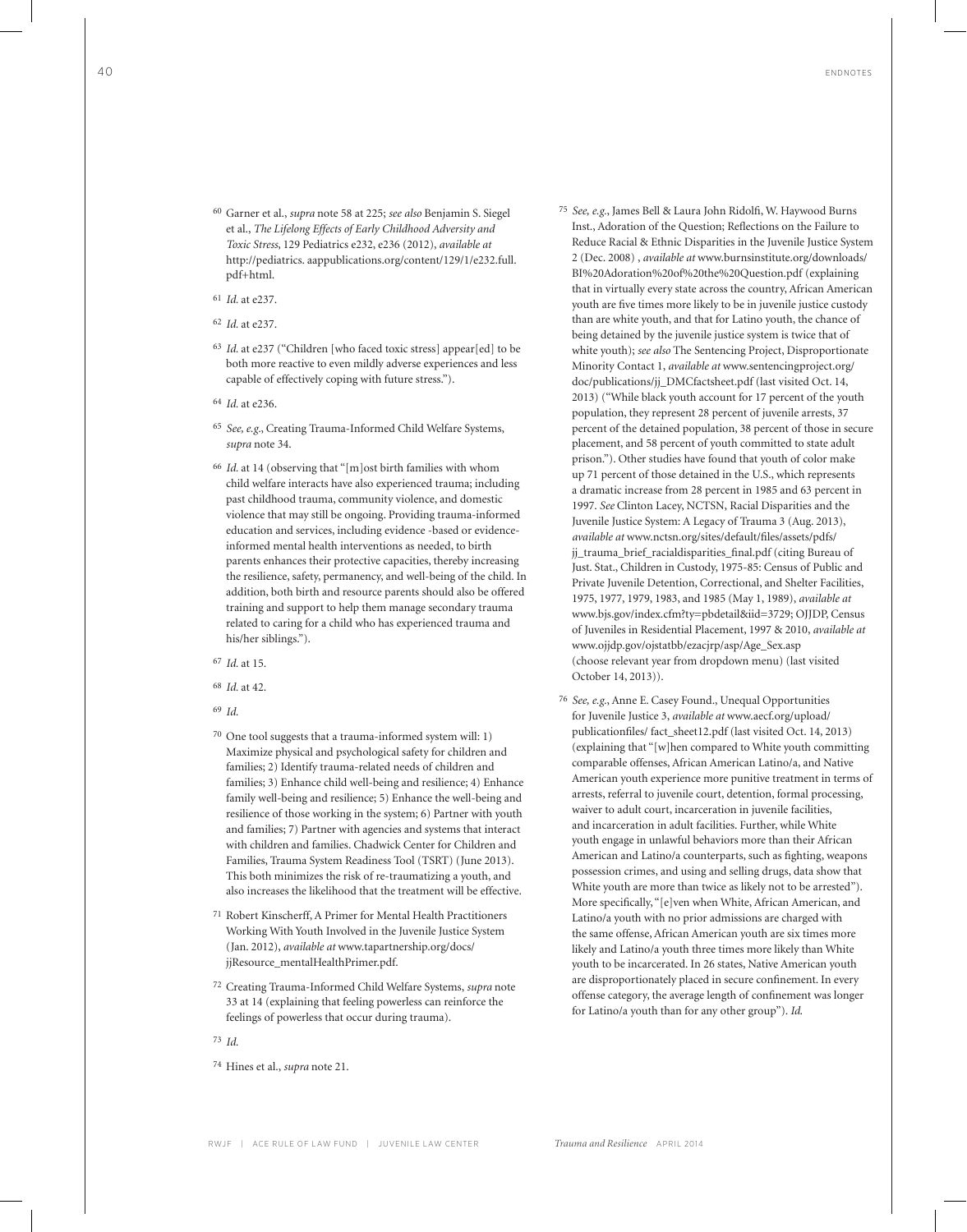60 Garner et al., *supra* note 58 at 225; *see also* Benjamin S. Siegel et al., *The Lifelong Effects of Early Childhood Adversity and Toxic Stress*, 129 Pediatrics e232, e236 (2012), *available at* http://pediatrics. aappublications.org/content/129/1/e232.full. pdf+html.

61 *Id.* at e237.

62 *Id.* at e237.

63 *Id.* at e237 ("Children [who faced toxic stress] appear[ed] to be both more reactive to even mildly adverse experiences and less capable of effectively coping with future stress.").

64 *Id.* at e236.

65 *See, e.g.*, Creating Trauma-Informed Child Welfare Systems, *supra* note 34.

66 *Id.* at 14 (observing that "[m]ost birth families with whom child welfare interacts have also experienced trauma; including past childhood trauma, community violence, and domestic violence that may still be ongoing. Providing trauma-informed education and services, including evidence -based or evidence-informed mental health interventions as needed, to birth parents enhances their protective capacities, thereby increasing the resilience, safety, permanency, and well-being of the child. In addition, both birth and resource parents should also be offered training and support to help them manage secondary trauma related to caring for a child who has experienced trauma and his/her siblings.").

67 *Id.* at 15.

68 *Id.* at 42.

69 *Id.*

70 One tool suggests that a trauma-informed system will: 1) Maximize physical and psychological safety for children and families; 2) Identify trauma-related needs of children and families; 3) Enhance child well-being and resilience; 4) Enhance family well-being and resilience; 5) Enhance the well-being and resilience of those working in the system; 6) Partner with youth and families; 7) Partner with agencies and systems that interact with children and families. Chadwick Center for Children and Families, Trauma System Readiness Tool (TSRT) (June 2013). This both minimizes the risk of re-traumatizing a youth, and also increases the likelihood that the treatment will be effective.

71 Robert Kinscherff, A Primer for Mental Health Practitioners Working With Youth Involved in the Juvenile Justice System (Jan. 2012), *available at* www.tapartnership.org/docs/jjResource_mentalHealthPrimer.pdf.

72 Creating Trauma-Informed Child Welfare Systems, *supra* note 33 at 14 (explaining that feeling powerless can reinforce the feelings of powerless that occur during trauma).

73 *Id.*

74 Hines et al., *supra* note 21.

75 *See, e.g.*, James Bell & Laura John Ridolfi, W. Haywood Burns Inst., Adoration of the Question; Reflections on the Failure to Reduce Racial & Ethnic Disparities in the Juvenile Justice System 2 (Dec. 2008) , *available at* www.burnsinstitute.org/downloads/BI%20Adoration%20of%20the%20Question.pdf (explaining that in virtually every state across the country, African American youth are five times more likely to be in juvenile justice custody than are white youth, and that for Latino youth, the chance of being detained by the juvenile justice system is twice that of white youth); *see also* The Sentencing Project, Disproportionate Minority Contact 1, *available at* www.sentencingproject.org/doc/publications/jj_DMCfactsheet.pdf (last visited Oct. 14, 2013) ("While black youth account for 17 percent of the youth population, they represent 28 percent of juvenile arrests, 37 percent of the detained population, 38 percent of those in secure placement, and 58 percent of youth committed to state adult prison."). Other studies have found that youth of color make up 71 percent of those detained in the U.S., which represents a dramatic increase from 28 percent in 1985 and 63 percent in 1997. *See* Clinton Lacey, NCTSN, Racial Disparities and the Juvenile Justice System: A Legacy of Trauma 3 (Aug. 2013), *available at* www.nctsn.org/sites/default/files/assets/pdfs/jj_trauma_brief_racialdisparities_final.pdf (citing Bureau of Just. Stat., Children in Custody, 1975-85: Census of Public and Private Juvenile Detention, Correctional, and Shelter Facilities, 1975, 1977, 1979, 1983, and 1985 (May 1, 1989), *available at* www.bjs.gov/index.cfm?ty=pbdetail&iid=3729; OJJDP, Census of Juveniles in Residential Placement, 1997 & 2010, *available at* www.ojjdp.gov/ojstatbb/ezacjrp/asp/Age_Sex.asp (choose relevant year from dropdown menu) (last visited October 14, 2013)).

76 *See, e.g.*, Anne E. Casey Found., Unequal Opportunities for Juvenile Justice 3, *available at* www.aecf.org/upload/publicationfiles/ fact_sheet12.pdf (last visited Oct. 14, 2013) (explaining that "[w]hen compared to White youth committing comparable offenses, African American Latino/a, and Native American youth experience more punitive treatment in terms of arrests, referral to juvenile court, detention, formal processing, waiver to adult court, incarceration in juvenile facilities, and incarceration in adult facilities. Further, while White youth engage in unlawful behaviors more than their African American and Latino/a counterparts, such as fighting, weapons possession crimes, and using and selling drugs, data show that White youth are more than twice as likely not to be arrested"). More specifically, "[e]ven when White, African American, and Latino/a youth with no prior admissions are charged with the same offense, African American youth are six times more likely and Latino/a youth three times more likely than White youth to be incarcerated. In 26 states, Native American youth are disproportionately placed in secure confinement. In every offense category, the average length of confinement was longer for Latino/a youth than for any other group"). *Id.*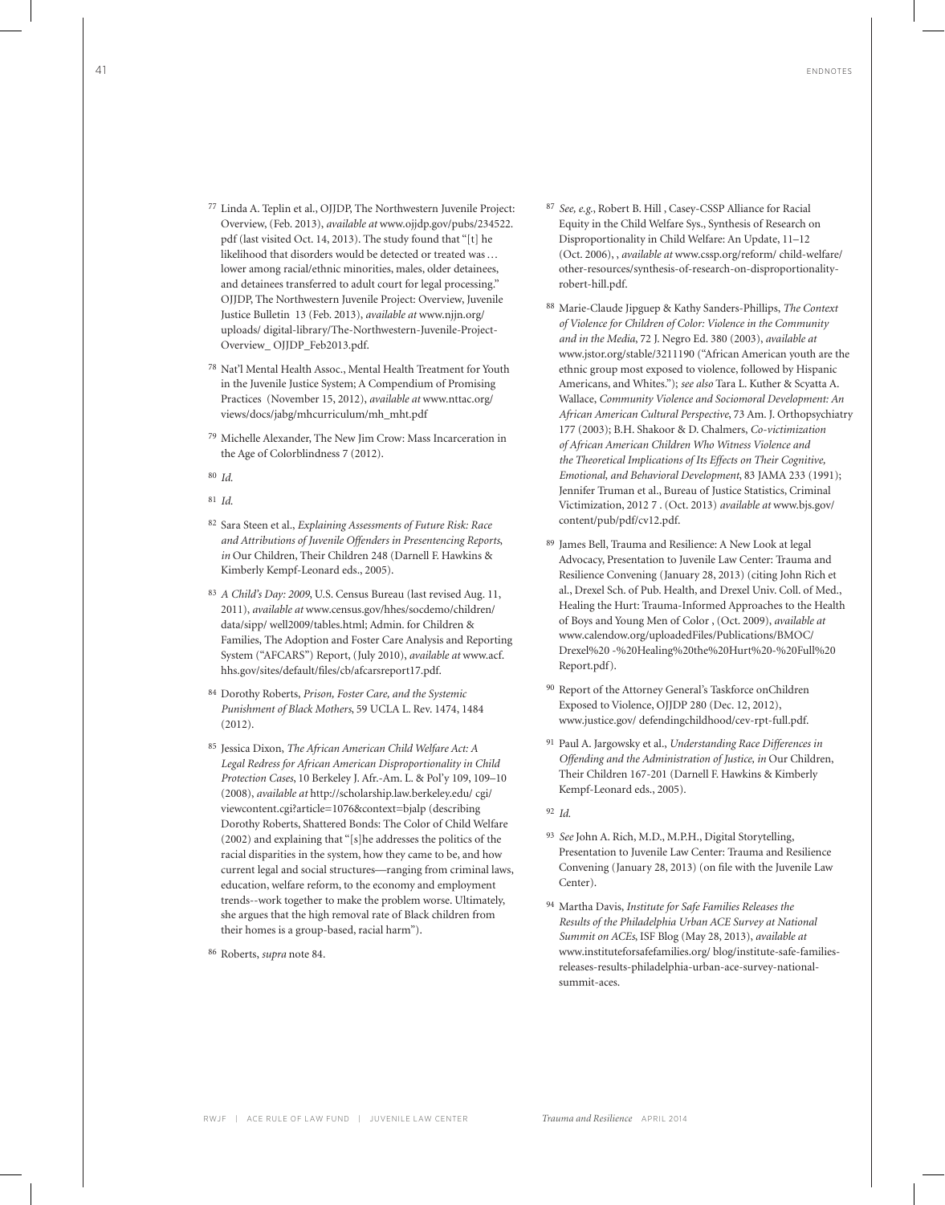77 Linda A. Teplin et al., OJJDP, The Northwestern Juvenile Project: Overview, (Feb. 2013), *available at* www.ojjdp.gov/pubs/234522.pdf (last visited Oct. 14, 2013). The study found that "[t] he likelihood that disorders would be detected or treated was … lower among racial/ethnic minorities, males, older detainees, and detainees transferred to adult court for legal processing." OJJDP, The Northwestern Juvenile Project: Overview, Juvenile Justice Bulletin 13 (Feb. 2013), *available at* www.njjn.org/uploads/ digital-library/The-Northwestern-Juvenile-Project-Overview_ OJJDP_Feb2013.pdf.

78 Nat'l Mental Health Assoc., Mental Health Treatment for Youth in the Juvenile Justice System; A Compendium of Promising Practices (November 15, 2012), *available at* www.nttac.org/views/docs/jabg/mhcurriculum/mh_mht.pdf

79 Michelle Alexander, The New Jim Crow: Mass Incarceration in the Age of Colorblindness 7 (2012).

80 *Id.*

81 *Id.*

82 Sara Steen et al., *Explaining Assessments of Future Risk: Race and Attributions of Juvenile Offenders in Presentencing Reports*, *in* Our Children, Their Children 248 (Darnell F. Hawkins & Kimberly Kempf-Leonard eds., 2005).

83 *A Child's Day: 2009*, U.S. Census Bureau (last revised Aug. 11, 2011), *available at* www.census.gov/hhes/socdemo/children/data/sipp/ well2009/tables.html; Admin. for Children & Families, The Adoption and Foster Care Analysis and Reporting System ("AFCARS") Report, (July 2010), *available at* www.acf.hhs.gov/sites/default/files/cb/afcarsreport17.pdf.

84 Dorothy Roberts, *Prison, Foster Care, and the Systemic Punishment of Black Mothers*, 59 UCLA L. Rev. 1474, 1484 (2012).

85 Jessica Dixon, *The African American Child Welfare Act: A Legal Redress for African American Disproportionality in Child Protection Cases*, 10 Berkeley J. Afr.-Am. L. & Pol'y 109, 109–10 (2008), *available at* http://scholarship.law.berkeley.edu/ cgi/viewcontent.cgi?article=1076&context=bjalp (describing Dorothy Roberts, Shattered Bonds: The Color of Child Welfare (2002) and explaining that "[s]he addresses the politics of the racial disparities in the system, how they came to be, and how current legal and social structures—ranging from criminal laws, education, welfare reform, to the economy and employment trends--work together to make the problem worse. Ultimately, she argues that the high removal rate of Black children from their homes is a group-based, racial harm").

86 Roberts, *supra* note 84.

87 *See, e.g.*, Robert B. Hill , Casey-CSSP Alliance for Racial Equity in the Child Welfare Sys., Synthesis of Research on Disproportionality in Child Welfare: An Update, 11–12 (Oct. 2006), , *available at* www.cssp.org/reform/ child-welfare/other-resources/synthesis-of-research-on-disproportionality-robert-hill.pdf.

88 Marie-Claude Jipguep & Kathy Sanders-Phillips, *The Context of Violence for Children of Color: Violence in the Community and in the Media*, 72 J. Negro Ed. 380 (2003), *available at* www.jstor.org/stable/3211190 ("African American youth are the ethnic group most exposed to violence, followed by Hispanic Americans, and Whites."); *see also* Tara L. Kuther & Scyatta A. Wallace, *Community Violence and Sociomoral Development: An African American Cultural Perspective*, 73 Am. J. Orthopsychiatry 177 (2003); B.H. Shakoor & D. Chalmers, *Co-victimization of African American Children Who Witness Violence and the Theoretical Implications of Its Effects on Their Cognitive, Emotional, and Behavioral Development*, 83 JAMA 233 (1991); Jennifer Truman et al., Bureau of Justice Statistics, Criminal Victimization, 2012 7 . (Oct. 2013) *available at* www.bjs.gov/content/pub/pdf/cv12.pdf.

89 James Bell, Trauma and Resilience: A New Look at legal Advocacy, Presentation to Juvenile Law Center: Trauma and Resilience Convening (January 28, 2013) (citing John Rich et al., Drexel Sch. of Pub. Health, and Drexel Univ. Coll. of Med., Healing the Hurt: Trauma-Informed Approaches to the Health of Boys and Young Men of Color , (Oct. 2009), *available at* www.calendow.org/uploadedFiles/Publications/BMOC/Drexel%20 -%20Healing%20the%20Hurt%20-%20Full%20 Report.pdf).

90 Report of the Attorney General's Taskforce onChildren Exposed to Violence, OJJDP 280 (Dec. 12, 2012), www.justice.gov/ defendingchildhood/cev-rpt-full.pdf.

91 Paul A. Jargowsky et al., *Understanding Race Differences in Offending and the Administration of Justice, in* Our Children, Their Children 167-201 (Darnell F. Hawkins & Kimberly Kempf-Leonard eds., 2005).

92 *Id.*

93 *See* John A. Rich, M.D., M.P.H., Digital Storytelling, Presentation to Juvenile Law Center: Trauma and Resilience Convening (January 28, 2013) (on file with the Juvenile Law Center).

94 Martha Davis, *Institute for Safe Families Releases the Results of the Philadelphia Urban ACE Survey at National Summit on ACEs*, ISF Blog (May 28, 2013), *available at* www.instituteforsafefamilies.org/ blog/institute-safe-families-releases-results-philadelphia-urban-ace-survey-national-summit-aces.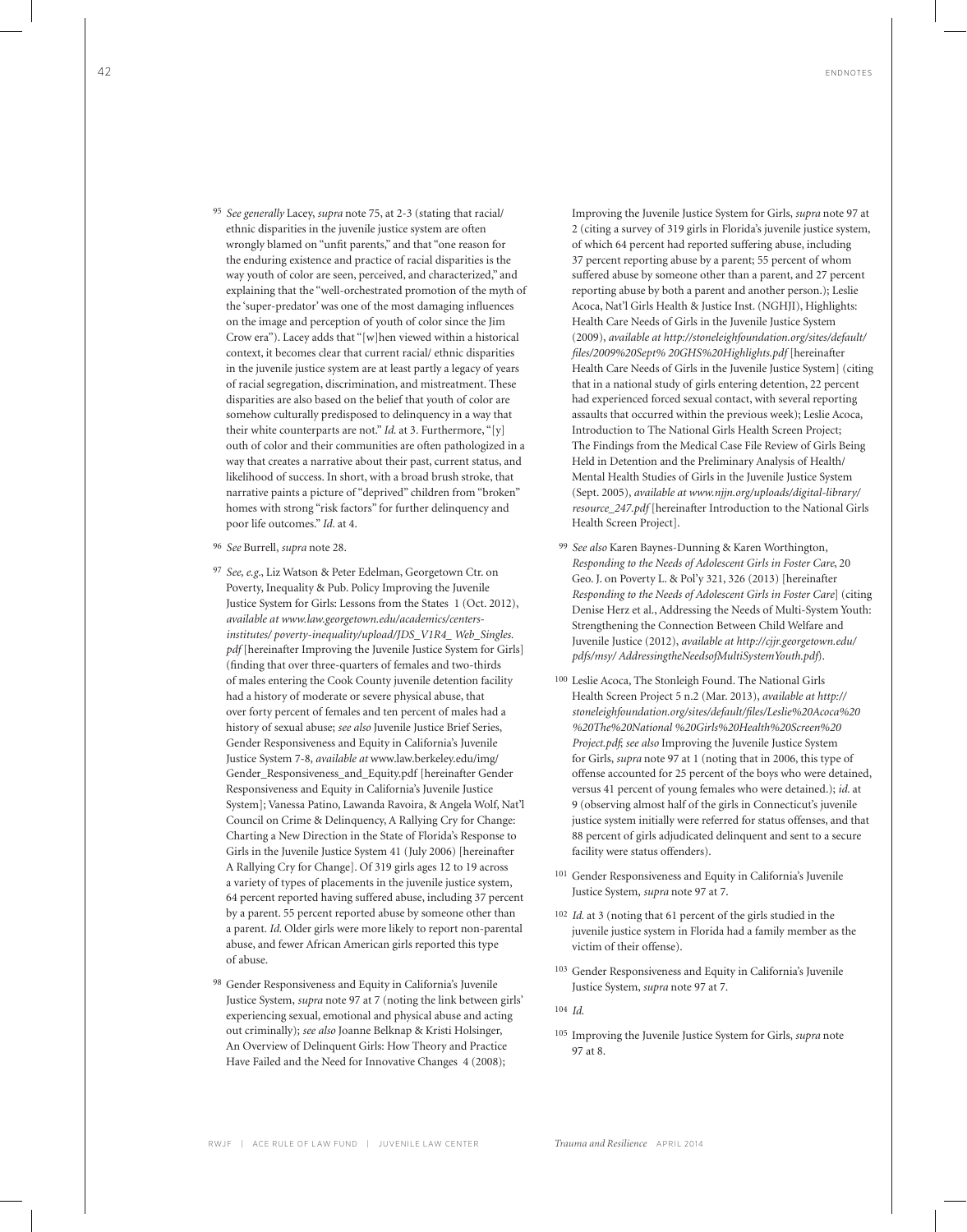[95] *See generally* Lacey, *supra* note 75, at 2-3 (stating that racial/ ethnic disparities in the juvenile justice system are often wrongly blamed on "unfit parents," and that "one reason for the enduring existence and practice of racial disparities is the way youth of color are seen, perceived, and characterized," and explaining that the "well-orchestrated promotion of the myth of the 'super-predator' was one of the most damaging influences on the image and perception of youth of color since the Jim Crow era"). Lacey adds that "[w]hen viewed within a historical context, it becomes clear that current racial/ ethnic disparities in the juvenile justice system are at least partly a legacy of years of racial segregation, discrimination, and mistreatment. These disparities are also based on the belief that youth of color are somehow culturally predisposed to delinquency in a way that their white counterparts are not." *Id.* at 3. Furthermore, "[y] outh of color and their communities are often pathologized in a way that creates a narrative about their past, current status, and likelihood of success. In short, with a broad brush stroke, that narrative paints a picture of "deprived" children from "broken" homes with strong "risk factors" for further delinquency and poor life outcomes." *Id.* at 4.

[96] *See* Burrell, *supra* note 28.

[97] *See, e.g.*, Liz Watson & Peter Edelman, Georgetown Ctr. on Poverty, Inequality & Pub. Policy Improving the Juvenile Justice System for Girls: Lessons from the States 1 (Oct. 2012), *available at www.law.georgetown.edu/academics/centers-institutes/ poverty-inequality/upload/JDS_V1R4_ Web_Singles.pdf* [hereinafter Improving the Juvenile Justice System for Girls] (finding that over three-quarters of females and two-thirds of males entering the Cook County juvenile detention facility had a history of moderate or severe physical abuse, that over forty percent of females and ten percent of males had a history of sexual abuse; *see also* Juvenile Justice Brief Series, Gender Responsiveness and Equity in California's Juvenile Justice System 7-8, *available at* www.law.berkeley.edu/img/ Gender_Responsiveness_and_Equity.pdf [hereinafter Gender Responsiveness and Equity in California's Juvenile Justice System]; Vanessa Patino, Lawanda Ravoira, & Angela Wolf, Nat'l Council on Crime & Delinquency, A Rallying Cry for Change: Charting a New Direction in the State of Florida's Response to Girls in the Juvenile Justice System 41 (July 2006) [hereinafter A Rallying Cry for Change]. Of 319 girls ages 12 to 19 across a variety of types of placements in the juvenile justice system, 64 percent reported having suffered abuse, including 37 percent by a parent. 55 percent reported abuse by someone other than a parent. *Id.* Older girls were more likely to report non-parental abuse, and fewer African American girls reported this type of abuse.

[98] Gender Responsiveness and Equity in California's Juvenile Justice System, *supra* note 97 at 7 (noting the link between girls' experiencing sexual, emotional and physical abuse and acting out criminally); *see also* Joanne Belknap & Kristi Holsinger, An Overview of Delinquent Girls: How Theory and Practice Have Failed and the Need for Innovative Changes 4 (2008); Improving the Juvenile Justice System for Girls, *supra* note 97 at 2 (citing a survey of 319 girls in Florida's juvenile justice system, of which 64 percent had reported suffering abuse, including 37 percent reporting abuse by a parent; 55 percent of whom suffered abuse by someone other than a parent, and 27 percent reporting abuse by both a parent and another person.); Leslie Acoca, Nat'l Girls Health & Justice Inst. (NGHJI), Highlights: Health Care Needs of Girls in the Juvenile Justice System (2009), *available at http://stoneleighfoundation.org/sites/default/ files/2009%20Sept% 20GHS%20Highlights.pdf* [hereinafter Health Care Needs of Girls in the Juvenile Justice System] (citing that in a national study of girls entering detention, 22 percent had experienced forced sexual contact, with several reporting assaults that occurred within the previous week); Leslie Acoca, Introduction to The National Girls Health Screen Project; The Findings from the Medical Case File Review of Girls Being Held in Detention and the Preliminary Analysis of Health/ Mental Health Studies of Girls in the Juvenile Justice System (Sept. 2005), *available at www.njjn.org/uploads/digital-library/ resource_247.pdf* [hereinafter Introduction to the National Girls Health Screen Project].

[99] *See also* Karen Baynes-Dunning & Karen Worthington, *Responding to the Needs of Adolescent Girls in Foster Care*, 20 Geo. J. on Poverty L. & Pol'y 321, 326 (2013) [hereinafter *Responding to the Needs of Adolescent Girls in Foster Care*] (citing Denise Herz et al., Addressing the Needs of Multi-System Youth: Strengthening the Connection Between Child Welfare and Juvenile Justice (2012), *available at http://cjjr.georgetown.edu/ pdfs/msy/ AddressingtheNeedsofMultiSystemYouth.pdf*).

[100] Leslie Acoca, The Stonleigh Found. The National Girls Health Screen Project 5 n.2 (Mar. 2013), *available at http:// stoneleighfoundation.org/sites/default/files/Leslie%20Acoca%20 %20The%20National %20Girls%20Health%20Screen%20 Project.pdf*; *see also* Improving the Juvenile Justice System for Girls, *supra* note 97 at 1 (noting that in 2006, this type of offense accounted for 25 percent of the boys who were detained, versus 41 percent of young females who were detained.); *id.* at 9 (observing almost half of the girls in Connecticut's juvenile justice system initially were referred for status offenses, and that 88 percent of girls adjudicated delinquent and sent to a secure facility were status offenders).

[101] Gender Responsiveness and Equity in California's Juvenile Justice System, *supra* note 97 at 7.

[102] *Id.* at 3 (noting that 61 percent of the girls studied in the juvenile justice system in Florida had a family member as the victim of their offense).

[103] Gender Responsiveness and Equity in California's Juvenile Justice System, *supra* note 97 at 7.

[104] *Id.*

[105] Improving the Juvenile Justice System for Girls, *supra* note 97 at 8.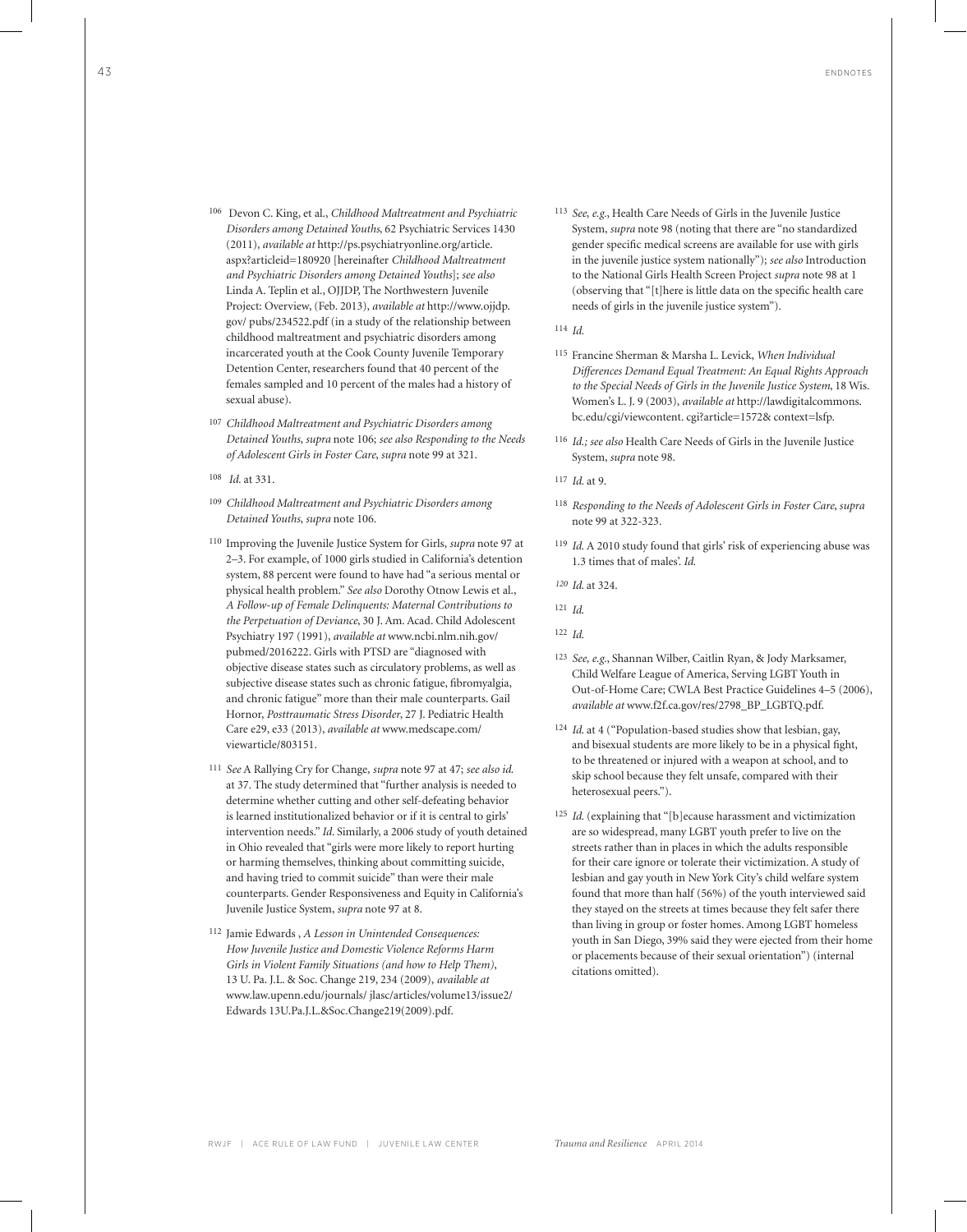106 Devon C. King, et al., *Childhood Maltreatment and Psychiatric Disorders among Detained Youths*, 62 Psychiatric Services 1430 (2011), *available at* http://ps.psychiatryonline.org/article.aspx?articleid=180920 [hereinafter *Childhood Maltreatment and Psychiatric Disorders among Detained Youths*]; *see also* Linda A. Teplin et al., OJJDP, The Northwestern Juvenile Project: Overview, (Feb. 2013), *available at* http://www.ojjdp.gov/ pubs/234522.pdf (in a study of the relationship between childhood maltreatment and psychiatric disorders among incarcerated youth at the Cook County Juvenile Temporary Detention Center, researchers found that 40 percent of the females sampled and 10 percent of the males had a history of sexual abuse).

107 *Childhood Maltreatment and Psychiatric Disorders among Detained Youths*, *supra* note 106; *see also Responding to the Needs of Adolescent Girls in Foster Care*, *supra* note 99 at 321.

108 *Id.* at 331.

109 *Childhood Maltreatment and Psychiatric Disorders among Detained Youths*, *supra* note 106.

110 Improving the Juvenile Justice System for Girls, *supra* note 97 at 2–3. For example, of 1000 girls studied in California's detention system, 88 percent were found to have had "a serious mental or physical health problem." *See also* Dorothy Otnow Lewis et al., *A Follow-up of Female Delinquents: Maternal Contributions to the Perpetuation of Deviance*, 30 J. Am. Acad. Child Adolescent Psychiatry 197 (1991), *available at* www.ncbi.nlm.nih.gov/pubmed/2016222. Girls with PTSD are "diagnosed with objective disease states such as circulatory problems, as well as subjective disease states such as chronic fatigue, fibromyalgia, and chronic fatigue" more than their male counterparts. Gail Hornor, *Posttraumatic Stress Disorder*, 27 J. Pediatric Health Care e29, e33 (2013), *available at* www.medscape.com/viewarticle/803151.

111 *See* A Rallying Cry for Change, *supra* note 97 at 47; *see also id.* at 37. The study determined that "further analysis is needed to determine whether cutting and other self-defeating behavior is learned institutionalized behavior or if it is central to girls' intervention needs." *Id.* Similarly, a 2006 study of youth detained in Ohio revealed that "girls were more likely to report hurting or harming themselves, thinking about committing suicide, and having tried to commit suicide" than were their male counterparts. Gender Responsiveness and Equity in California's Juvenile Justice System, *supra* note 97 at 8.

112 Jamie Edwards , *A Lesson in Unintended Consequences: How Juvenile Justice and Domestic Violence Reforms Harm Girls in Violent Family Situations (and how to Help Them)*, 13 U. Pa. J.L. & Soc. Change 219, 234 (2009), *available at* www.law.upenn.edu/journals/ jlasc/articles/volume13/issue2/Edwards 13U.Pa.J.L.&Soc.Change219(2009).pdf.

113 *See, e.g.*, Health Care Needs of Girls in the Juvenile Justice System, *supra* note 98 (noting that there are "no standardized gender specific medical screens are available for use with girls in the juvenile justice system nationally"); *see also* Introduction to the National Girls Health Screen Project *supra* note 98 at 1 (observing that "[t]here is little data on the specific health care needs of girls in the juvenile justice system").

114 *Id.*

115 Francine Sherman & Marsha L. Levick, *When Individual Differences Demand Equal Treatment: An Equal Rights Approach to the Special Needs of Girls in the Juvenile Justice System*, 18 Wis. Women's L. J. 9 (2003), *available at* http://lawdigitalcommons.bc.edu/cgi/viewcontent. cgi?article=1572& context=lsfp.

116 *Id.; see also* Health Care Needs of Girls in the Juvenile Justice System, *supra* note 98.

117 *Id.* at 9.

118 *Responding to the Needs of Adolescent Girls in Foster Care*, *supra* note 99 at 322-323.

119 *Id.* A 2010 study found that girls' risk of experiencing abuse was 1.3 times that of males'. *Id.*

120 *Id.* at 324.

121 *Id.*

122 *Id.*

123 *See, e.g.*, Shannan Wilber, Caitlin Ryan, & Jody Marksamer, Child Welfare League of America, Serving LGBT Youth in Out-of-Home Care; CWLA Best Practice Guidelines 4–5 (2006), *available at* www.f2f.ca.gov/res/2798_BP_LGBTQ.pdf.

124 *Id.* at 4 ("Population-based studies show that lesbian, gay, and bisexual students are more likely to be in a physical fight, to be threatened or injured with a weapon at school, and to skip school because they felt unsafe, compared with their heterosexual peers.").

125 *Id.* (explaining that "[b]ecause harassment and victimization are so widespread, many LGBT youth prefer to live on the streets rather than in places in which the adults responsible for their care ignore or tolerate their victimization. A study of lesbian and gay youth in New York City's child welfare system found that more than half (56%) of the youth interviewed said they stayed on the streets at times because they felt safer there than living in group or foster homes. Among LGBT homeless youth in San Diego, 39% said they were ejected from their home or placements because of their sexual orientation") (internal citations omitted).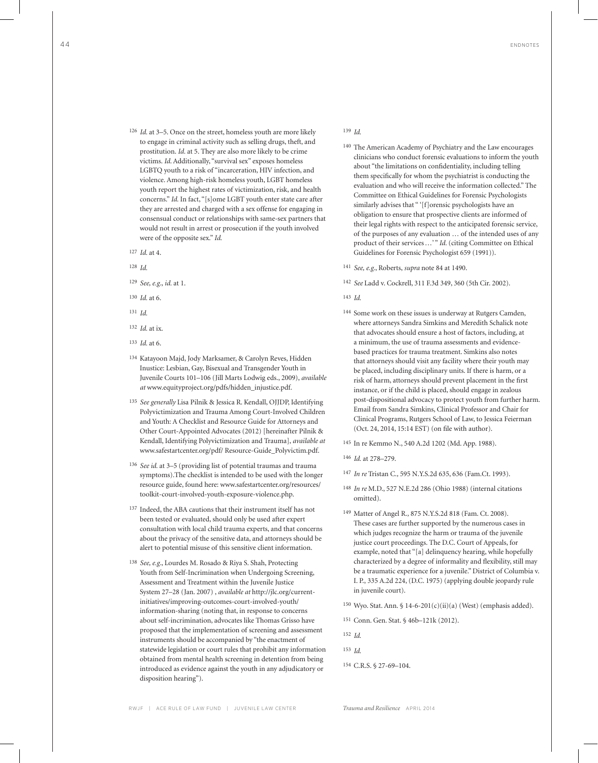[126] *Id.* at 3–5. Once on the street, homeless youth are more likely to engage in criminal activity such as selling drugs, theft, and prostitution. *Id.* at 5. They are also more likely to be crime victims. *Id.* Additionally, "survival sex" exposes homeless LGBTQ youth to a risk of "incarceration, HIV infection, and violence. Among high-risk homeless youth, LGBT homeless youth report the highest rates of victimization, risk, and health concerns." *Id.* In fact, "[s]ome LGBT youth enter state care after they are arrested and charged with a sex offense for engaging in consensual conduct or relationships with same-sex partners that would not result in arrest or prosecution if the youth involved were of the opposite sex." *Id.*

[127] *Id.* at 4.

[128] *Id.*

[129] *See, e.g., id.* at 1.

[130] *Id.* at 6.

[131] *Id.*

[132] *Id.* at ix.

[133] *Id.* at 6.

[134] Katayoon Majd, Jody Marksamer, & Carolyn Reves, Hidden Inustice: Lesbian, Gay, Bisexual and Transgender Youth in Juvenile Courts 101–106 (Jill Marts Lodwig eds., 2009), *available at* www.equityproject.org/pdfs/hidden_injustice.pdf.

[135] *See generally* Lisa Pilnik & Jessica R. Kendall, OJJDP, Identifying Polyvictimization and Trauma Among Court-Involved Children and Youth: A Checklist and Resource Guide for Attorneys and Other Court-Appointed Advocates (2012) [hereinafter Pilnik & Kendall, Identifying Polyvictimization and Trauma], *available at* www.safestartcenter.org/pdf/ Resource-Guide_Polyvictim.pdf.

[136] *See id.* at 3–5 (providing list of potential traumas and trauma symptoms).The checklist is intended to be used with the longer resource guide, found here: www.safestartcenter.org/resources/toolkit-court-involved-youth-exposure-violence.php.

[137] Indeed, the ABA cautions that their instrument itself has not been tested or evaluated, should only be used after expert consultation with local child trauma experts, and that concerns about the privacy of the sensitive data, and attorneys should be alert to potential misuse of this sensitive client information.

[138] *See, e.g.,* Lourdes M. Rosado & Riya S. Shah, Protecting Youth from Self-Incrimination when Undergoing Screening, Assessment and Treatment within the Juvenile Justice System 27–28 (Jan. 2007) , *available at* http://jlc.org/current-initiatives/improving-outcomes-court-involved-youth/information-sharing (noting that, in response to concerns about self-incrimination, advocates like Thomas Grisso have proposed that the implementation of screening and assessment instruments should be accompanied by "the enactment of statewide legislation or court rules that prohibit any information obtained from mental health screening in detention from being introduced as evidence against the youth in any adjudicatory or disposition hearing").

[139] *Id.*

[140] The American Academy of Psychiatry and the Law encourages clinicians who conduct forensic evaluations to inform the youth about "the limitations on confidentiality, including telling them specifically for whom the psychiatrist is conducting the evaluation and who will receive the information collected." The Committee on Ethical Guidelines for Forensic Psychologists similarly advises that " '[f]orensic psychologists have an obligation to ensure that prospective clients are informed of their legal rights with respect to the anticipated forensic service, of the purposes of any evaluation … of the intended uses of any product of their services…' " *Id.* (citing Committee on Ethical Guidelines for Forensic Psychologist 659 (1991)).

[141] *See, e.g.,* Roberts, *supra* note 84 at 1490.

[142] *See* Ladd v. Cockrell, 311 F.3d 349, 360 (5th Cir. 2002).

[143] *Id.*

[144] Some work on these issues is underway at Rutgers Camden, where attorneys Sandra Simkins and Meredith Schalick note that advocates should ensure a host of factors, including, at a minimum, the use of trauma assessments and evidence-based practices for trauma treatment. Simkins also notes that attorneys should visit any facility where their youth may be placed, including disciplinary units. If there is harm, or a risk of harm, attorneys should prevent placement in the first instance, or if the child is placed, should engage in zealous post-dispositional advocacy to protect youth from further harm. Email from Sandra Simkins, Clinical Professor and Chair for Clinical Programs, Rutgers School of Law, to Jessica Feierman (Oct. 24, 2014, 15:14 EST) (on file with author).

[145] In re Kemmo N., 540 A.2d 1202 (Md. App. 1988).

[146] *Id.* at 278–279.

[147] *In re* Tristan C., 595 N.Y.S.2d 635, 636 (Fam.Ct. 1993).

[148] *In re* M.D., 527 N.E.2d 286 (Ohio 1988) (internal citations omitted).

[149] Matter of Angel R., 875 N.Y.S.2d 818 (Fam. Ct. 2008). These cases are further supported by the numerous cases in which judges recognize the harm or trauma of the juvenile justice court proceedings. The D.C. Court of Appeals, for example, noted that "[a] delinquency hearing, while hopefully characterized by a degree of informality and flexibility, still may be a traumatic experience for a juvenile." District of Columbia v. I. P., 335 A.2d 224, (D.C. 1975) (applying double jeopardy rule in juvenile court).

[150] Wyo. Stat. Ann. § 14-6-201(c)(ii)(a) (West) (emphasis added).

[151] Conn. Gen. Stat. § 46b–121k (2012).

[152] *Id.*

[153] *Id.*

[154] C.R.S. § 27-69–104.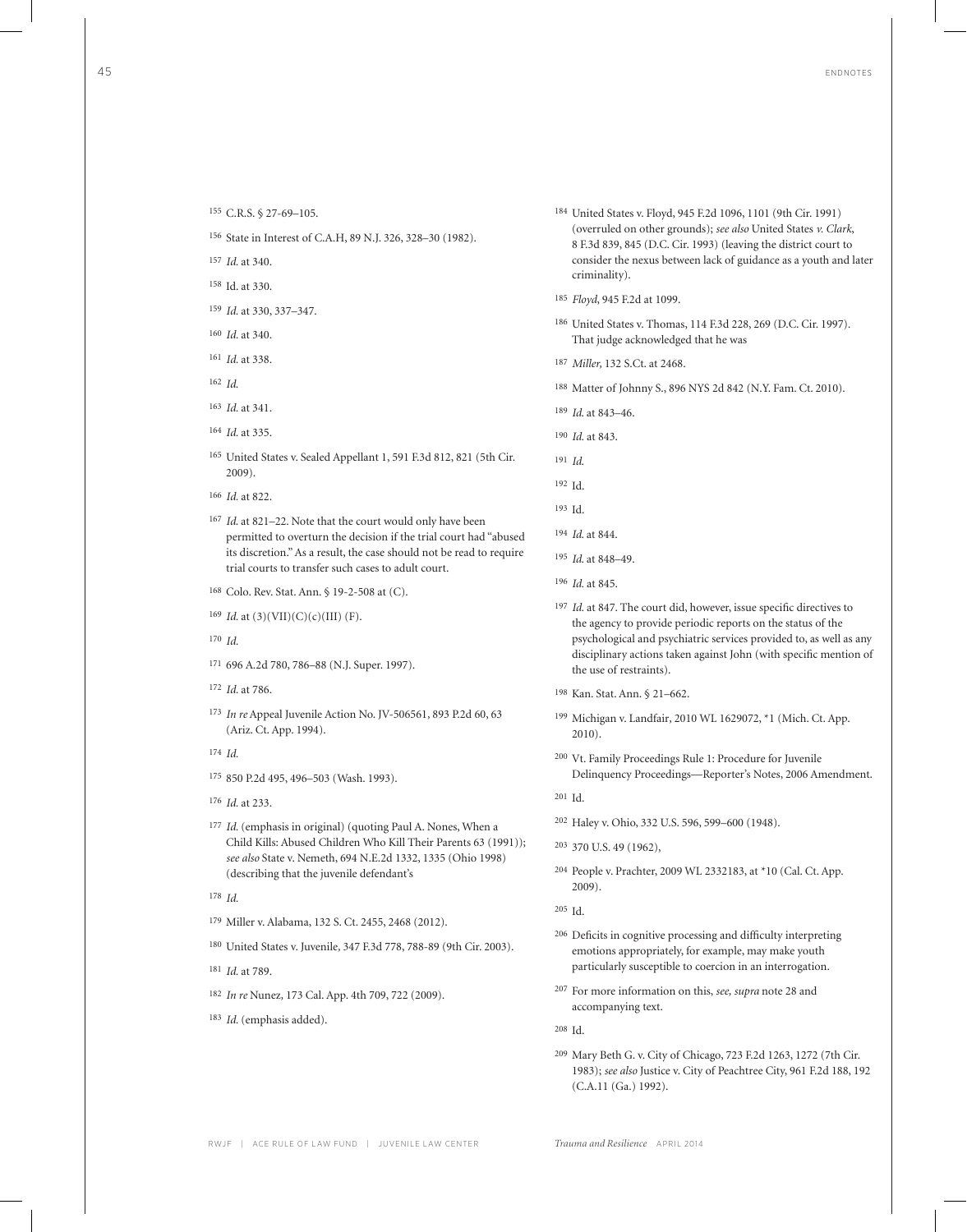155 C.R.S. § 27-69–105.

156 State in Interest of C.A.H, 89 N.J. 326, 328–30 (1982).

157 *Id.* at 340.

158 Id. at 330.

159 *Id.* at 330, 337–347.

160 *Id.* at 340.

161 *Id.* at 338.

162 *Id.*

163 *Id.* at 341.

164 *Id.* at 335.

165 United States v. Sealed Appellant 1, 591 F.3d 812, 821 (5th Cir. 2009).

166 *Id.* at 822.

167 *Id.* at 821–22. Note that the court would only have been permitted to overturn the decision if the trial court had "abused its discretion." As a result, the case should not be read to require trial courts to transfer such cases to adult court.

168 Colo. Rev. Stat. Ann. § 19-2-508 at (C).

169 *Id.* at (3)(VII)(C)(c)(III) (F).

170 *Id.*

171 696 A.2d 780, 786–88 (N.J. Super. 1997).

172 *Id.* at 786.

173 *In re* Appeal Juvenile Action No. JV-506561, 893 P.2d 60, 63 (Ariz. Ct. App. 1994).

174 *Id.*

175 850 P.2d 495, 496–503 (Wash. 1993).

176 *Id.* at 233.

177 *Id.* (emphasis in original) (quoting Paul A. Nones, When a Child Kills: Abused Children Who Kill Their Parents 63 (1991)); *see also* State v. Nemeth, 694 N.E.2d 1332, 1335 (Ohio 1998) (describing that the juvenile defendant's

178 *Id.*

179 Miller v. Alabama, 132 S. Ct. 2455, 2468 (2012).

180 United States v. Juvenile, 347 F.3d 778, 788-89 (9th Cir. 2003).

181 *Id.* at 789.

182 *In re* Nunez, 173 Cal. App. 4th 709, 722 (2009).

183 *Id.* (emphasis added).

184 United States v. Floyd, 945 F.2d 1096, 1101 (9th Cir. 1991) (overruled on other grounds); *see also* United States *v. Clark*, 8 F.3d 839, 845 (D.C. Cir. 1993) (leaving the district court to consider the nexus between lack of guidance as a youth and later criminality).

185 *Floyd*, 945 F.2d at 1099.

186 United States v. Thomas, 114 F.3d 228, 269 (D.C. Cir. 1997). That judge acknowledged that he was

187 *Miller*, 132 S.Ct. at 2468.

188 Matter of Johnny S., 896 NYS 2d 842 (N.Y. Fam. Ct. 2010).

189 *Id.* at 843–46.

190 *Id.* at 843.

191 *Id.*

192 Id.

193 Id.

194 *Id.* at 844.

195 *Id.* at 848–49.

196 *Id.* at 845.

197 *Id.* at 847. The court did, however, issue specific directives to the agency to provide periodic reports on the status of the psychological and psychiatric services provided to, as well as any disciplinary actions taken against John (with specific mention of the use of restraints).

198 Kan. Stat. Ann. § 21–662.

199 Michigan v. Landfair, 2010 WL 1629072, *1 (Mich. Ct. App. 2010).

200 Vt. Family Proceedings Rule 1: Procedure for Juvenile Delinquency Proceedings—Reporter's Notes, 2006 Amendment.

201 Id.

202 Haley v. Ohio, 332 U.S. 596, 599–600 (1948).

203 370 U.S. 49 (1962),

204 People v. Prachter, 2009 WL 2332183, at *10 (Cal. Ct. App. 2009).

205 Id.

206 Deficits in cognitive processing and difficulty interpreting emotions appropriately, for example, may make youth particularly susceptible to coercion in an interrogation.

207 For more information on this, *see, supra* note 28 and accompanying text.

208 Id.

209 Mary Beth G. v. City of Chicago, 723 F.2d 1263, 1272 (7th Cir. 1983); *see also* Justice v. City of Peachtree City, 961 F.2d 188, 192 (C.A.11 (Ga.) 1992).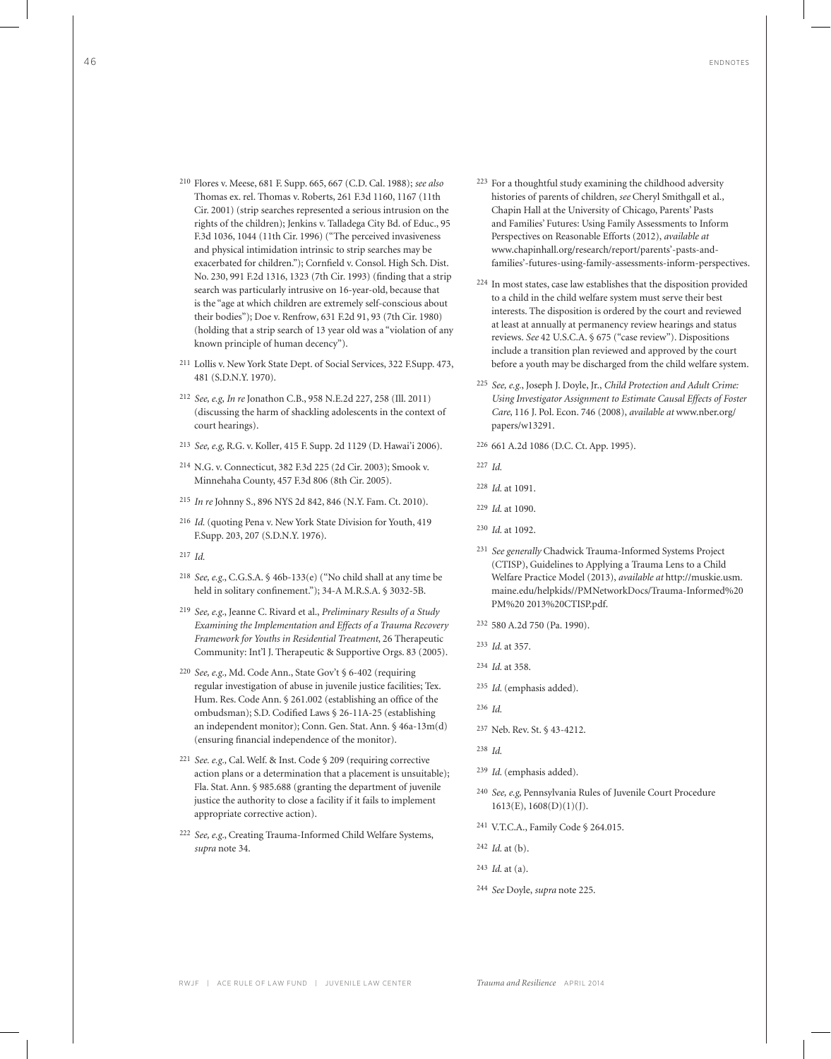[210] Flores v. Meese, 681 F. Supp. 665, 667 (C.D. Cal. 1988); *see also* Thomas ex. rel. Thomas v. Roberts, 261 F.3d 1160, 1167 (11th Cir. 2001) (strip searches represented a serious intrusion on the rights of the children); Jenkins v. Talladega City Bd. of Educ., 95 F.3d 1036, 1044 (11th Cir. 1996) ("The perceived invasiveness and physical intimidation intrinsic to strip searches may be exacerbated for children."); Cornfield v. Consol. High Sch. Dist. No. 230, 991 F.2d 1316, 1323 (7th Cir. 1993) (finding that a strip search was particularly intrusive on 16-year-old, because that is the "age at which children are extremely self-conscious about their bodies"); Doe v. Renfrow, 631 F.2d 91, 93 (7th Cir. 1980) (holding that a strip search of 13 year old was a "violation of any known principle of human decency").

[211] Lollis v. New York State Dept. of Social Services, 322 F.Supp. 473, 481 (S.D.N.Y. 1970).

[212] *See, e.g, In re* Jonathon C.B., 958 N.E.2d 227, 258 (Ill. 2011) (discussing the harm of shackling adolescents in the context of court hearings).

[213] *See, e.g,* R.G. v. Koller, 415 F. Supp. 2d 1129 (D. Hawai'i 2006).

[214] N.G. v. Connecticut, 382 F.3d 225 (2d Cir. 2003); Smook v. Minnehaha County, 457 F.3d 806 (8th Cir. 2005).

[215] *In re* Johnny S., 896 NYS 2d 842, 846 (N.Y. Fam. Ct. 2010).

[216] *Id.* (quoting Pena v. New York State Division for Youth, 419 F.Supp. 203, 207 (S.D.N.Y. 1976).

[217] *Id.*

[218] *See, e.g.*, C.G.S.A. § 46b-133(e) ("No child shall at any time be held in solitary confinement."); 34-A M.R.S.A. § 3032-5B.

[219] *See, e.g.*, Jeanne C. Rivard et al., *Preliminary Results of a Study Examining the Implementation and Effects of a Trauma Recovery Framework for Youths in Residential Treatment*, 26 Therapeutic Community: Int'l J. Therapeutic & Supportive Orgs. 83 (2005).

[220] *See, e.g.,* Md. Code Ann., State Gov't § 6-402 (requiring regular investigation of abuse in juvenile justice facilities; Tex. Hum. Res. Code Ann. § 261.002 (establishing an office of the ombudsman); S.D. Codified Laws § 26-11A-25 (establishing an independent monitor); Conn. Gen. Stat. Ann. § 46a-13m(d) (ensuring financial independence of the monitor).

[221] *See. e.g.,* Cal. Welf. & Inst. Code § 209 (requiring corrective action plans or a determination that a placement is unsuitable); Fla. Stat. Ann. § 985.688 (granting the department of juvenile justice the authority to close a facility if it fails to implement appropriate corrective action).

[222] *See, e.g.*, Creating Trauma-Informed Child Welfare Systems, *supra* note 34.

[223] For a thoughtful study examining the childhood adversity histories of parents of children, *see* Cheryl Smithgall et al., Chapin Hall at the University of Chicago, Parents' Pasts and Families' Futures: Using Family Assessments to Inform Perspectives on Reasonable Efforts (2012), *available at* www.chapinhall.org/research/report/parents'-pasts-and-families'-futures-using-family-assessments-inform-perspectives.

[224] In most states, case law establishes that the disposition provided to a child in the child welfare system must serve their best interests. The disposition is ordered by the court and reviewed at least at annually at permanency review hearings and status reviews. *See* 42 U.S.C.A. § 675 ("case review"). Dispositions include a transition plan reviewed and approved by the court before a youth may be discharged from the child welfare system.

[225] *See, e.g.*, Joseph J. Doyle, Jr., *Child Protection and Adult Crime: Using Investigator Assignment to Estimate Causal Effects of Foster Care*, 116 J. Pol. Econ. 746 (2008), *available at* www.nber.org/papers/w13291.

[226] 661 A.2d 1086 (D.C. Ct. App. 1995).

[227] *Id.*

[228] *Id.* at 1091.

[229] *Id.* at 1090.

[230] *Id.* at 1092.

[231] *See generally* Chadwick Trauma-Informed Systems Project (CTISP), Guidelines to Applying a Trauma Lens to a Child Welfare Practice Model (2013), *available at* http://muskie.usm.maine.edu/helpkids//PMNetworkDocs/Trauma-Informed%20PM%20 2013%20CTISP.pdf.

[232] 580 A.2d 750 (Pa. 1990).

[233] *Id.* at 357.

[234] *Id.* at 358.

[235] *Id.* (emphasis added).

[236] *Id.*

[237] Neb. Rev. St. § 43-4212.

[238] *Id.*

[239] *Id.* (emphasis added).

[240] *See, e.g,* Pennsylvania Rules of Juvenile Court Procedure 1613(E), 1608(D)(1)(J).

[241] V.T.C.A., Family Code § 264.015.

[242] *Id.* at (b).

[243] *Id.* at (a).

[244] *See* Doyle, *supra* note 225.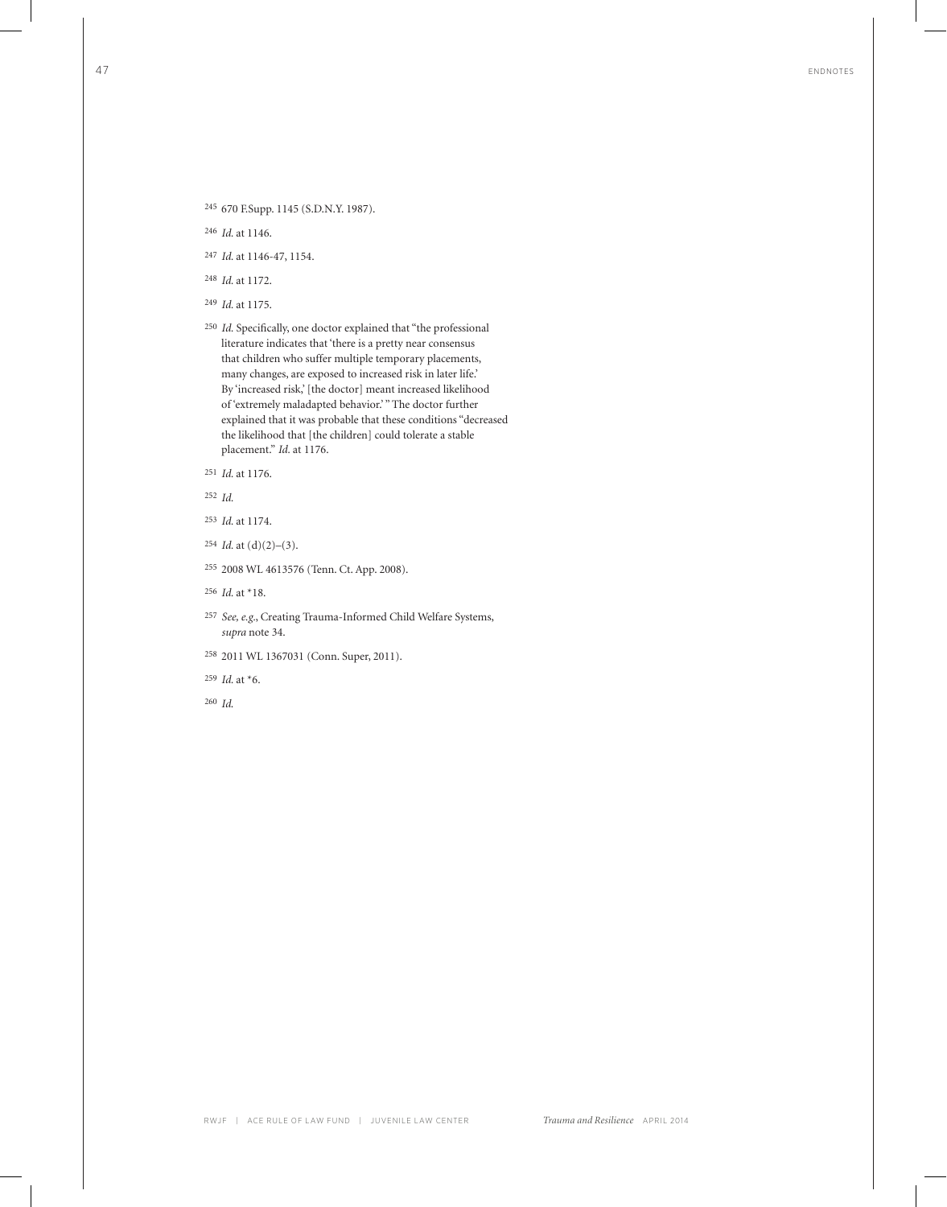[245] 670 F.Supp. 1145 (S.D.N.Y. 1987).

[246] *Id.* at 1146.

[247] *Id.* at 1146-47, 1154.

[248] *Id.* at 1172.

[249] *Id.* at 1175.

[250] *Id.* Specifically, one doctor explained that "the professional literature indicates that 'there is a pretty near consensus that children who suffer multiple temporary placements, many changes, are exposed to increased risk in later life.' By 'increased risk,' [the doctor] meant increased likelihood of 'extremely maladapted behavior.'" The doctor further explained that it was probable that these conditions "decreased the likelihood that [the children] could tolerate a stable placement." *Id.* at 1176.

[251] *Id.* at 1176.

[252] *Id.*

[253] *Id.* at 1174.

[254] *Id.* at (d)(2)–(3).

[255] 2008 WL 4613576 (Tenn. Ct. App. 2008).

[256] *Id.* at *18.

[257] *See, e.g.*, Creating Trauma-Informed Child Welfare Systems, *supra* note 34.

[258] 2011 WL 1367031 (Conn. Super, 2011).

[259] *Id.* at *6.

[260] *Id.*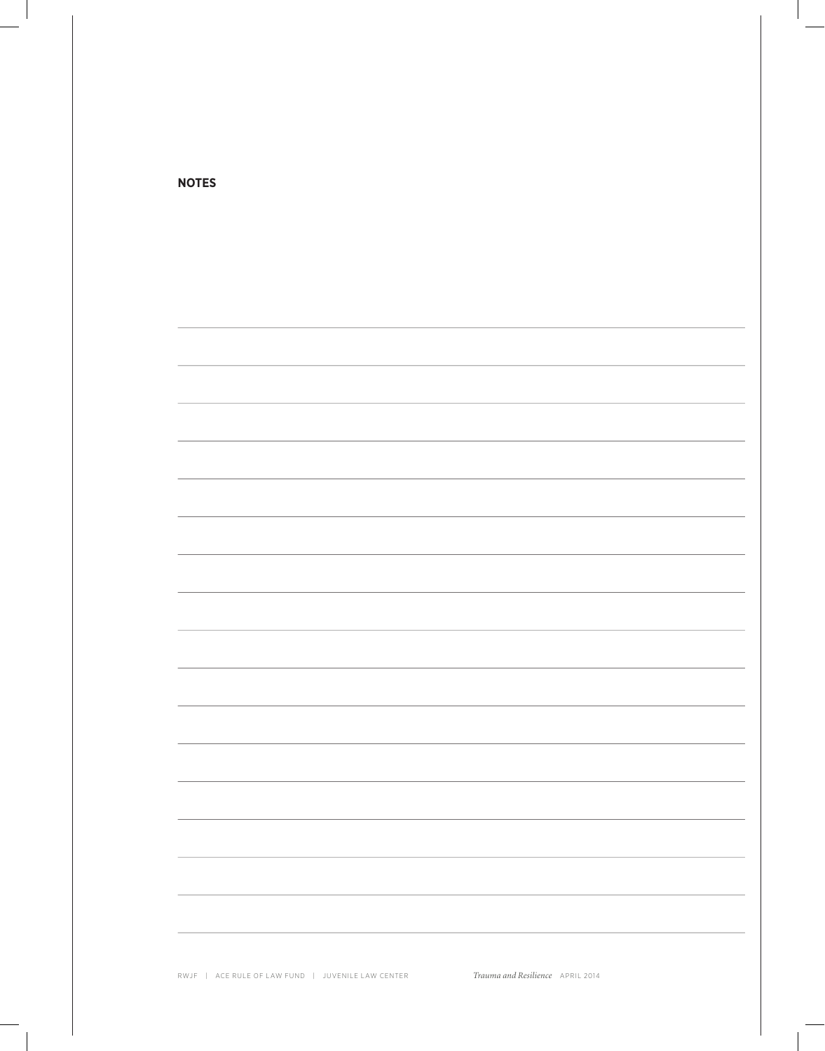**NOTES**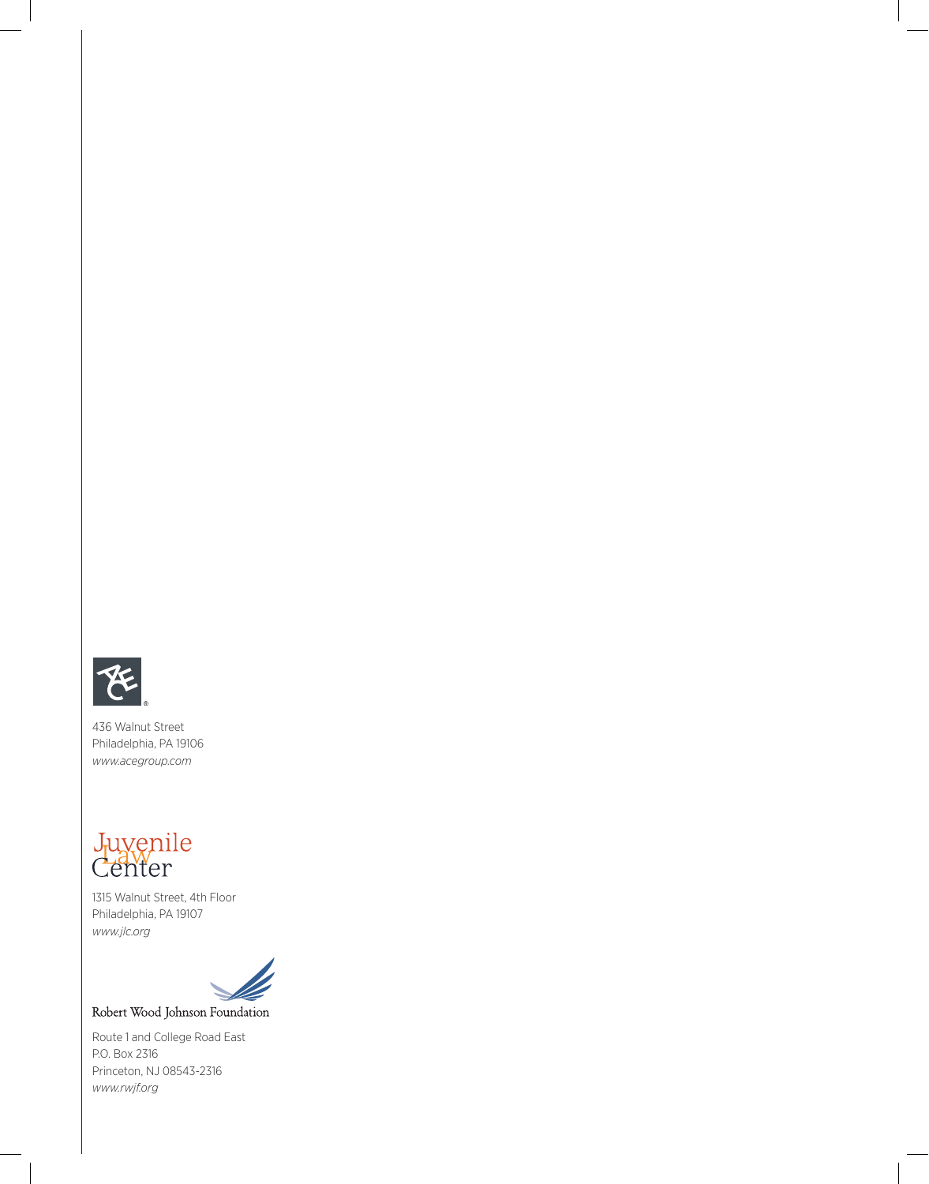436 Walnut Street
Philadelphia, PA 19106
*www.acegroup.com*

Juvenile Law Center

1315 Walnut Street, 4th Floor
Philadelphia, PA 19107
*www.jlc.org*

Robert Wood Johnson Foundation

Route 1 and College Road East
P.O. Box 2316
Princeton, NJ 08543-2316
*www.rwjf.org*